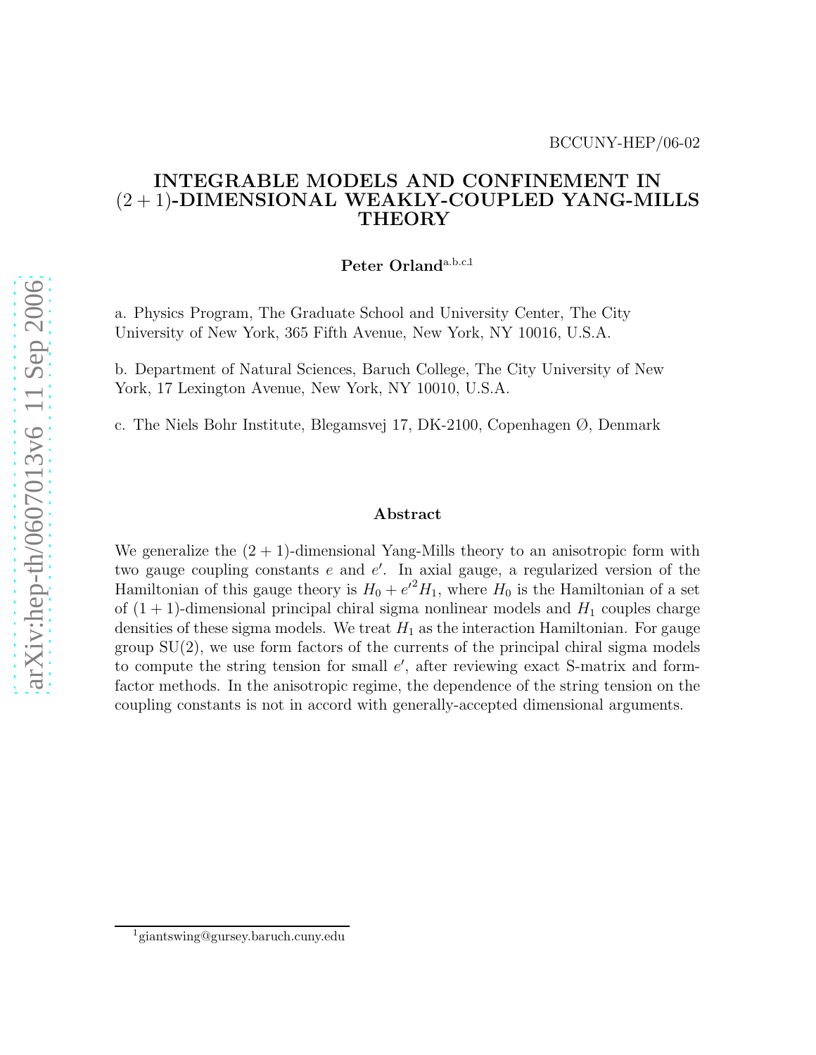BCCUNY-HEP/06-02

# INTEGRABLE MODELS AND CONFINEMENT IN $(2+1)$-DIMENSIONAL WEAKLY-COUPLED YANG-MILLS THEORY

**Peter Orland**[a.b.c.1]

a. Physics Program, The Graduate School and University Center, The City University of New York, 365 Fifth Avenue, New York, NY 10016, U.S.A.

b. Department of Natural Sciences, Baruch College, The City University of New York, 17 Lexington Avenue, New York, NY 10010, U.S.A.

c. The Niels Bohr Institute, Blegamsvej 17, DK-2100, Copenhagen Ø, Denmark

## Abstract

We generalize the $(2+1)$-dimensional Yang-Mills theory to an anisotropic form with two gauge coupling constants $e$ and $e'$. In axial gauge, a regularized version of the Hamiltonian of this gauge theory is $H_0 + e'^2 H_1$, where $H_0$ is the Hamiltonian of a set of $(1+1)$-dimensional principal chiral sigma nonlinear models and $H_1$ couples charge densities of these sigma models. We treat $H_1$ as the interaction Hamiltonian. For gauge group SU(2), we use form factors of the currents of the principal chiral sigma models to compute the string tension for small $e'$, after reviewing exact S-matrix and form-factor methods. In the anisotropic regime, the dependence of the string tension on the coupling constants is not in accord with generally-accepted dimensional arguments.

[1] giantswing@gursey.baruch.cuny.edu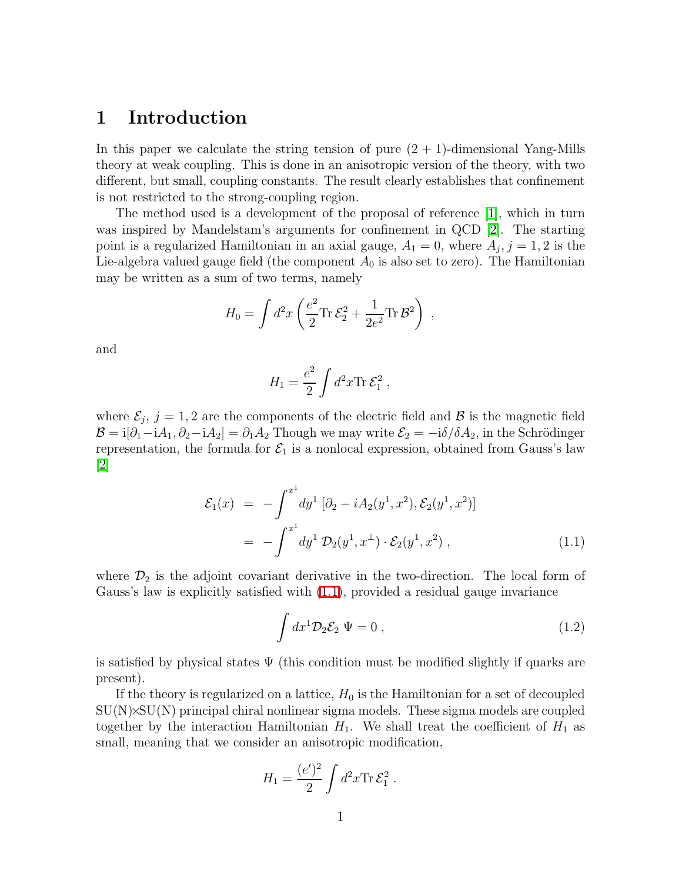# 1 Introduction

In this paper we calculate the string tension of pure $(2+1)$-dimensional Yang-Mills theory at weak coupling. This is done in an anisotropic version of the theory, with two different, but small, coupling constants. The result clearly establishes that confinement is not restricted to the strong-coupling region.

The method used is a development of the proposal of reference [1], which in turn was inspired by Mandelstam's arguments for confinement in QCD [2]. The starting point is a regularized Hamiltonian in an axial gauge, $A_1 = 0$, where $A_j, j = 1, 2$ is the Lie-algebra valued gauge field (the component $A_0$ is also set to zero). The Hamiltonian may be written as a sum of two terms, namely

$$H_0 = \int d^2x \left( \frac{e^2}{2} \mathrm{Tr}\, \mathcal{E}_2^2 + \frac{1}{2e^2} \mathrm{Tr}\, \mathcal{B}^2 \right) \ ,$$

and

$$H_1 = \frac{e^2}{2} \int d^2x \mathrm{Tr}\, \mathcal{E}_1^2 \ ,$$

where $\mathcal{E}_j$, $j = 1, 2$ are the components of the electric field and $\mathcal{B}$ is the magnetic field $\mathcal{B} = \mathrm{i}[\partial_1 - \mathrm{i}A_1, \partial_2 - \mathrm{i}A_2] = \partial_1 A_2$ Though we may write $\mathcal{E}_2 = -\mathrm{i}\delta/\delta A_2$, in the Schrödinger representation, the formula for $\mathcal{E}_1$ is a nonlocal expression, obtained from Gauss's law [2]

$$\begin{aligned} \mathcal{E}_1(x) &= -\int^{x^1} dy^1 \, [\partial_2 - iA_2(y^1, x^2), \mathcal{E}_2(y^1, x^2)] \\ &= -\int^{x^1} dy^1 \, \mathcal{D}_2(y^1, x^\perp) \cdot \mathcal{E}_2(y^1, x^2) \ , \end{aligned} \tag{1.1}$$

where $\mathcal{D}_2$ is the adjoint covariant derivative in the two-direction. The local form of Gauss's law is explicitly satisfied with (1.1), provided a residual gauge invariance

$$\int dx^1 \mathcal{D}_2 \mathcal{E}_2 \ \Psi = 0 \ , \tag{1.2}$$

is satisfied by physical states $\Psi$ (this condition must be modified slightly if quarks are present).

If the theory is regularized on a lattice, $H_0$ is the Hamiltonian for a set of decoupled SU(N)×SU(N) principal chiral nonlinear sigma models. These sigma models are coupled together by the interaction Hamiltonian $H_1$. We shall treat the coefficient of $H_1$ as small, meaning that we consider an anisotropic modification,

$$H_1 = \frac{(e')^2}{2} \int d^2x \mathrm{Tr}\, \mathcal{E}_1^2 \ .$$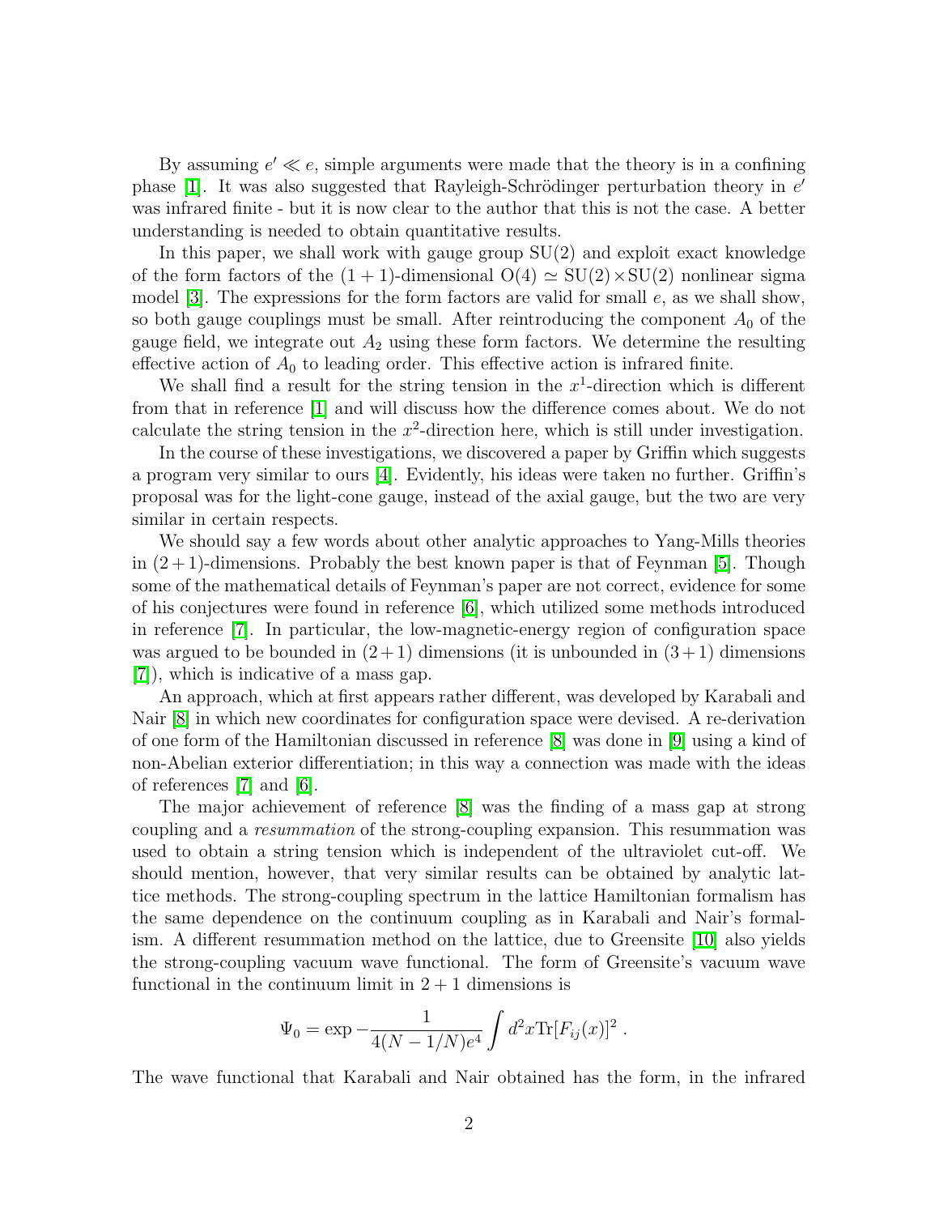By assuming $e' \ll e$, simple arguments were made that the theory is in a confining phase [1]. It was also suggested that Rayleigh-Schrödinger perturbation theory in $e'$ was infrared finite - but it is now clear to the author that this is not the case. A better understanding is needed to obtain quantitative results.

In this paper, we shall work with gauge group SU(2) and exploit exact knowledge of the form factors of the $(1+1)$-dimensional $\mathrm{O}(4) \simeq \mathrm{SU}(2)\times\mathrm{SU}(2)$ nonlinear sigma model [3]. The expressions for the form factors are valid for small $e$, as we shall show, so both gauge couplings must be small. After reintroducing the component $A_0$ of the gauge field, we integrate out $A_2$ using these form factors. We determine the resulting effective action of $A_0$ to leading order. This effective action is infrared finite.

We shall find a result for the string tension in the $x^1$-direction which is different from that in reference [1] and will discuss how the difference comes about. We do not calculate the string tension in the $x^2$-direction here, which is still under investigation.

In the course of these investigations, we discovered a paper by Griffin which suggests a program very similar to ours [4]. Evidently, his ideas were taken no further. Griffin's proposal was for the light-cone gauge, instead of the axial gauge, but the two are very similar in certain respects.

We should say a few words about other analytic approaches to Yang-Mills theories in $(2+1)$-dimensions. Probably the best known paper is that of Feynman [5]. Though some of the mathematical details of Feynman's paper are not correct, evidence for some of his conjectures were found in reference [6], which utilized some methods introduced in reference [7]. In particular, the low-magnetic-energy region of configuration space was argued to be bounded in $(2+1)$ dimensions (it is unbounded in $(3+1)$ dimensions [7]), which is indicative of a mass gap.

An approach, which at first appears rather different, was developed by Karabali and Nair [8] in which new coordinates for configuration space were devised. A re-derivation of one form of the Hamiltonian discussed in reference [8] was done in [9] using a kind of non-Abelian exterior differentiation; in this way a connection was made with the ideas of references [7] and [6].

The major achievement of reference [8] was the finding of a mass gap at strong coupling and a *resummation* of the strong-coupling expansion. This resummation was used to obtain a string tension which is independent of the ultraviolet cut-off. We should mention, however, that very similar results can be obtained by analytic lattice methods. The strong-coupling spectrum in the lattice Hamiltonian formalism has the same dependence on the continuum coupling as in Karabali and Nair's formalism. A different resummation method on the lattice, due to Greensite [10] also yields the strong-coupling vacuum wave functional. The form of Greensite's vacuum wave functional in the continuum limit in $2+1$ dimensions is

$$\Psi_0 = \exp -\frac{1}{4(N-1/N)e^4}\int d^2x \mathrm{Tr}[F_{ij}(x)]^2 \ .$$

The wave functional that Karabali and Nair obtained has the form, in the infrared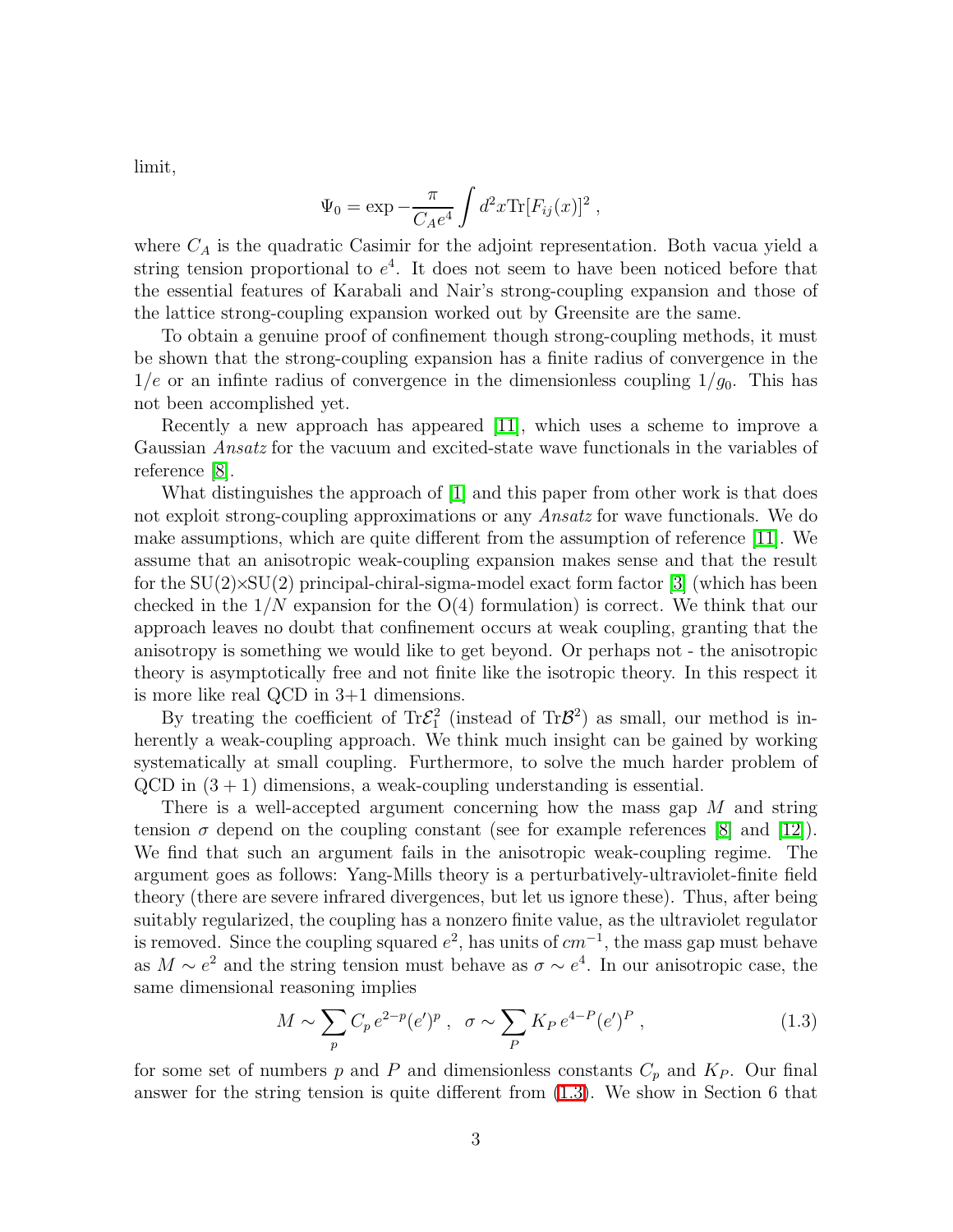limit,

$$\Psi_0 = \exp -\frac{\pi}{C_A e^4} \int d^2x \mathrm{Tr}[F_{ij}(x)]^2 \,,$$

where $C_A$ is the quadratic Casimir for the adjoint representation. Both vacua yield a string tension proportional to $e^4$. It does not seem to have been noticed before that the essential features of Karabali and Nair's strong-coupling expansion and those of the lattice strong-coupling expansion worked out by Greensite are the same.

To obtain a genuine proof of confinement though strong-coupling methods, it must be shown that the strong-coupling expansion has a finite radius of convergence in the $1/e$ or an infinte radius of convergence in the dimensionless coupling $1/g_0$. This has not been accomplished yet.

Recently a new approach has appeared [11], which uses a scheme to improve a Gaussian *Ansatz* for the vacuum and excited-state wave functionals in the variables of reference [8].

What distinguishes the approach of [1] and this paper from other work is that does not exploit strong-coupling approximations or any *Ansatz* for wave functionals. We do make assumptions, which are quite different from the assumption of reference [11]. We assume that an anisotropic weak-coupling expansion makes sense and that the result for the SU(2)×SU(2) principal-chiral-sigma-model exact form factor [3] (which has been checked in the $1/N$ expansion for the O(4) formulation) is correct. We think that our approach leaves no doubt that confinement occurs at weak coupling, granting that the anisotropy is something we would like to get beyond. Or perhaps not - the anisotropic theory is asymptotically free and not finite like the isotropic theory. In this respect it is more like real QCD in 3+1 dimensions.

By treating the coefficient of $\mathrm{Tr}\mathcal{E}_1^2$ (instead of $\mathrm{Tr}\mathcal{B}^2$) as small, our method is inherently a weak-coupling approach. We think much insight can be gained by working systematically at small coupling. Furthermore, to solve the much harder problem of QCD in $(3+1)$ dimensions, a weak-coupling understanding is essential.

There is a well-accepted argument concerning how the mass gap $M$ and string tension $\sigma$ depend on the coupling constant (see for example references [8] and [12]). We find that such an argument fails in the anisotropic weak-coupling regime. The argument goes as follows: Yang-Mills theory is a perturbatively-ultraviolet-finite field theory (there are severe infrared divergences, but let us ignore these). Thus, after being suitably regularized, the coupling has a nonzero finite value, as the ultraviolet regulator is removed. Since the coupling squared $e^2$, has units of $cm^{-1}$, the mass gap must behave as $M \sim e^2$ and the string tension must behave as $\sigma \sim e^4$. In our anisotropic case, the same dimensional reasoning implies

$$M \sim \sum_p C_p \, e^{2-p}(e')^p \,, \quad \sigma \sim \sum_P K_P \, e^{4-P}(e')^P \,, \tag{1.3}$$

for some set of numbers $p$ and $P$ and dimensionless constants $C_p$ and $K_P$. Our final answer for the string tension is quite different from (1.3). We show in Section 6 that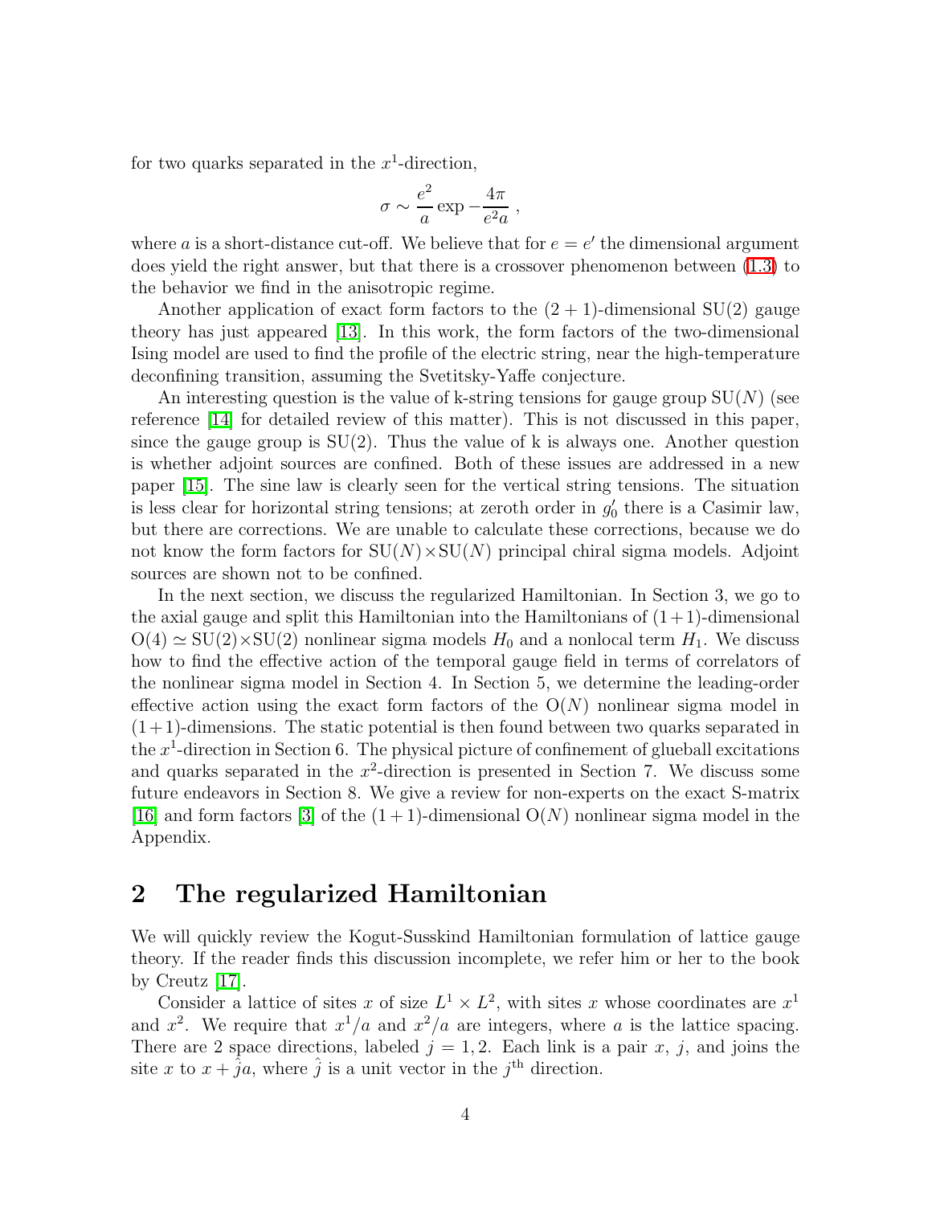for two quarks separated in the $x^1$-direction,

$$\sigma \sim \frac{e^2}{a} \exp - \frac{4\pi}{e^2 a} \; ,$$

where $a$ is a short-distance cut-off. We believe that for $e = e'$ the dimensional argument does yield the right answer, but that there is a crossover phenomenon between (1.3) to the behavior we find in the anisotropic regime.

Another application of exact form factors to the $(2+1)$-dimensional SU(2) gauge theory has just appeared [13]. In this work, the form factors of the two-dimensional Ising model are used to find the profile of the electric string, near the high-temperature deconfining transition, assuming the Svetitsky-Yaffe conjecture.

An interesting question is the value of k-string tensions for gauge group SU($N$) (see reference [14] for detailed review of this matter). This is not discussed in this paper, since the gauge group is SU(2). Thus the value of k is always one. Another question is whether adjoint sources are confined. Both of these issues are addressed in a new paper [15]. The sine law is clearly seen for the vertical string tensions. The situation is less clear for horizontal string tensions; at zeroth order in $g_0'$ there is a Casimir law, but there are corrections. We are unable to calculate these corrections, because we do not know the form factors for SU($N$)$\times$SU($N$) principal chiral sigma models. Adjoint sources are shown not to be confined.

In the next section, we discuss the regularized Hamiltonian. In Section 3, we go to the axial gauge and split this Hamiltonian into the Hamiltonians of $(1+1)$-dimensional O(4) $\simeq$ SU(2)$\times$SU(2) nonlinear sigma models $H_0$ and a nonlocal term $H_1$. We discuss how to find the effective action of the temporal gauge field in terms of correlators of the nonlinear sigma model in Section 4. In Section 5, we determine the leading-order effective action using the exact form factors of the O($N$) nonlinear sigma model in $(1+1)$-dimensions. The static potential is then found between two quarks separated in the $x^1$-direction in Section 6. The physical picture of confinement of glueball excitations and quarks separated in the $x^2$-direction is presented in Section 7. We discuss some future endeavors in Section 8. We give a review for non-experts on the exact S-matrix [16] and form factors [3] of the $(1+1)$-dimensional O($N$) nonlinear sigma model in the Appendix.

## 2 The regularized Hamiltonian

We will quickly review the Kogut-Susskind Hamiltonian formulation of lattice gauge theory. If the reader finds this discussion incomplete, we refer him or her to the book by Creutz [17].

Consider a lattice of sites $x$ of size $L^1 \times L^2$, with sites $x$ whose coordinates are $x^1$ and $x^2$. We require that $x^1/a$ and $x^2/a$ are integers, where $a$ is the lattice spacing. There are 2 space directions, labeled $j = 1, 2$. Each link is a pair $x$, $j$, and joins the site $x$ to $x + \hat{j}a$, where $\hat{j}$ is a unit vector in the $j^{\text{th}}$ direction.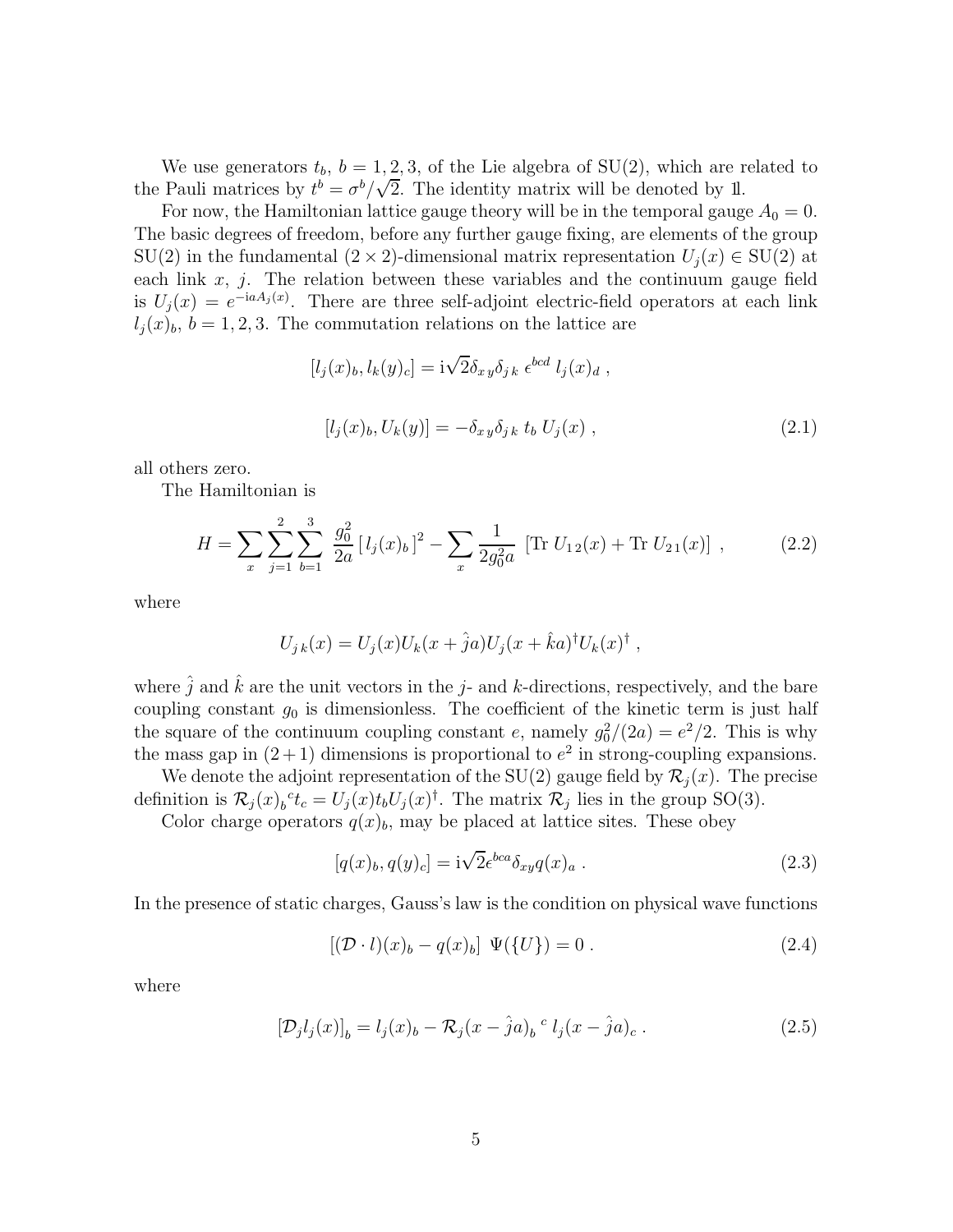We use generators $t_b$, $b = 1, 2, 3$, of the Lie algebra of SU(2), which are related to the Pauli matrices by $t^b = \sigma^b/\sqrt{2}$. The identity matrix will be denoted by $1\!\!1$.

For now, the Hamiltonian lattice gauge theory will be in the temporal gauge $A_0 = 0$. The basic degrees of freedom, before any further gauge fixing, are elements of the group SU(2) in the fundamental $(2 \times 2)$-dimensional matrix representation $U_j(x) \in \mathrm{SU}(2)$ at each link $x$, $j$. The relation between these variables and the continuum gauge field is $U_j(x) = e^{-\mathrm{i}aA_j(x)}$. There are three self-adjoint electric-field operators at each link $l_j(x)_b$, $b = 1, 2, 3$. The commutation relations on the lattice are

$$[l_j(x)_b, l_k(y)_c] = \mathrm{i}\sqrt{2}\delta_{x\,y}\delta_{j\,k}\,\epsilon^{bcd}\,l_j(x)_d\ ,$$

$$[l_j(x)_b, U_k(y)] = -\delta_{x\,y}\delta_{j\,k}\,t_b\,U_j(x)\ , \tag{2.1}$$

all others zero.

The Hamiltonian is

$$H = \sum_x \sum_{j=1}^{2} \sum_{b=1}^{3} \frac{g_0^2}{2a}\left[\,l_j(x)_b\,\right]^2 - \sum_x \frac{1}{2g_0^2 a}\ \left[\mathrm{Tr}\ U_{1\,2}(x) + \mathrm{Tr}\ U_{2\,1}(x)\right]\ , \tag{2.2}$$

where

$$U_{j\,k}(x) = U_j(x)U_k(x + \hat{j}a)U_j(x + \hat{k}a)^\dagger U_k(x)^\dagger\ ,$$

where $\hat{j}$ and $\hat{k}$ are the unit vectors in the $j$- and $k$-directions, respectively, and the bare coupling constant $g_0$ is dimensionless. The coefficient of the kinetic term is just half the square of the continuum coupling constant $e$, namely $g_0^2/(2a) = e^2/2$. This is why the mass gap in $(2+1)$ dimensions is proportional to $e^2$ in strong-coupling expansions.

We denote the adjoint representation of the SU(2) gauge field by $\mathcal{R}_j(x)$. The precise definition is $\mathcal{R}_j(x)_b{}^c t_c = U_j(x)t_b U_j(x)^\dagger$. The matrix $\mathcal{R}_j$ lies in the group SO(3).

Color charge operators $q(x)_b$, may be placed at lattice sites. These obey

$$[q(x)_b, q(y)_c] = \mathrm{i}\sqrt{2}\epsilon^{bca}\delta_{xy}q(x)_a\ . \tag{2.3}$$

In the presence of static charges, Gauss's law is the condition on physical wave functions

$$[(\mathcal{D}\cdot l)(x)_b - q(x)_b]\ \ \Psi(\{U\}) = 0\ . \tag{2.4}$$

where

$$\left[\mathcal{D}_j l_j(x)\right]_b = l_j(x)_b - \mathcal{R}_j(x - \hat{j}a)_b{}^c\, l_j(x - \hat{j}a)_c\ . \tag{2.5}$$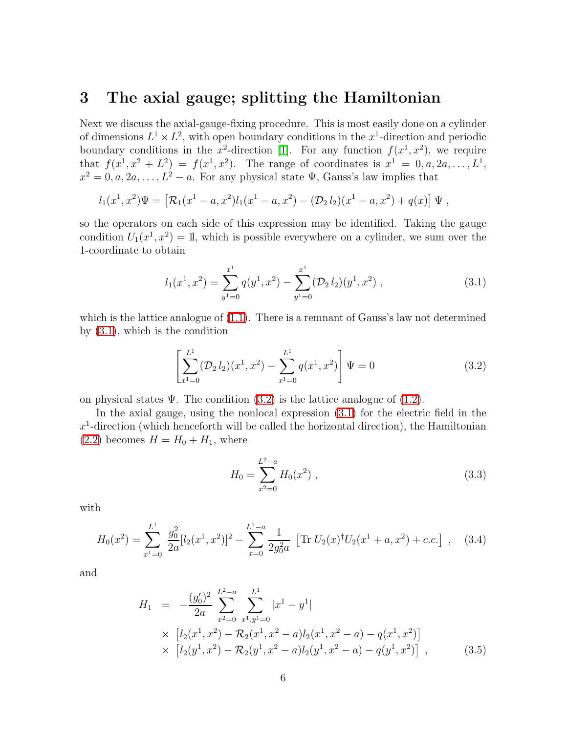# 3 The axial gauge; splitting the Hamiltonian

Next we discuss the axial-gauge-fixing procedure. This is most easily done on a cylinder of dimensions $L^1 \times L^2$, with open boundary conditions in the $x^1$-direction and periodic boundary conditions in the $x^2$-direction [1]. For any function $f(x^1, x^2)$, we require that $f(x^1, x^2 + L^2) = f(x^1, x^2)$. The range of coordinates is $x^1 = 0, a, 2a, \ldots, L^1$, $x^2 = 0, a, 2a, \ldots, L^2 - a$. For any physical state $\Psi$, Gauss's law implies that

$$l_1(x^1, x^2)\Psi = \left[\mathcal{R}_1(x^1 - a, x^2) l_1(x^1 - a, x^2) - (\mathcal{D}_2\, l_2)(x^1 - a, x^2) + q(x)\right] \Psi \ ,$$

so the operators on each side of this expression may be identified. Taking the gauge condition $U_1(x^1, x^2) = 1\!\!1$, which is possible everywhere on a cylinder, we sum over the 1-coordinate to obtain

$$l_1(x^1, x^2) = \sum_{y^1=0}^{x^1} q(y^1, x^2) - \sum_{y^1=0}^{x^1} (\mathcal{D}_2\, l_2)(y^1, x^2) \ , \tag{3.1}$$

which is the lattice analogue of (1.1). There is a remnant of Gauss's law not determined by (3.1), which is the condition

$$\left[\sum_{x^1=0}^{L^1} (\mathcal{D}_2\, l_2)(x^1, x^2) - \sum_{x^1=0}^{L^1} q(x^1, x^2)\right] \Psi = 0 \tag{3.2}$$

on physical states $\Psi$. The condition (3.2) is the lattice analogue of (1.2).

In the axial gauge, using the nonlocal expression (3.1) for the electric field in the $x^1$-direction (which henceforth will be called the horizontal direction), the Hamiltonian (2.2) becomes $H = H_0 + H_1$, where

$$H_0 = \sum_{x^2=0}^{L^2-a} H_0(x^2) \ , \tag{3.3}$$

with

$$H_0(x^2) = \sum_{x^1=0}^{L^1} \frac{g_0^2}{2a} [l_2(x^1, x^2)]^2 - \sum_{x=0}^{L^1-a} \frac{1}{2g_0^2 a} \left[\mathrm{Tr}\, U_2(x)^\dagger U_2(x^1 + a, x^2) + c.c.\right] \ , \tag{3.4}$$

and

$$\begin{aligned} H_1 \ &= \ -\frac{(g_0')^2}{2a} \sum_{x^2=0}^{L^2-a} \sum_{x^1, y^1=0}^{L^1} |x^1 - y^1| \\ &\times \ \left[l_2(x^1, x^2) - \mathcal{R}_2(x^1, x^2 - a) l_2(x^1, x^2 - a) - q(x^1, x^2)\right] \\ &\times \ \left[l_2(y^1, x^2) - \mathcal{R}_2(y^1, x^2 - a) l_2(y^1, x^2 - a) - q(y^1, x^2)\right] \ , \end{aligned} \tag{3.5}$$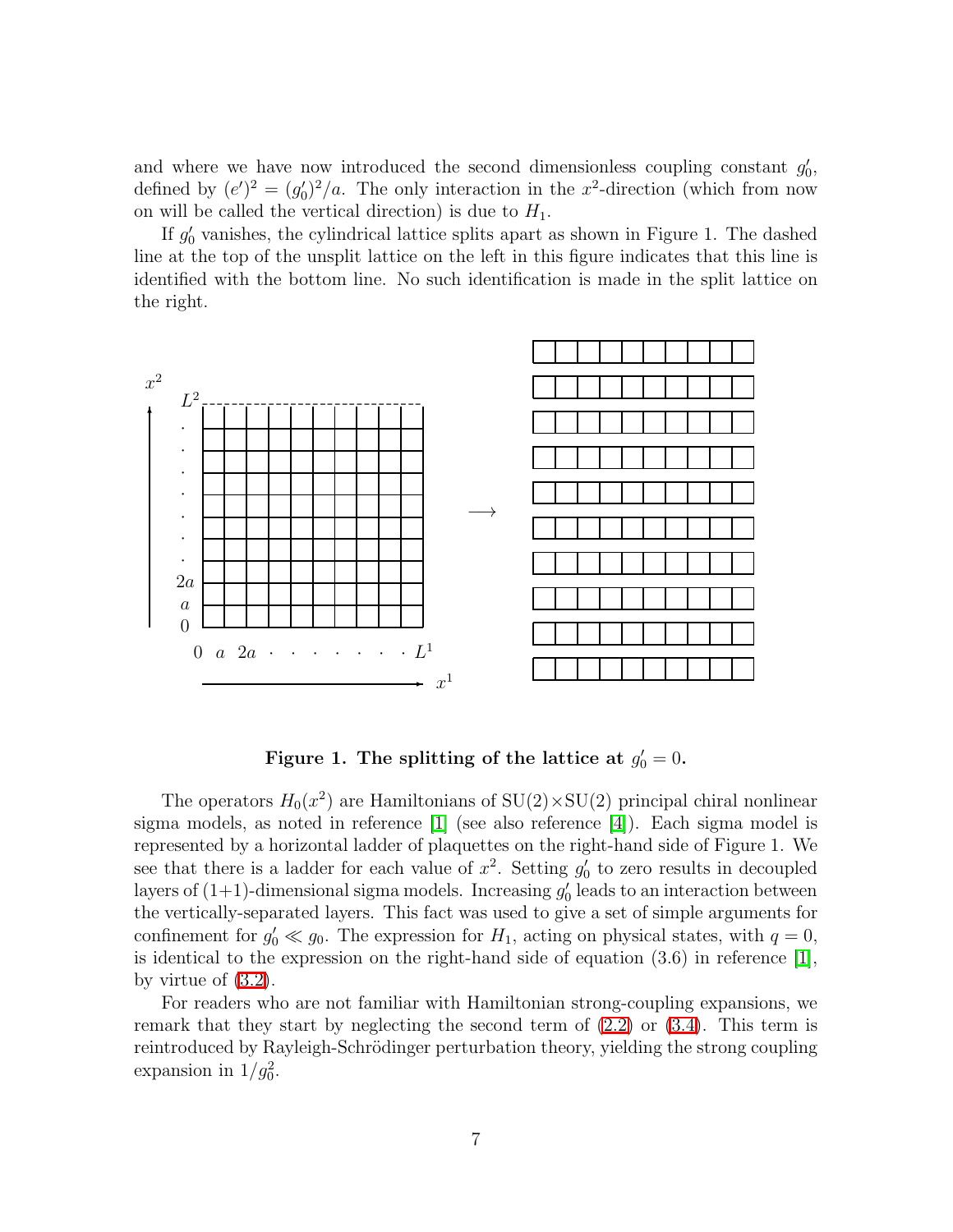and where we have now introduced the second dimensionless coupling constant $g_0'$, defined by $(e')^2 = (g_0')^2/a$. The only interaction in the $x^2$-direction (which from now on will be called the vertical direction) is due to $H_1$.

If $g_0'$ vanishes, the cylindrical lattice splits apart as shown in Figure 1. The dashed line at the top of the unsplit lattice on the left in this figure indicates that this line is identified with the bottom line. No such identification is made in the split lattice on the right.

**Figure 1. The splitting of the lattice at $g_0' = 0$.**

The operators $H_0(x^2)$ are Hamiltonians of SU(2)×SU(2) principal chiral nonlinear sigma models, as noted in reference [1] (see also reference [4]). Each sigma model is represented by a horizontal ladder of plaquettes on the right-hand side of Figure 1. We see that there is a ladder for each value of $x^2$. Setting $g_0'$ to zero results in decoupled layers of (1+1)-dimensional sigma models. Increasing $g_0'$ leads to an interaction between the vertically-separated layers. This fact was used to give a set of simple arguments for confinement for $g_0' \ll g_0$. The expression for $H_1$, acting on physical states, with $q = 0$, is identical to the expression on the right-hand side of equation (3.6) in reference [1], by virtue of (3.2).

For readers who are not familiar with Hamiltonian strong-coupling expansions, we remark that they start by neglecting the second term of (2.2) or (3.4). This term is reintroduced by Rayleigh-Schrödinger perturbation theory, yielding the strong coupling expansion in $1/g_0^2$.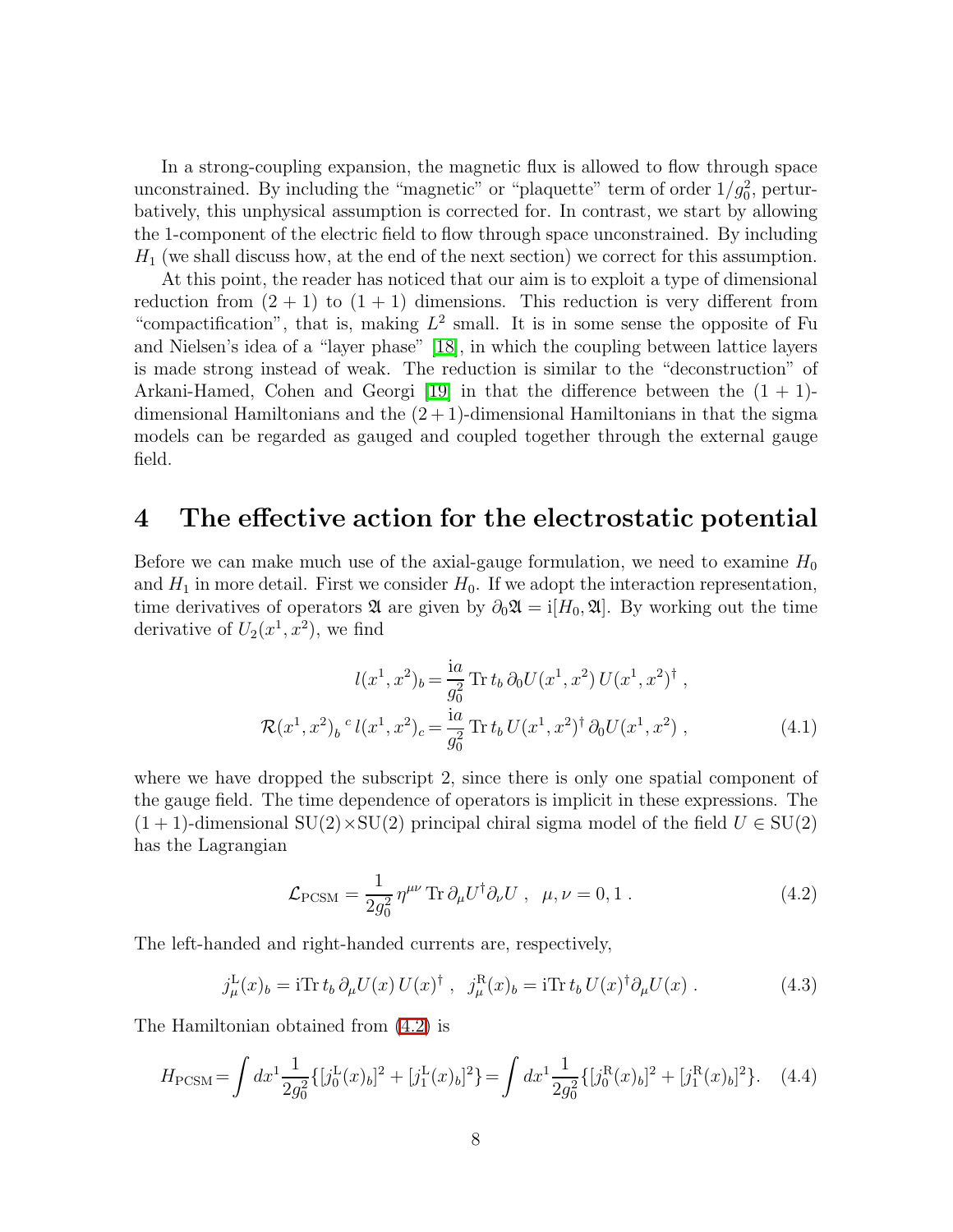In a strong-coupling expansion, the magnetic flux is allowed to flow through space unconstrained. By including the "magnetic" or "plaquette" term of order $1/g_0^2$, perturbatively, this unphysical assumption is corrected for. In contrast, we start by allowing the 1-component of the electric field to flow through space unconstrained. By including $H_1$ (we shall discuss how, at the end of the next section) we correct for this assumption.

At this point, the reader has noticed that our aim is to exploit a type of dimensional reduction from $(2+1)$ to $(1+1)$ dimensions. This reduction is very different from "compactification", that is, making $L^2$ small. It is in some sense the opposite of Fu and Nielsen's idea of a "layer phase" [18], in which the coupling between lattice layers is made strong instead of weak. The reduction is similar to the "deconstruction" of Arkani-Hamed, Cohen and Georgi [19] in that the difference between the $(1+1)$-dimensional Hamiltonians and the $(2+1)$-dimensional Hamiltonians in that the sigma models can be regarded as gauged and coupled together through the external gauge field.

## 4 The effective action for the electrostatic potential

Before we can make much use of the axial-gauge formulation, we need to examine $H_0$ and $H_1$ in more detail. First we consider $H_0$. If we adopt the interaction representation, time derivatives of operators $\mathfrak{A}$ are given by $\partial_0 \mathfrak{A} = \mathrm{i}[H_0, \mathfrak{A}]$. By working out the time derivative of $U_2(x^1, x^2)$, we find

$$
\begin{aligned}
l(x^1,x^2)_b &= \frac{\mathrm{i}a}{g_0^2}\,\mathrm{Tr}\, t_b\, \partial_0 U(x^1,x^2)\, U(x^1,x^2)^\dagger \ , \\
\mathcal{R}(x^1,x^2)_b{}^c\, l(x^1,x^2)_c &= \frac{\mathrm{i}a}{g_0^2}\,\mathrm{Tr}\, t_b\, U(x^1,x^2)^\dagger\, \partial_0 U(x^1,x^2) \ ,
\end{aligned}
\tag{4.1}
$$

where we have dropped the subscript 2, since there is only one spatial component of the gauge field. The time dependence of operators is implicit in these expressions. The $(1+1)$-dimensional SU(2)$\times$SU(2) principal chiral sigma model of the field $U \in \mathrm{SU}(2)$ has the Lagrangian

$$
\mathcal{L}_{\mathrm{PCSM}} = \frac{1}{2g_0^2}\,\eta^{\mu\nu}\,\mathrm{Tr}\,\partial_\mu U^\dagger \partial_\nu U \ , \quad \mu,\nu = 0,1 \ . \tag{4.2}
$$

The left-handed and right-handed currents are, respectively,

$$
j^{\mathrm{L}}_\mu(x)_b = \mathrm{i}\mathrm{Tr}\, t_b\, \partial_\mu U(x)\, U(x)^\dagger \ , \quad j^{\mathrm{R}}_\mu(x)_b = \mathrm{i}\mathrm{Tr}\, t_b\, U(x)^\dagger \partial_\mu U(x) \ . \tag{4.3}
$$

The Hamiltonian obtained from (4.2) is

$$
H_{\mathrm{PCSM}} = \int dx^1 \frac{1}{2g_0^2}\{[j^{\mathrm{L}}_0(x)_b]^2 + [j^{\mathrm{L}}_1(x)_b]^2\} = \int dx^1 \frac{1}{2g_0^2}\{[j^{\mathrm{R}}_0(x)_b]^2 + [j^{\mathrm{R}}_1(x)_b]^2\}. \tag{4.4}
$$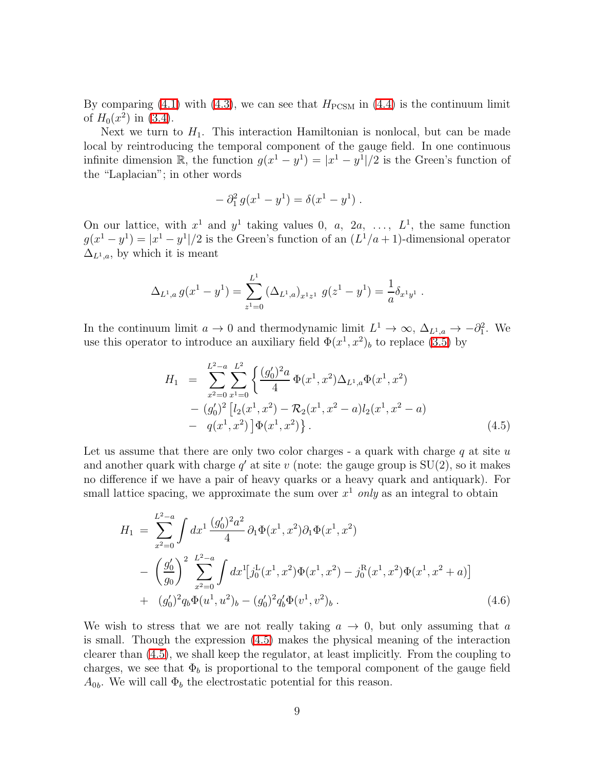By comparing (4.1) with (4.3), we can see that $H_{\rm PCSM}$ in (4.4) is the continuum limit of $H_0(x^2)$ in (3.4).

Next we turn to $H_1$. This interaction Hamiltonian is nonlocal, but can be made local by reintroducing the temporal component of the gauge field. In one continuous infinite dimension $\mathbb{R}$, the function $g(x^1 - y^1) = |x^1 - y^1|/2$ is the Green's function of the "Laplacian"; in other words

$$
-\partial_1^2 \, g(x^1 - y^1) = \delta(x^1 - y^1) \; .
$$

On our lattice, with $x^1$ and $y^1$ taking values $0,\ a,\ 2a,\ \ldots,\ L^1$, the same function $g(x^1 - y^1) = |x^1 - y^1|/2$ is the Green's function of an $(L^1/a + 1)$-dimensional operator $\Delta_{L^1,a}$, by which it is meant

$$
\Delta_{L^1,a} \, g(x^1 - y^1) = \sum_{z^1=0}^{L^1} (\Delta_{L^1,a})_{x^1 z^1} \; g(z^1 - y^1) = \frac{1}{a} \delta_{x^1 y^1} \; .
$$

In the continuum limit $a \to 0$ and thermodynamic limit $L^1 \to \infty$, $\Delta_{L^1,a} \to -\partial_1^2$. We use this operator to introduce an auxiliary field $\Phi(x^1, x^2)_b$ to replace (3.5) by

$$
\begin{aligned}
H_1 \;\; &= \;\; \sum_{x^2=0}^{L^2-a} \sum_{x^1=0}^{L^2} \Big\{ \frac{(g_0')^2 a}{4} \, \Phi(x^1,x^2) \Delta_{L^1,a} \Phi(x^1,x^2) \\
&\quad - (g_0')^2 \big[ l_2(x^1,x^2) - \mathcal{R}_2(x^1, x^2 - a) l_2(x^1, x^2 - a) \\
&\quad - \;\; q(x^1,x^2) \big] \Phi(x^1,x^2) \Big\} \, . \qquad\qquad (4.5)
\end{aligned}
$$

Let us assume that there are only two color charges - a quark with charge $q$ at site $u$ and another quark with charge $q'$ at site $v$ (note: the gauge group is SU(2), so it makes no difference if we have a pair of heavy quarks or a heavy quark and antiquark). For small lattice spacing, we approximate the sum over $x^1$ *only* as an integral to obtain

$$
\begin{aligned}
H_1 \; &= \; \sum_{x^2=0}^{L^2-a} \int dx^1 \, \frac{(g_0')^2 a^2}{4} \, \partial_1 \Phi(x^1,x^2) \partial_1 \Phi(x^1,x^2) \\
&- \; \left( \frac{g_0'}{g_0} \right)^2 \sum_{x^2=0}^{L^2-a} \int dx^1 \big[ j_0^{\rm L}(x^1,x^2) \Phi(x^1,x^2) - j_0^{\rm R}(x^1,x^2) \Phi(x^1, x^2 + a) \big] \\
&+ \;\; (g_0')^2 q_b \Phi(u^1,u^2)_b - (g_0')^2 q_b' \Phi(v^1,v^2)_b \; . \qquad\qquad (4.6)
\end{aligned}
$$

We wish to stress that we are not really taking $a \to 0$, but only assuming that $a$ is small. Though the expression (4.5) makes the physical meaning of the interaction clearer than (4.5), we shall keep the regulator, at least implicitly. From the coupling to charges, we see that $\Phi_b$ is proportional to the temporal component of the gauge field $A_{0b}$. We will call $\Phi_b$ the electrostatic potential for this reason.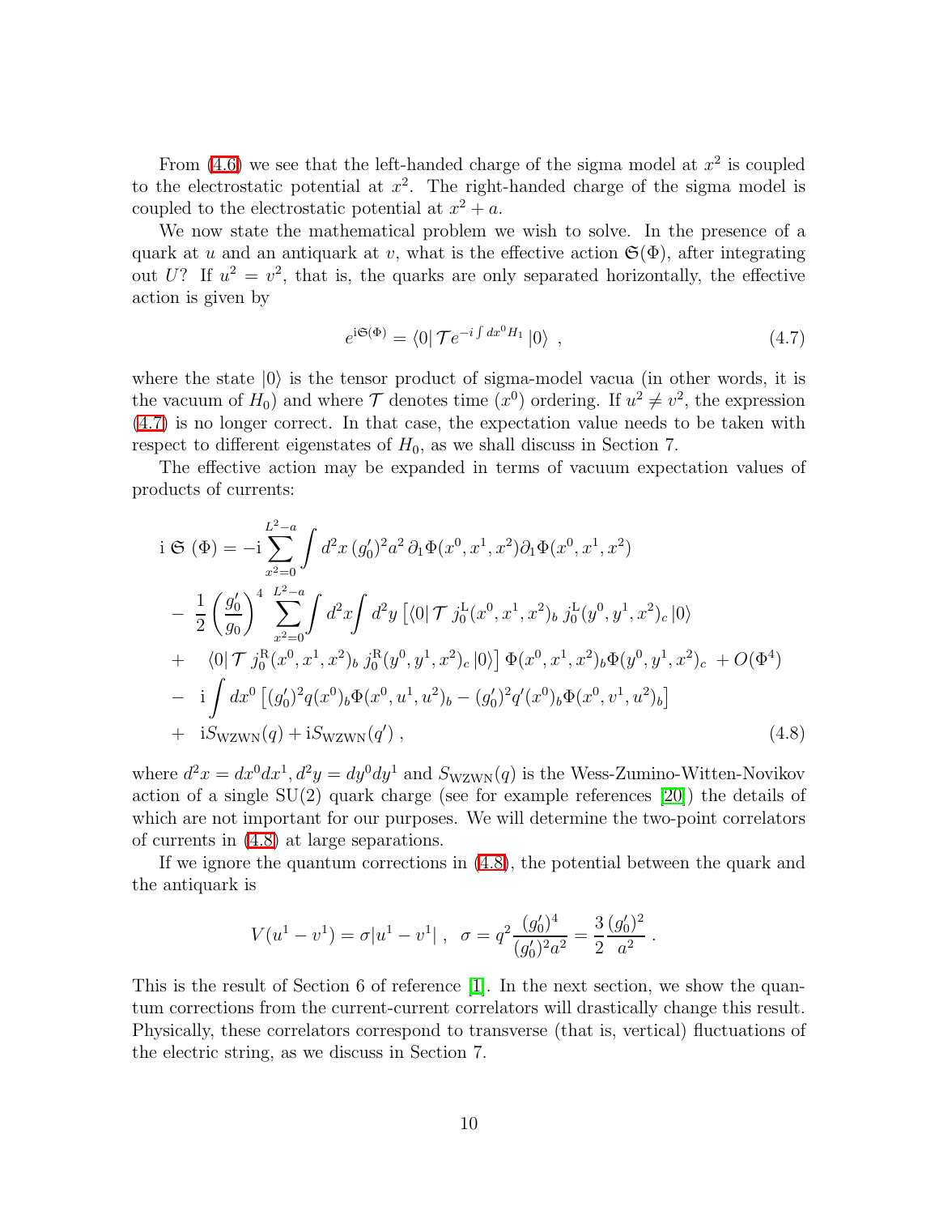From (4.6) we see that the left-handed charge of the sigma model at $x^2$ is coupled to the electrostatic potential at $x^2$. The right-handed charge of the sigma model is coupled to the electrostatic potential at $x^2 + a$.

We now state the mathematical problem we wish to solve. In the presence of a quark at $u$ and an antiquark at $v$, what is the effective action $\mathfrak{S}(\Phi)$, after integrating out $U$? If $u^2 = v^2$, that is, the quarks are only separated horizontally, the effective action is given by

$$e^{\mathrm{i}\mathfrak{S}(\Phi)} = \langle 0 | \mathcal{T} e^{-i\int dx^0 H_1} |0\rangle \ , \tag{4.7}$$

where the state $|0\rangle$ is the tensor product of sigma-model vacua (in other words, it is the vacuum of $H_0$) and where $\mathcal{T}$ denotes time ($x^0$) ordering. If $u^2 \neq v^2$, the expression (4.7) is no longer correct. In that case, the expectation value needs to be taken with respect to different eigenstates of $H_0$, as we shall discuss in Section 7.

The effective action may be expanded in terms of vacuum expectation values of products of currents:

$$\begin{aligned}
\mathrm{i}\ \mathfrak{S}\ (\Phi) &= -\mathrm{i}\sum_{x^2=0}^{L^2-a}\int d^2x\,(g_0')^2 a^2\,\partial_1\Phi(x^0,x^1,x^2)\partial_1\Phi(x^0,x^1,x^2) \\
&- \ \frac{1}{2}\left(\frac{g_0'}{g_0}\right)^4 \sum_{x^2=0}^{L^2-a}\int d^2x\int d^2y\,\left[\langle 0|\,\mathcal{T}\,j_0^{\mathrm{L}}(x^0,x^1,x^2)_b\,j_0^{\mathrm{L}}(y^0,y^1,x^2)_c\,|0\rangle\right. \\
&+ \ \left.\langle 0|\,\mathcal{T}\,j_0^{\mathrm{R}}(x^0,x^1,x^2)_b\,j_0^{\mathrm{R}}(y^0,y^1,x^2)_c\,|0\rangle\right]\Phi(x^0,x^1,x^2)_b\Phi(y^0,y^1,x^2)_c \ + O(\Phi^4) \\
&- \ \mathrm{i}\int dx^0\left[(g_0')^2 q(x^0)_b\Phi(x^0,u^1,u^2)_b - (g_0')^2 q'(x^0)_b\Phi(x^0,v^1,u^2)_b\right] \\
&+ \ \mathrm{i}S_{\mathrm{WZWN}}(q) + \mathrm{i}S_{\mathrm{WZWN}}(q')\ ,
\end{aligned} \tag{4.8}$$

where $d^2x = dx^0dx^1, d^2y = dy^0dy^1$ and $S_{\mathrm{WZWN}}(q)$ is the Wess-Zumino-Witten-Novikov action of a single SU(2) quark charge (see for example references [20]) the details of which are not important for our purposes. We will determine the two-point correlators of currents in (4.8) at large separations.

If we ignore the quantum corrections in (4.8), the potential between the quark and the antiquark is

$$V(u^1 - v^1) = \sigma|u^1 - v^1|\ , \ \ \sigma = q^2\frac{(g_0')^4}{(g_0')^2a^2} = \frac{3}{2}\frac{(g_0')^2}{a^2}\ .$$

This is the result of Section 6 of reference [1]. In the next section, we show the quantum corrections from the current-current correlators will drastically change this result. Physically, these correlators correspond to transverse (that is, vertical) fluctuations of the electric string, as we discuss in Section 7.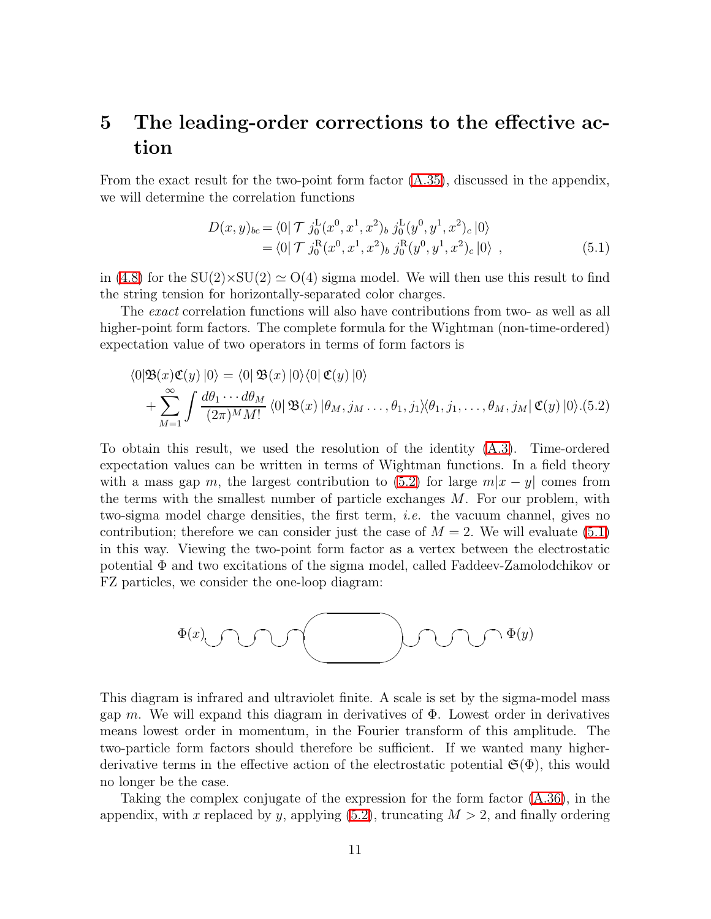# 5 The leading-order corrections to the effective action

From the exact result for the two-point form factor (A.35), discussed in the appendix, we will determine the correlation functions

$$
\begin{aligned}
D(x,y)_{bc} &= \langle 0 | \mathcal{T}\; j_0^{\rm L}(x^0,x^1,x^2)_b \; j_0^{\rm L}(y^0,y^1,x^2)_c \, |0\rangle \\
&= \langle 0 | \mathcal{T}\; j_0^{\rm R}(x^0,x^1,x^2)_b \; j_0^{\rm R}(y^0,y^1,x^2)_c \, |0\rangle \;, 
\end{aligned}
\tag{5.1}
$$

in (4.8) for the SU(2)×SU(2) $\simeq$ O(4) sigma model. We will then use this result to find the string tension for horizontally-separated color charges.

The *exact* correlation functions will also have contributions from two- as well as all higher-point form factors. The complete formula for the Wightman (non-time-ordered) expectation value of two operators in terms of form factors is

$$
\begin{aligned}
\langle 0|\mathfrak{B}(x)\mathfrak{C}(y)\,|0\rangle &= \langle 0|\,\mathfrak{B}(x)\,|0\rangle\langle 0|\,\mathfrak{C}(y)\,|0\rangle \\
&+ \sum_{M=1}^{\infty}\int \frac{d\theta_1\cdots d\theta_M}{(2\pi)^M M!}\,\langle 0|\,\mathfrak{B}(x)\,|\theta_M,j_M\ldots,\theta_1,j_1\rangle\langle\theta_1,j_1,\ldots,\theta_M,j_M|\,\mathfrak{C}(y)\,|0\rangle .
\end{aligned}
\tag{5.2}
$$

To obtain this result, we used the resolution of the identity (A.3). Time-ordered expectation values can be written in terms of Wightman functions. In a field theory with a mass gap $m$, the largest contribution to (5.2) for large $m|x-y|$ comes from the terms with the smallest number of particle exchanges $M$. For our problem, with two-sigma model charge densities, the first term, *i.e.* the vacuum channel, gives no contribution; therefore we can consider just the case of $M=2$. We will evaluate (5.1) in this way. Viewing the two-point form factor as a vertex between the electrostatic potential $\Phi$ and two excitations of the sigma model, called Faddeev-Zamolodchikov or FZ particles, we consider the one-loop diagram:

$$\Phi(x) \;\sim\!\sim\!\sim\; \bigcirc \;\sim\!\sim\!\sim\; \Phi(y)$$

This diagram is infrared and ultraviolet finite. A scale is set by the sigma-model mass gap $m$. We will expand this diagram in derivatives of $\Phi$. Lowest order in derivatives means lowest order in momentum, in the Fourier transform of this amplitude. The two-particle form factors should therefore be sufficient. If we wanted many higher-derivative terms in the effective action of the electrostatic potential $\mathfrak{S}(\Phi)$, this would no longer be the case.

Taking the complex conjugate of the expression for the form factor (A.36), in the appendix, with $x$ replaced by $y$, applying (5.2), truncating $M>2$, and finally ordering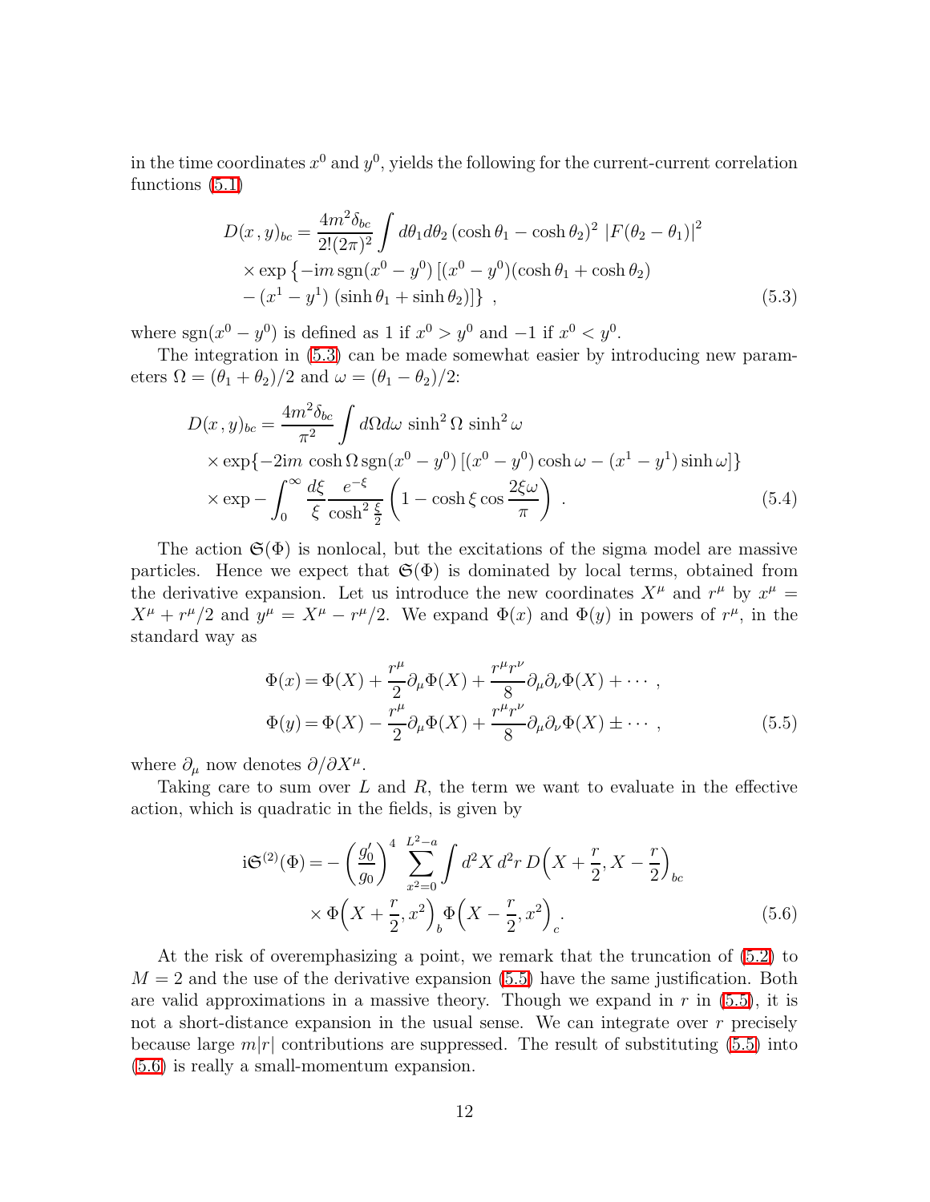in the time coordinates $x^0$ and $y^0$, yields the following for the current-current correlation functions (5.1)

$$
\begin{aligned}
D(x\,,y)_{bc} = & \frac{4m^2\delta_{bc}}{2!(2\pi)^2}\int d\theta_1 d\theta_2\,(\cosh\theta_1 - \cosh\theta_2)^2\,\left|F(\theta_2-\theta_1)\right|^2 \\
& \times \exp\left\{-\mathrm{i}m\,\mathrm{sgn}(x^0-y^0)\left[(x^0-y^0)(\cosh\theta_1+\cosh\theta_2)\right.\right. \\
& \left.\left. -(x^1-y^1)\,(\sinh\theta_1+\sinh\theta_2)\right]\right\}\ ,
\end{aligned}
\tag{5.3}
$$

where $\mathrm{sgn}(x^0-y^0)$ is defined as 1 if $x^0>y^0$ and $-1$ if $x^0<y^0$.

The integration in (5.3) can be made somewhat easier by introducing new parameters $\Omega=(\theta_1+\theta_2)/2$ and $\omega=(\theta_1-\theta_2)/2$:

$$
\begin{aligned}
D(x\,,y)_{bc} = & \frac{4m^2\delta_{bc}}{\pi^2}\int d\Omega d\omega\,\sinh^2\Omega\,\sinh^2\omega \\
& \times \exp\{-2\mathrm{i}m\,\cosh\Omega\,\mathrm{sgn}(x^0-y^0)\left[(x^0-y^0)\cosh\omega-(x^1-y^1)\sinh\omega\right]\} \\
& \times \exp - \int_0^\infty \frac{d\xi}{\xi}\frac{e^{-\xi}}{\cosh^2\frac{\xi}{2}}\left(1-\cosh\xi\cos\frac{2\xi\omega}{\pi}\right)\ .
\end{aligned}
\tag{5.4}
$$

The action $\mathfrak{S}(\Phi)$ is nonlocal, but the excitations of the sigma model are massive particles. Hence we expect that $\mathfrak{S}(\Phi)$ is dominated by local terms, obtained from the derivative expansion. Let us introduce the new coordinates $X^\mu$ and $r^\mu$ by $x^\mu = X^\mu + r^\mu/2$ and $y^\mu = X^\mu - r^\mu/2$. We expand $\Phi(x)$ and $\Phi(y)$ in powers of $r^\mu$, in the standard way as

$$
\begin{aligned}
\Phi(x) &= \Phi(X) + \frac{r^\mu}{2}\partial_\mu\Phi(X) + \frac{r^\mu r^\nu}{8}\partial_\mu\partial_\nu\Phi(X) + \cdots\ , \\
\Phi(y) &= \Phi(X) - \frac{r^\mu}{2}\partial_\mu\Phi(X) + \frac{r^\mu r^\nu}{8}\partial_\mu\partial_\nu\Phi(X) \pm \cdots\ ,
\end{aligned}
\tag{5.5}
$$

where $\partial_\mu$ now denotes $\partial/\partial X^\mu$.

Taking care to sum over $L$ and $R$, the term we want to evaluate in the effective action, which is quadratic in the fields, is given by

$$
\begin{aligned}
\mathrm{i}\mathfrak{S}^{(2)}(\Phi) = & -\left(\frac{g_0'}{g_0}\right)^4\sum_{x^2=0}^{L^2-a}\int d^2X\,d^2r\,D\Big(X+\frac{r}{2},X-\frac{r}{2}\Big)_{bc} \\
& \times \Phi\Big(X+\frac{r}{2},x^2\Big)_b\Phi\Big(X-\frac{r}{2},x^2\Big)_c .
\end{aligned}
\tag{5.6}
$$

At the risk of overemphasizing a point, we remark that the truncation of (5.2) to $M=2$ and the use of the derivative expansion (5.5) have the same justification. Both are valid approximations in a massive theory. Though we expand in $r$ in (5.5), it is not a short-distance expansion in the usual sense. We can integrate over $r$ precisely because large $m|r|$ contributions are suppressed. The result of substituting (5.5) into (5.6) is really a small-momentum expansion.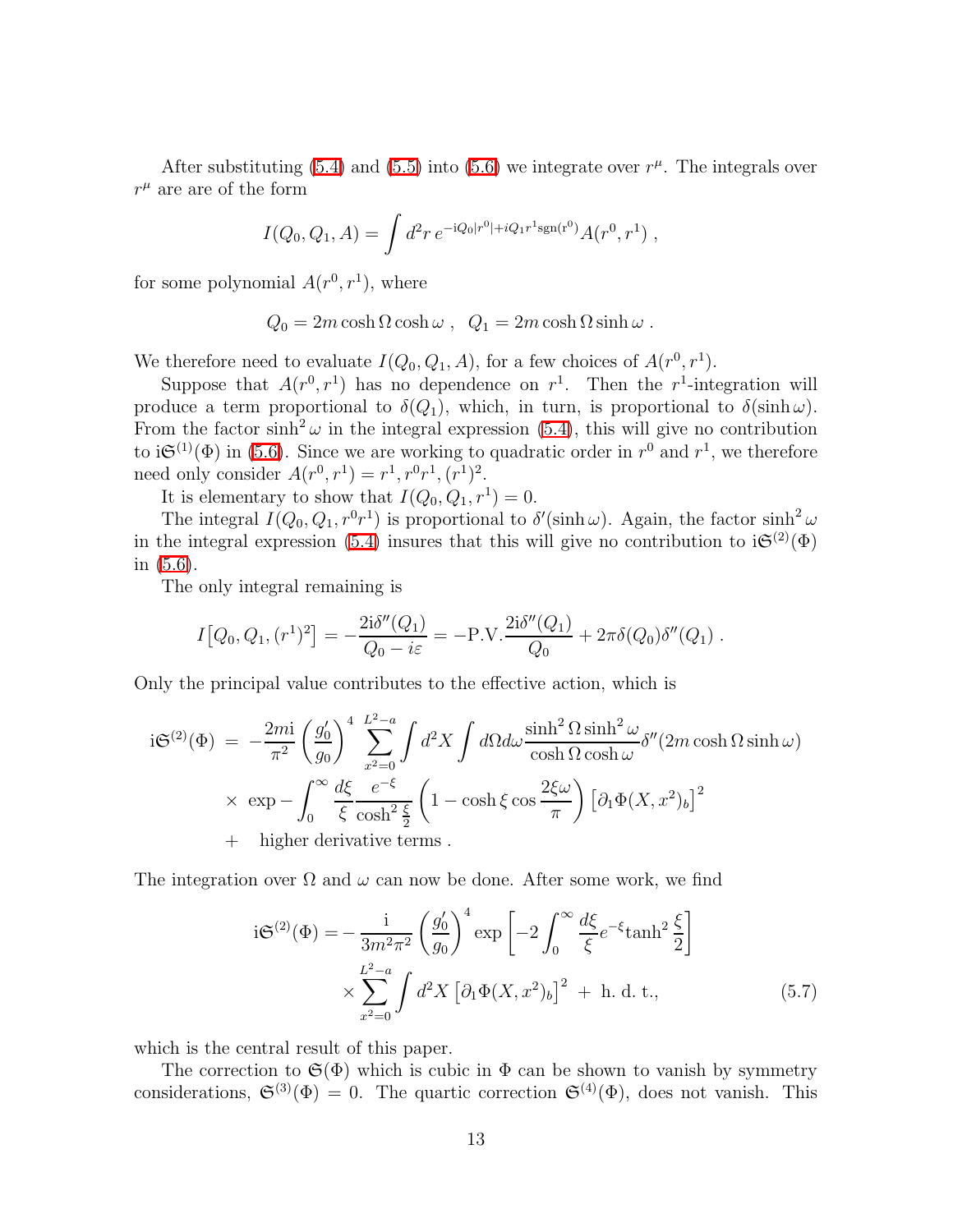After substituting (5.4) and (5.5) into (5.6) we integrate over $r^\mu$. The integrals over $r^\mu$ are are of the form

$$I(Q_0, Q_1, A) = \int d^2r\, e^{-\mathrm{i}Q_0|r^0| + iQ_1 r^1 \mathrm{sgn}(r^0)} A(r^0, r^1)\ ,$$

for some polynomial $A(r^0, r^1)$, where

$$Q_0 = 2m\cosh\Omega\cosh\omega\ ,\ \ Q_1 = 2m\cosh\Omega\sinh\omega\ .$$

We therefore need to evaluate $I(Q_0, Q_1, A)$, for a few choices of $A(r^0, r^1)$.

Suppose that $A(r^0, r^1)$ has no dependence on $r^1$. Then the $r^1$-integration will produce a term proportional to $\delta(Q_1)$, which, in turn, is proportional to $\delta(\sinh\omega)$. From the factor $\sinh^2\omega$ in the integral expression (5.4), this will give no contribution to $\mathrm{i}\mathfrak{S}^{(1)}(\Phi)$ in (5.6). Since we are working to quadratic order in $r^0$ and $r^1$, we therefore need only consider $A(r^0, r^1) = r^1, r^0r^1, (r^1)^2$.

It is elementary to show that $I(Q_0, Q_1, r^1) = 0$.

The integral $I(Q_0, Q_1, r^0r^1)$ is proportional to $\delta'(\sinh\omega)$. Again, the factor $\sinh^2\omega$ in the integral expression (5.4) insures that this will give no contribution to $\mathrm{i}\mathfrak{S}^{(2)}(\Phi)$ in (5.6).

The only integral remaining is

$$I\big[Q_0, Q_1, (r^1)^2\big] = -\frac{2\mathrm{i}\delta''(Q_1)}{Q_0 - i\varepsilon} = -\mathrm{P.V.}\frac{2\mathrm{i}\delta''(Q_1)}{Q_0} + 2\pi\delta(Q_0)\delta''(Q_1)\ .$$

Only the principal value contributes to the effective action, which is

$$\begin{aligned}
\mathrm{i}\mathfrak{S}^{(2)}(\Phi) \ &= \ -\frac{2m\mathrm{i}}{\pi^2}\left(\frac{g_0'}{g_0}\right)^4 \sum_{x^2=0}^{L^2-a} \int d^2X \int d\Omega d\omega \frac{\sinh^2\Omega\sinh^2\omega}{\cosh\Omega\cosh\omega}\delta''(2m\cosh\Omega\sinh\omega) \\
&\quad \times\ \exp - \int_0^\infty \frac{d\xi}{\xi}\frac{e^{-\xi}}{\cosh^2\frac{\xi}{2}}\left(1 - \cosh\xi\cos\frac{2\xi\omega}{\pi}\right)\left[\partial_1\Phi(X, x^2)_b\right]^2 \\
&\quad +\quad \text{higher derivative terms}\ .
\end{aligned}$$

The integration over $\Omega$ and $\omega$ can now be done. After some work, we find

$$\begin{aligned}
\mathrm{i}\mathfrak{S}^{(2)}(\Phi) = &-\frac{\mathrm{i}}{3m^2\pi^2}\left(\frac{g_0'}{g_0}\right)^4 \exp\left[-2\int_0^\infty \frac{d\xi}{\xi}e^{-\xi}\tanh^2\frac{\xi}{2}\right] \\
&\times \sum_{x^2=0}^{L^2-a} \int d^2X\left[\partial_1\Phi(X, x^2)_b\right]^2 \ +\ \text{h. d. t.},
\end{aligned} \tag{5.7}$$

which is the central result of this paper.

The correction to $\mathfrak{S}(\Phi)$ which is cubic in $\Phi$ can be shown to vanish by symmetry considerations, $\mathfrak{S}^{(3)}(\Phi) = 0$. The quartic correction $\mathfrak{S}^{(4)}(\Phi)$, does not vanish. This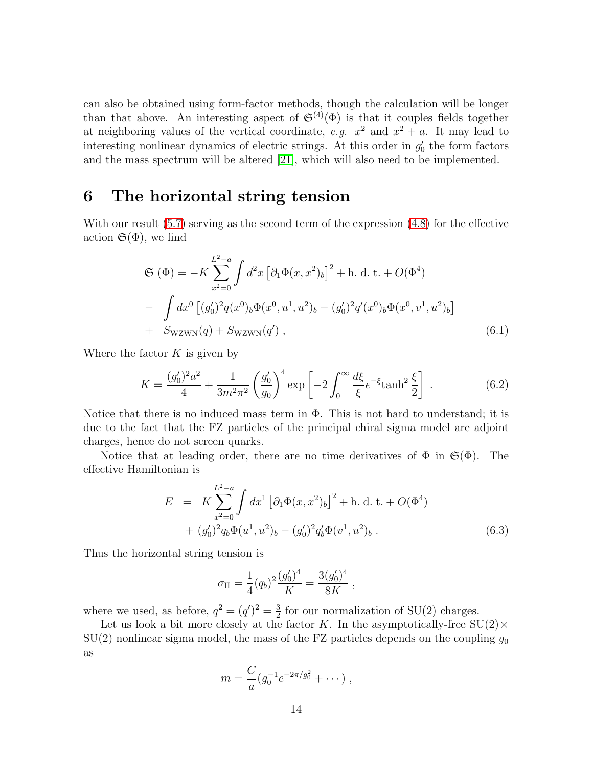can also be obtained using form-factor methods, though the calculation will be longer than that above. An interesting aspect of $\mathfrak{S}^{(4)}(\Phi)$ is that it couples fields together at neighboring values of the vertical coordinate, *e.g.* $x^2$ and $x^2 + a$. It may lead to interesting nonlinear dynamics of electric strings. At this order in $g_0'$ the form factors and the mass spectrum will be altered [21], which will also need to be implemented.

# 6 The horizontal string tension

With our result (5.7) serving as the second term of the expression (4.8) for the effective action $\mathfrak{S}(\Phi)$, we find

$$
\begin{aligned}
\mathfrak{S}\,(\Phi) &= -K \sum_{x^2=0}^{L^2-a} \int d^2x \left[\partial_1 \Phi(x,x^2)_b\right]^2 + \text{h. d. t.} + O(\Phi^4) \\
&- \int dx^0 \left[(g_0')^2 q(x^0)_b \Phi(x^0,u^1,u^2)_b - (g_0')^2 q'(x^0)_b \Phi(x^0,v^1,u^2)_b\right] \\
&+ S_{\rm WZWN}(q) + S_{\rm WZWN}(q')\ ,
\end{aligned} \tag{6.1}
$$

Where the factor $K$ is given by

$$
K = \frac{(g_0')^2 a^2}{4} + \frac{1}{3m^2\pi^2}\left(\frac{g_0'}{g_0}\right)^4 \exp\left[-2\int_0^\infty \frac{d\xi}{\xi} e^{-\xi} \tanh^2 \frac{\xi}{2}\right]\ . \tag{6.2}
$$

Notice that there is no induced mass term in $\Phi$. This is not hard to understand; it is due to the fact that the FZ particles of the principal chiral sigma model are adjoint charges, hence do not screen quarks.

Notice that at leading order, there are no time derivatives of $\Phi$ in $\mathfrak{S}(\Phi)$. The effective Hamiltonian is

$$
\begin{aligned}
E &= K \sum_{x^2=0}^{L^2-a} \int dx^1 \left[\partial_1 \Phi(x,x^2)_b\right]^2 + \text{h. d. t.} + O(\Phi^4) \\
&\quad + (g_0')^2 q_b \Phi(u^1,u^2)_b - (g_0')^2 q_b' \Phi(v^1,u^2)_b\ .
\end{aligned} \tag{6.3}
$$

Thus the horizontal string tension is

$$
\sigma_{\rm H} = \frac{1}{4}(q_b)^2 \frac{(g_0')^4}{K} = \frac{3(g_0')^4}{8K}\ ,
$$

where we used, as before, $q^2 = (q')^2 = \frac{3}{2}$ for our normalization of SU(2) charges.

Let us look a bit more closely at the factor $K$. In the asymptotically-free SU(2)$\times$SU(2) nonlinear sigma model, the mass of the FZ particles depends on the coupling $g_0$ as

$$
m = \frac{C}{a}(g_0^{-1} e^{-2\pi/g_0^2} + \cdots)\ ,
$$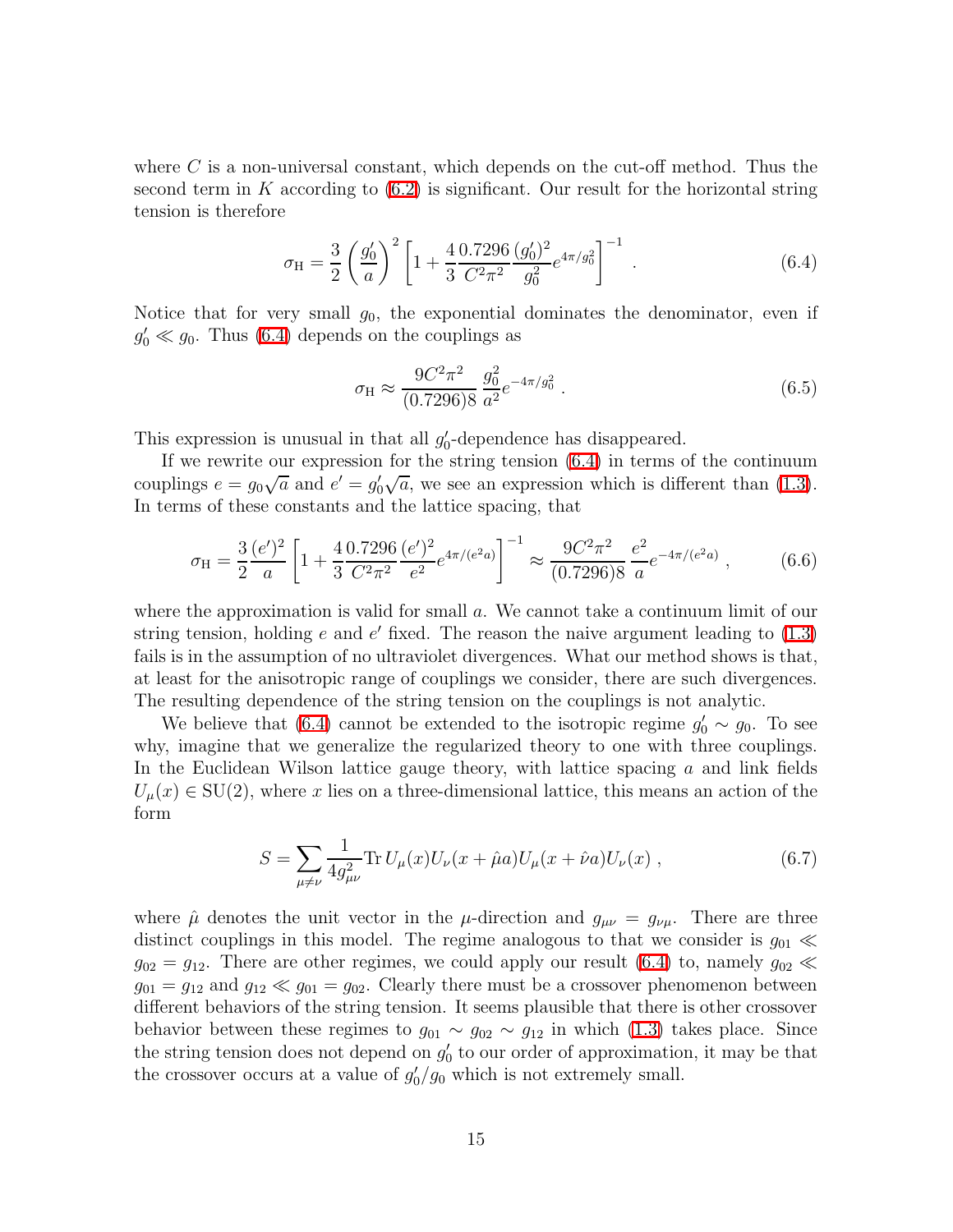where $C$ is a non-universal constant, which depends on the cut-off method. Thus the second term in $K$ according to (6.2) is significant. Our result for the horizontal string tension is therefore

$$\sigma_{\rm H} = \frac{3}{2}\left(\frac{g_0'}{a}\right)^2 \left[1 + \frac{4}{3}\frac{0.7296}{C^2\pi^2}\frac{(g_0')^2}{g_0^2}e^{4\pi/g_0^2}\right]^{-1} . \tag{6.4}$$

Notice that for very small $g_0$, the exponential dominates the denominator, even if $g_0' \ll g_0$. Thus (6.4) depends on the couplings as

$$\sigma_{\rm H} \approx \frac{9C^2\pi^2}{(0.7296)8}\frac{g_0^2}{a^2}e^{-4\pi/g_0^2} . \tag{6.5}$$

This expression is unusual in that all $g_0'$-dependence has disappeared.

If we rewrite our expression for the string tension (6.4) in terms of the continuum couplings $e = g_0\sqrt{a}$ and $e' = g_0'\sqrt{a}$, we see an expression which is different than (1.3). In terms of these constants and the lattice spacing, that

$$\sigma_{\rm H} = \frac{3}{2}\frac{(e')^2}{a}\left[1 + \frac{4}{3}\frac{0.7296}{C^2\pi^2}\frac{(e')^2}{e^2}e^{4\pi/(e^2 a)}\right]^{-1} \approx \frac{9C^2\pi^2}{(0.7296)8}\frac{e^2}{a}e^{-4\pi/(e^2 a)} , \tag{6.6}$$

where the approximation is valid for small $a$. We cannot take a continuum limit of our string tension, holding $e$ and $e'$ fixed. The reason the naive argument leading to (1.3) fails is in the assumption of no ultraviolet divergences. What our method shows is that, at least for the anisotropic range of couplings we consider, there are such divergences. The resulting dependence of the string tension on the couplings is not analytic.

We believe that (6.4) cannot be extended to the isotropic regime $g_0' \sim g_0$. To see why, imagine that we generalize the regularized theory to one with three couplings. In the Euclidean Wilson lattice gauge theory, with lattice spacing $a$ and link fields $U_\mu(x) \in {\rm SU}(2)$, where $x$ lies on a three-dimensional lattice, this means an action of the form

$$S = \sum_{\mu\neq\nu}\frac{1}{4g_{\mu\nu}^2}{\rm Tr}\, U_\mu(x)U_\nu(x+\hat{\mu}a)U_\mu(x+\hat{\nu}a)U_\nu(x) , \tag{6.7}$$

where $\hat{\mu}$ denotes the unit vector in the $\mu$-direction and $g_{\mu\nu} = g_{\nu\mu}$. There are three distinct couplings in this model. The regime analogous to that we consider is $g_{01} \ll g_{02} = g_{12}$. There are other regimes, we could apply our result (6.4) to, namely $g_{02} \ll g_{01} = g_{12}$ and $g_{12} \ll g_{01} = g_{02}$. Clearly there must be a crossover phenomenon between different behaviors of the string tension. It seems plausible that there is other crossover behavior between these regimes to $g_{01} \sim g_{02} \sim g_{12}$ in which (1.3) takes place. Since the string tension does not depend on $g_0'$ to our order of approximation, it may be that the crossover occurs at a value of $g_0'/g_0$ which is not extremely small.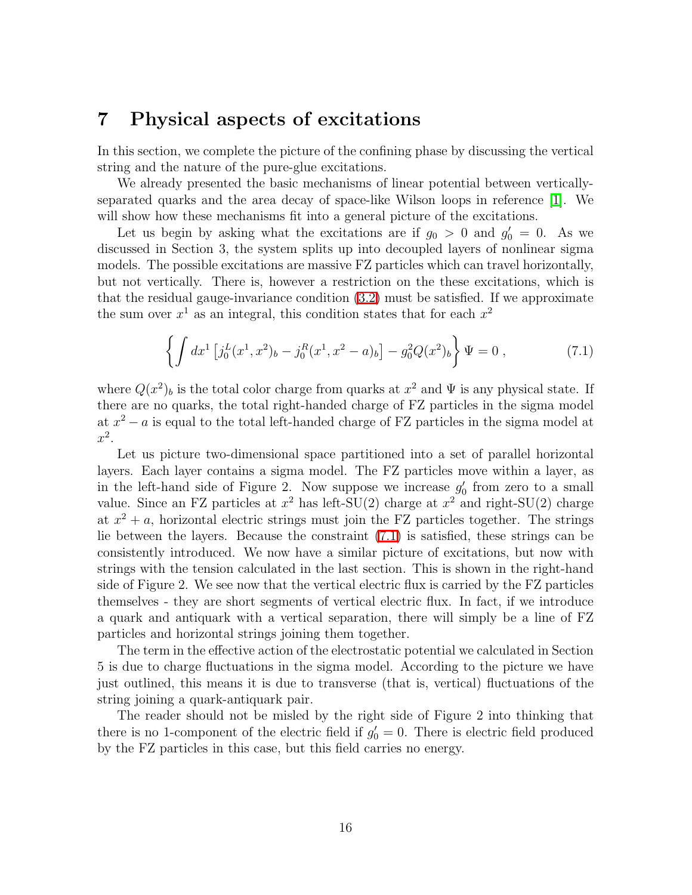# 7 Physical aspects of excitations

In this section, we complete the picture of the confining phase by discussing the vertical string and the nature of the pure-glue excitations.

We already presented the basic mechanisms of linear potential between vertically-separated quarks and the area decay of space-like Wilson loops in reference [1]. We will show how these mechanisms fit into a general picture of the excitations.

Let us begin by asking what the excitations are if $g_0 > 0$ and $g_0^\prime = 0$. As we discussed in Section 3, the system splits up into decoupled layers of nonlinear sigma models. The possible excitations are massive FZ particles which can travel horizontally, but not vertically. There is, however a restriction on the these excitations, which is that the residual gauge-invariance condition (3.2) must be satisfied. If we approximate the sum over $x^1$ as an integral, this condition states that for each $x^2$

$$\left\{ \int dx^1 \left[ j_0^L(x^1, x^2)_b - j_0^R(x^1, x^2 - a)_b \right] - g_0^2 Q(x^2)_b \right\} \Psi = 0 \; , \tag{7.1}$$

where $Q(x^2)_b$ is the total color charge from quarks at $x^2$ and $\Psi$ is any physical state. If there are no quarks, the total right-handed charge of FZ particles in the sigma model at $x^2 - a$ is equal to the total left-handed charge of FZ particles in the sigma model at $x^2$.

Let us picture two-dimensional space partitioned into a set of parallel horizontal layers. Each layer contains a sigma model. The FZ particles move within a layer, as in the left-hand side of Figure 2. Now suppose we increase $g_0^\prime$ from zero to a small value. Since an FZ particles at $x^2$ has left-SU(2) charge at $x^2$ and right-SU(2) charge at $x^2 + a$, horizontal electric strings must join the FZ particles together. The strings lie between the layers. Because the constraint (7.1) is satisfied, these strings can be consistently introduced. We now have a similar picture of excitations, but now with strings with the tension calculated in the last section. This is shown in the right-hand side of Figure 2. We see now that the vertical electric flux is carried by the FZ particles themselves - they are short segments of vertical electric flux. In fact, if we introduce a quark and antiquark with a vertical separation, there will simply be a line of FZ particles and horizontal strings joining them together.

The term in the effective action of the electrostatic potential we calculated in Section 5 is due to charge fluctuations in the sigma model. According to the picture we have just outlined, this means it is due to transverse (that is, vertical) fluctuations of the string joining a quark-antiquark pair.

The reader should not be misled by the right side of Figure 2 into thinking that there is no 1-component of the electric field if $g_0^\prime = 0$. There is electric field produced by the FZ particles in this case, but this field carries no energy.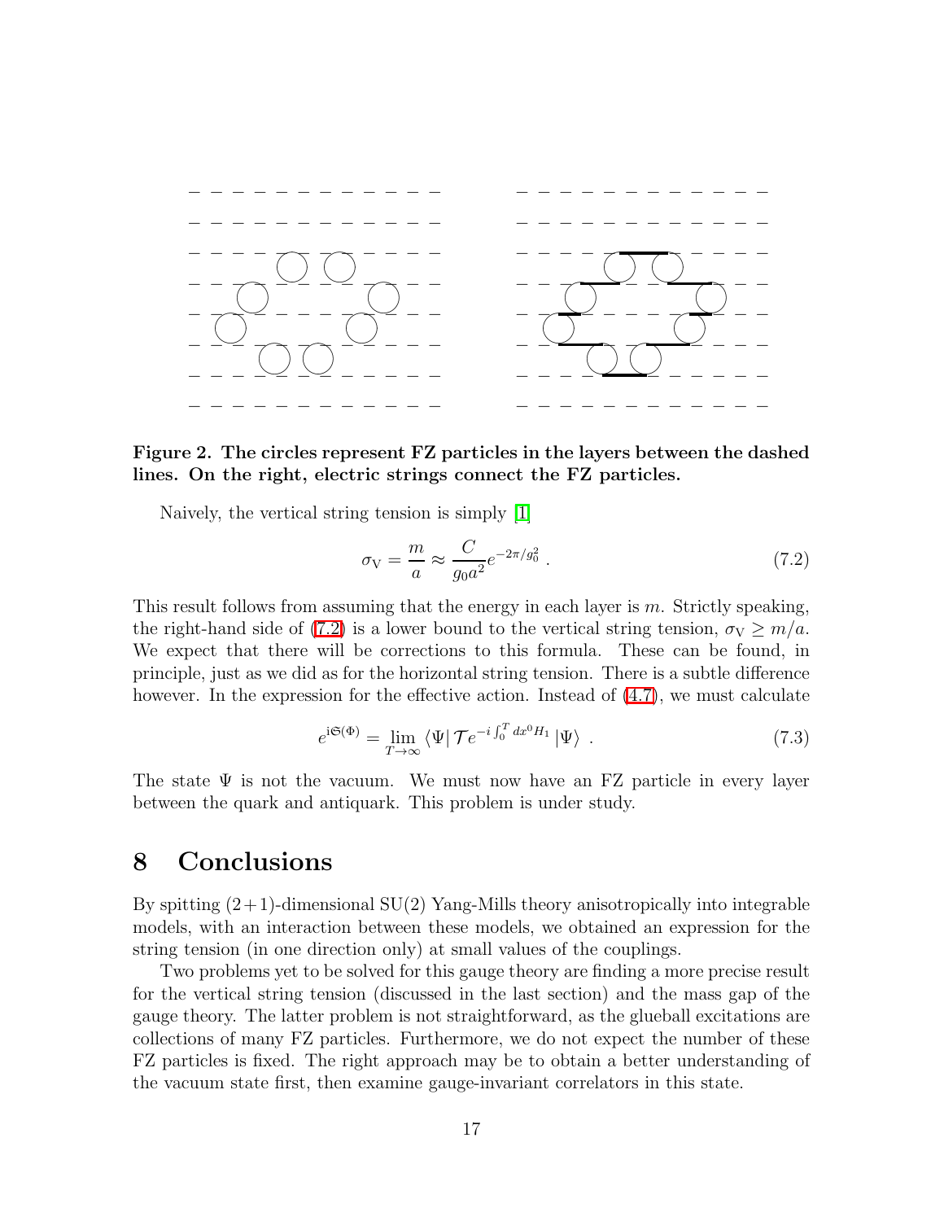**Figure 2. The circles represent FZ particles in the layers between the dashed lines. On the right, electric strings connect the FZ particles.**

Naively, the vertical string tension is simply [1]

$$\sigma_{\rm V} = \frac{m}{a} \approx \frac{C}{g_0 a^2} e^{-2\pi/g_0^2} \; . \tag{7.2}$$

This result follows from assuming that the energy in each layer is $m$. Strictly speaking, the right-hand side of (7.2) is a lower bound to the vertical string tension, $\sigma_{\rm V} \geq m/a$. We expect that there will be corrections to this formula. These can be found, in principle, just as we did as for the horizontal string tension. There is a subtle difference however. In the expression for the effective action. Instead of (4.7), we must calculate

$$e^{{\rm i}\mathfrak{S}(\Phi)} = \lim_{T\to\infty} \langle \Psi | \, \mathcal{T} e^{-i\int_0^T dx^0 H_1} \, |\Psi\rangle \; . \tag{7.3}$$

The state $\Psi$ is not the vacuum. We must now have an FZ particle in every layer between the quark and antiquark. This problem is under study.

# 8 Conclusions

By spitting $(2+1)$-dimensional SU(2) Yang-Mills theory anisotropically into integrable models, with an interaction between these models, we obtained an expression for the string tension (in one direction only) at small values of the couplings.

Two problems yet to be solved for this gauge theory are finding a more precise result for the vertical string tension (discussed in the last section) and the mass gap of the gauge theory. The latter problem is not straightforward, as the glueball excitations are collections of many FZ particles. Furthermore, we do not expect the number of these FZ particles is fixed. The right approach may be to obtain a better understanding of the vacuum state first, then examine gauge-invariant correlators in this state.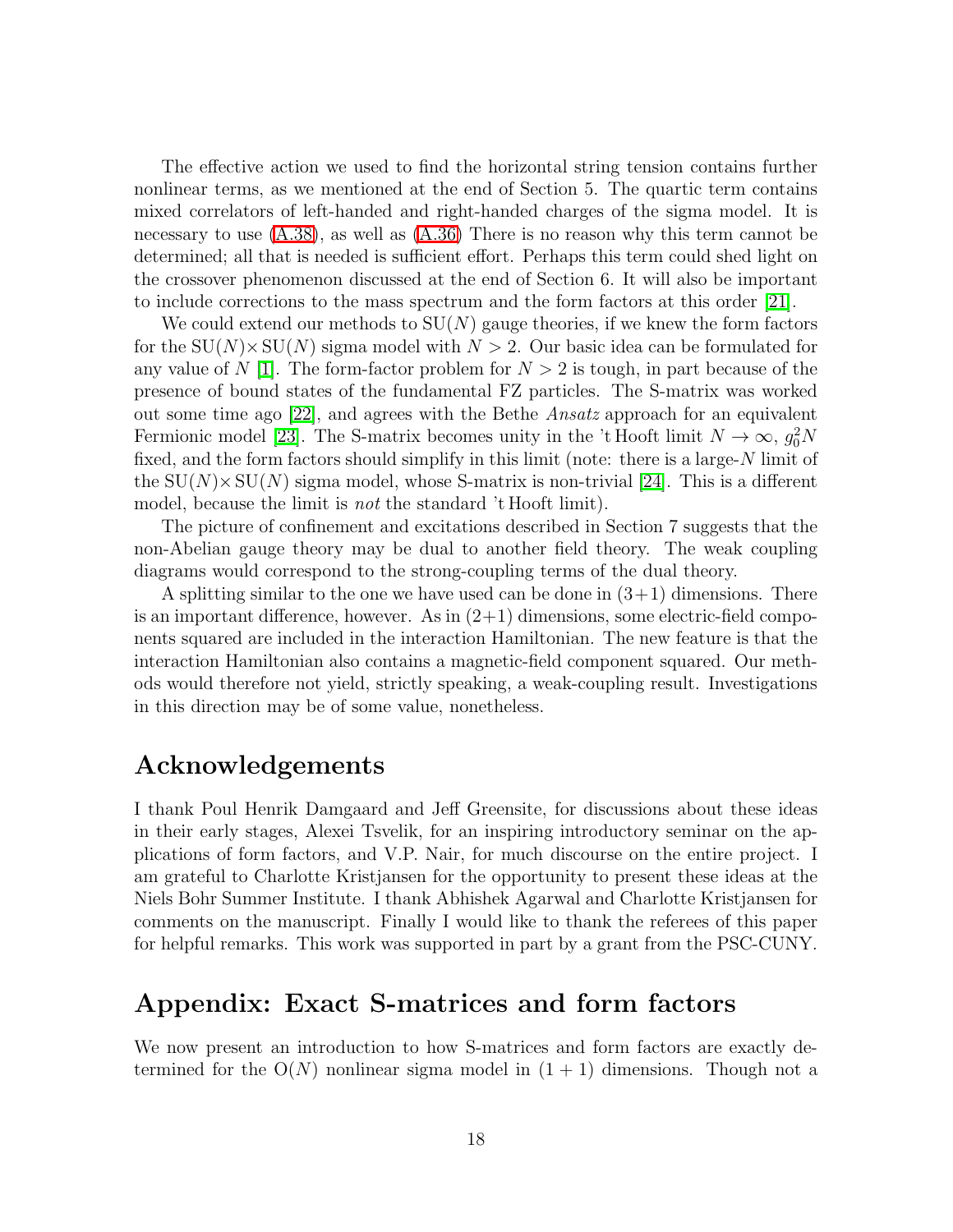The effective action we used to find the horizontal string tension contains further nonlinear terms, as we mentioned at the end of Section 5. The quartic term contains mixed correlators of left-handed and right-handed charges of the sigma model. It is necessary to use (A.38), as well as (A.36) There is no reason why this term cannot be determined; all that is needed is sufficient effort. Perhaps this term could shed light on the crossover phenomenon discussed at the end of Section 6. It will also be important to include corrections to the mass spectrum and the form factors at this order [21].

We could extend our methods to SU($N$) gauge theories, if we knew the form factors for the SU($N$)$\times$SU($N$) sigma model with $N > 2$. Our basic idea can be formulated for any value of $N$ [1]. The form-factor problem for $N > 2$ is tough, in part because of the presence of bound states of the fundamental FZ particles. The S-matrix was worked out some time ago [22], and agrees with the Bethe *Ansatz* approach for an equivalent Fermionic model [23]. The S-matrix becomes unity in the 't Hooft limit $N \to \infty$, $g_0^2 N$ fixed, and the form factors should simplify in this limit (note: there is a large-$N$ limit of the SU($N$)$\times$SU($N$) sigma model, whose S-matrix is non-trivial [24]. This is a different model, because the limit is *not* the standard 't Hooft limit).

The picture of confinement and excitations described in Section 7 suggests that the non-Abelian gauge theory may be dual to another field theory. The weak coupling diagrams would correspond to the strong-coupling terms of the dual theory.

A splitting similar to the one we have used can be done in (3+1) dimensions. There is an important difference, however. As in (2+1) dimensions, some electric-field components squared are included in the interaction Hamiltonian. The new feature is that the interaction Hamiltonian also contains a magnetic-field component squared. Our methods would therefore not yield, strictly speaking, a weak-coupling result. Investigations in this direction may be of some value, nonetheless.

## Acknowledgements

I thank Poul Henrik Damgaard and Jeff Greensite, for discussions about these ideas in their early stages, Alexei Tsvelik, for an inspiring introductory seminar on the applications of form factors, and V.P. Nair, for much discourse on the entire project. I am grateful to Charlotte Kristjansen for the opportunity to present these ideas at the Niels Bohr Summer Institute. I thank Abhishek Agarwal and Charlotte Kristjansen for comments on the manuscript. Finally I would like to thank the referees of this paper for helpful remarks. This work was supported in part by a grant from the PSC-CUNY.

## Appendix: Exact S-matrices and form factors

We now present an introduction to how S-matrices and form factors are exactly determined for the O($N$) nonlinear sigma model in $(1+1)$ dimensions. Though not a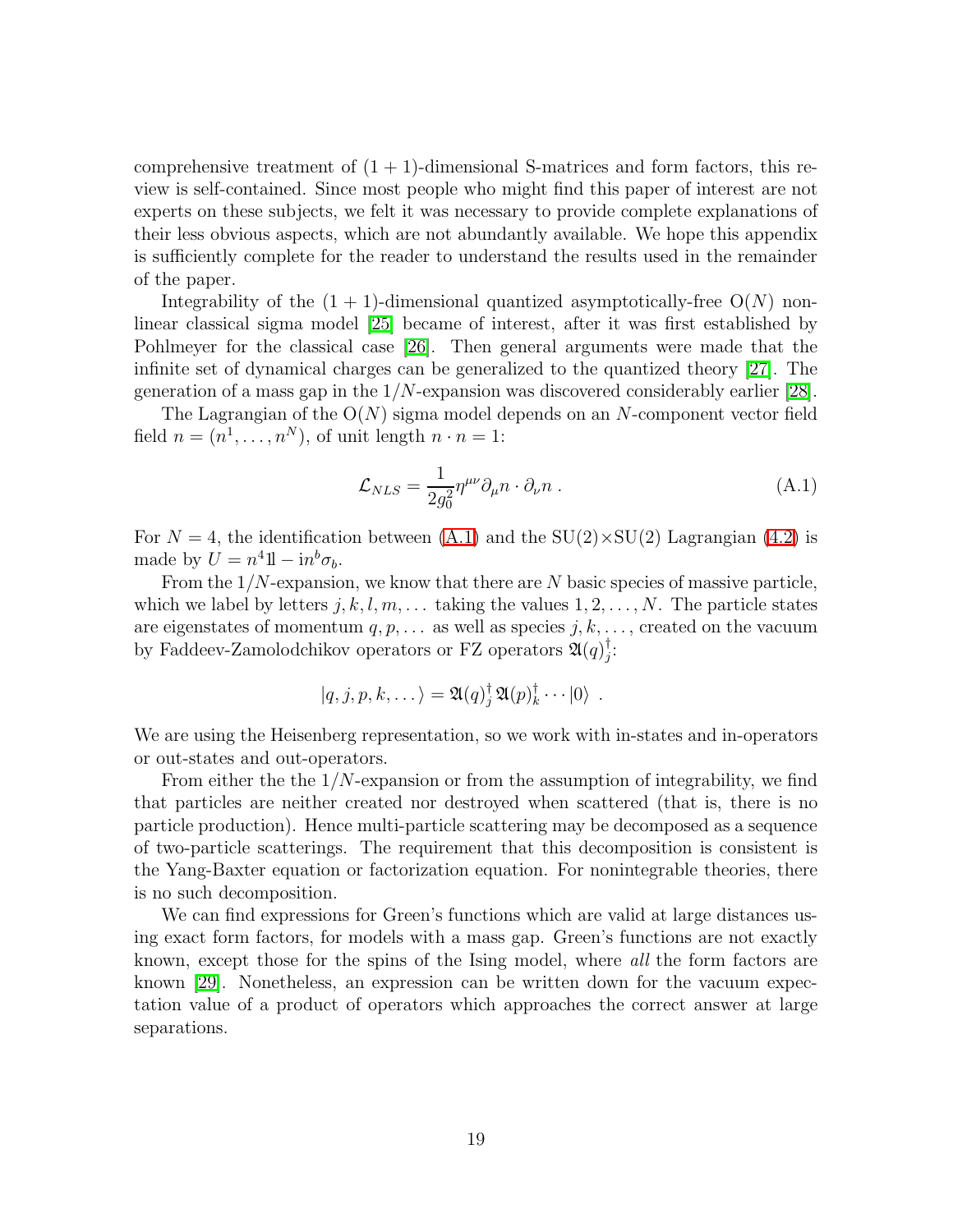comprehensive treatment of $(1+1)$-dimensional S-matrices and form factors, this review is self-contained. Since most people who might find this paper of interest are not experts on these subjects, we felt it was necessary to provide complete explanations of their less obvious aspects, which are not abundantly available. We hope this appendix is sufficiently complete for the reader to understand the results used in the remainder of the paper.

Integrability of the $(1+1)$-dimensional quantized asymptotically-free $\mathrm{O}(N)$ nonlinear classical sigma model [25] became of interest, after it was first established by Pohlmeyer for the classical case [26]. Then general arguments were made that the infinite set of dynamical charges can be generalized to the quantized theory [27]. The generation of a mass gap in the $1/N$-expansion was discovered considerably earlier [28].

The Lagrangian of the $\mathrm{O}(N)$ sigma model depends on an $N$-component vector field field $n = (n^1, \ldots, n^N)$, of unit length $n \cdot n = 1$:

$$\mathcal{L}_{NLS} = \frac{1}{2g_0^2} \eta^{\mu\nu} \partial_\mu n \cdot \partial_\nu n \; . \tag{A.1}$$

For $N = 4$, the identification between (A.1) and the $\mathrm{SU}(2)\times\mathrm{SU}(2)$ Lagrangian (4.2) is made by $U = n^4 1\!\!1 - \mathrm{i} n^b \sigma_b$.

From the $1/N$-expansion, we know that there are $N$ basic species of massive particle, which we label by letters $j, k, l, m, \ldots$ taking the values $1, 2, \ldots, N$. The particle states are eigenstates of momentum $q, p, \ldots$ as well as species $j, k, \ldots$, created on the vacuum by Faddeev-Zamolodchikov operators or FZ operators $\mathfrak{A}(q)_j^\dagger$:

$$|q, j, p, k, \ldots\rangle = \mathfrak{A}(q)_j^\dagger \, \mathfrak{A}(p)_k^\dagger \cdots |0\rangle \; .$$

We are using the Heisenberg representation, so we work with in-states and in-operators or out-states and out-operators.

From either the the $1/N$-expansion or from the assumption of integrability, we find that particles are neither created nor destroyed when scattered (that is, there is no particle production). Hence multi-particle scattering may be decomposed as a sequence of two-particle scatterings. The requirement that this decomposition is consistent is the Yang-Baxter equation or factorization equation. For nonintegrable theories, there is no such decomposition.

We can find expressions for Green's functions which are valid at large distances using exact form factors, for models with a mass gap. Green's functions are not exactly known, except those for the spins of the Ising model, where *all* the form factors are known [29]. Nonetheless, an expression can be written down for the vacuum expectation value of a product of operators which approaches the correct answer at large separations.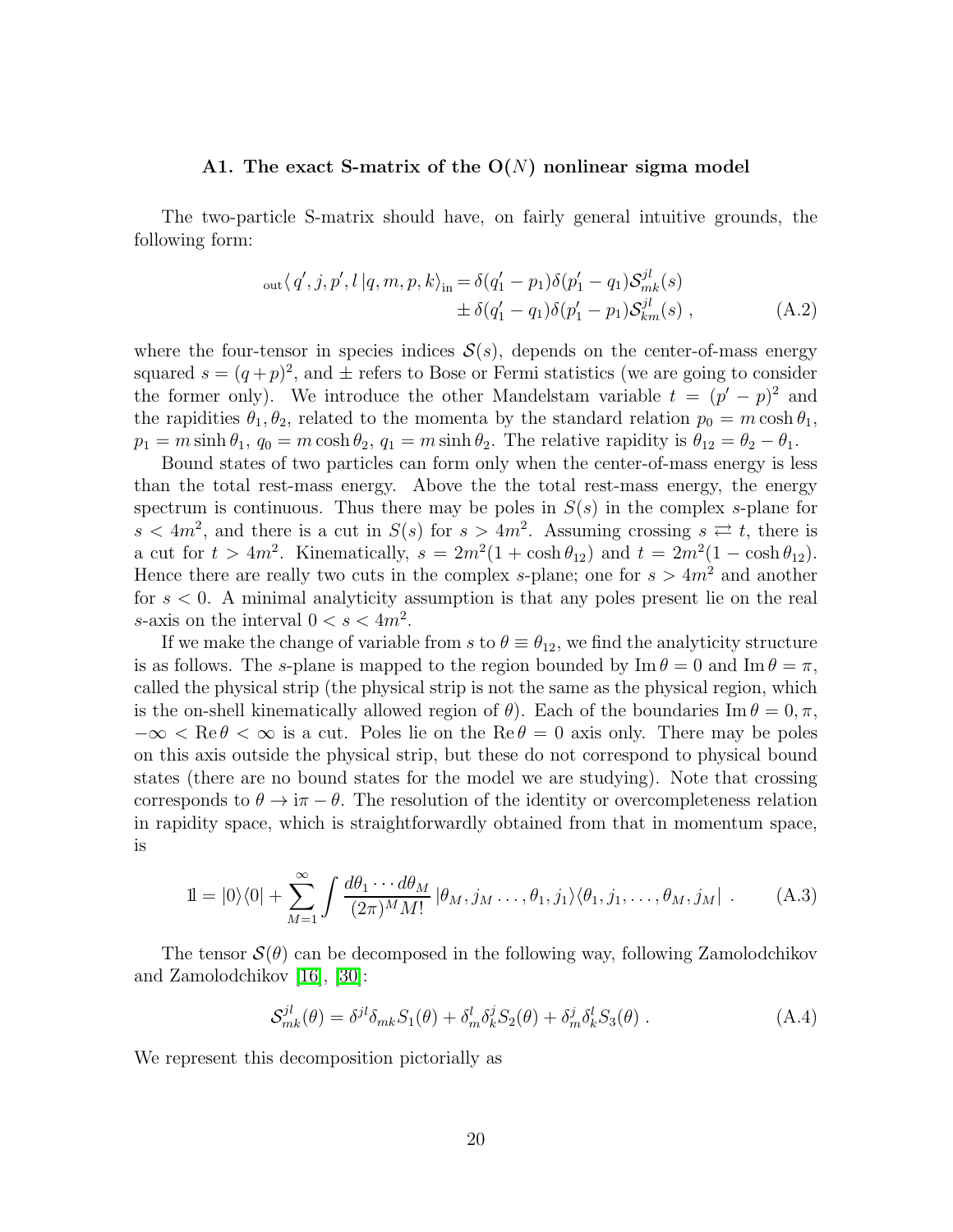### A1. The exact S-matrix of the O($N$) nonlinear sigma model

The two-particle S-matrix should have, on fairly general intuitive grounds, the following form:

$$
\begin{aligned}
{}_{\text{out}}\langle\, q', j, p', l\,|q, m, p, k\rangle_{\text{in}} = \;& \delta(q_1' - p_1)\delta(p_1' - q_1)\mathcal{S}^{jl}_{mk}(s) \\
& \pm \delta(q_1' - q_1)\delta(p_1' - p_1)\mathcal{S}^{jl}_{km}(s)\;, 
\end{aligned}
\tag{A.2}
$$

where the four-tensor in species indices $\mathcal{S}(s)$, depends on the center-of-mass energy squared $s = (q+p)^2$, and $\pm$ refers to Bose or Fermi statistics (we are going to consider the former only). We introduce the other Mandelstam variable $t = (p' - p)^2$ and the rapidities $\theta_1, \theta_2$, related to the momenta by the standard relation $p_0 = m\cosh\theta_1$, $p_1 = m\sinh\theta_1$, $q_0 = m\cosh\theta_2$, $q_1 = m\sinh\theta_2$. The relative rapidity is $\theta_{12} = \theta_2 - \theta_1$.

Bound states of two particles can form only when the center-of-mass energy is less than the total rest-mass energy. Above the the total rest-mass energy, the energy spectrum is continuous. Thus there may be poles in $S(s)$ in the complex $s$-plane for $s < 4m^2$, and there is a cut in $S(s)$ for $s > 4m^2$. Assuming crossing $s \rightleftarrows t$, there is a cut for $t > 4m^2$. Kinematically, $s = 2m^2(1 + \cosh\theta_{12})$ and $t = 2m^2(1 - \cosh\theta_{12})$. Hence there are really two cuts in the complex $s$-plane; one for $s > 4m^2$ and another for $s < 0$. A minimal analyticity assumption is that any poles present lie on the real $s$-axis on the interval $0 < s < 4m^2$.

If we make the change of variable from $s$ to $\theta \equiv \theta_{12}$, we find the analyticity structure is as follows. The $s$-plane is mapped to the region bounded by $\operatorname{Im}\theta = 0$ and $\operatorname{Im}\theta = \pi$, called the physical strip (the physical strip is not the same as the physical region, which is the on-shell kinematically allowed region of $\theta$). Each of the boundaries $\operatorname{Im}\theta = 0, \pi$, $-\infty < \operatorname{Re}\theta < \infty$ is a cut. Poles lie on the $\operatorname{Re}\theta = 0$ axis only. There may be poles on this axis outside the physical strip, but these do not correspond to physical bound states (there are no bound states for the model we are studying). Note that crossing corresponds to $\theta \to \mathrm{i}\pi - \theta$. The resolution of the identity or overcompleteness relation in rapidity space, which is straightforwardly obtained from that in momentum space, is

$$
\mathbb{1} = |0\rangle\langle 0| + \sum_{M=1}^{\infty} \int \frac{d\theta_1 \cdots d\theta_M}{(2\pi)^M M!}\, |\theta_M, j_M \ldots, \theta_1, j_1\rangle\langle\theta_1, j_1, \ldots, \theta_M, j_M|\;. \tag{A.3}
$$

The tensor $\mathcal{S}(\theta)$ can be decomposed in the following way, following Zamolodchikov and Zamolodchikov [16], [30]:

$$
\mathcal{S}^{jl}_{mk}(\theta) = \delta^{jl}\delta_{mk}S_1(\theta) + \delta^{l}_{m}\delta^{j}_{k}S_2(\theta) + \delta^{j}_{m}\delta^{l}_{k}S_3(\theta)\;. \tag{A.4}
$$

We represent this decomposition pictorially as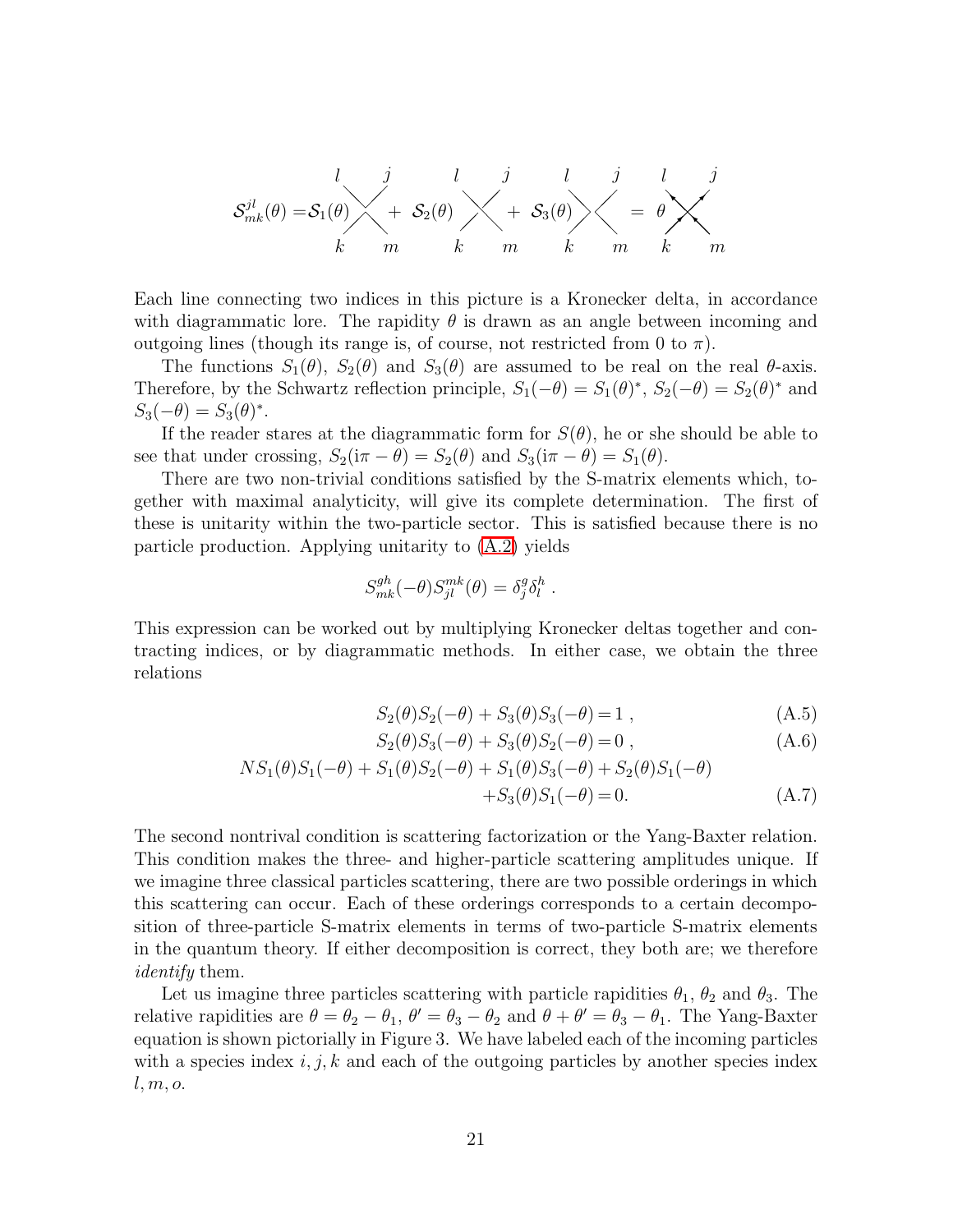$$\mathcal{S}^{jl}_{mk}(\theta) = \mathcal{S}_1(\theta) \times + \ \mathcal{S}_2(\theta) \times + \ \mathcal{S}_3(\theta) \times = \theta \times$$

Each line connecting two indices in this picture is a Kronecker delta, in accordance with diagrammatic lore. The rapidity $\theta$ is drawn as an angle between incoming and outgoing lines (though its range is, of course, not restricted from 0 to $\pi$).

The functions $S_1(\theta)$, $S_2(\theta)$ and $S_3(\theta)$ are assumed to be real on the real $\theta$-axis. Therefore, by the Schwartz reflection principle, $S_1(-\theta) = S_1(\theta)^*$, $S_2(-\theta) = S_2(\theta)^*$ and $S_3(-\theta) = S_3(\theta)^*$.

If the reader stares at the diagrammatic form for $S(\theta)$, he or she should be able to see that under crossing, $S_2(\mathrm{i}\pi - \theta) = S_2(\theta)$ and $S_3(\mathrm{i}\pi - \theta) = S_1(\theta)$.

There are two non-trivial conditions satisfied by the S-matrix elements which, together with maximal analyticity, will give its complete determination. The first of these is unitarity within the two-particle sector. This is satisfied because there is no particle production. Applying unitarity to (A.2) yields

$$S^{gh}_{mk}(-\theta) S^{mk}_{jl}(\theta) = \delta^g_j \delta^h_l \ .$$

This expression can be worked out by multiplying Kronecker deltas together and contracting indices, or by diagrammatic methods. In either case, we obtain the three relations

$$S_2(\theta)S_2(-\theta) + S_3(\theta)S_3(-\theta) = 1 \ , \tag{A.5}$$

$$S_2(\theta)S_3(-\theta) + S_3(\theta)S_2(-\theta) = 0 \ , \tag{A.6}$$

$$\begin{aligned} NS_1(\theta)S_1(-\theta) + S_1(\theta)S_2(-\theta) + S_1(\theta)S_3(-\theta) + S_2(\theta)S_1(-\theta) \\ + S_3(\theta)S_1(-\theta) = 0. \end{aligned} \tag{A.7}$$

The second nontrival condition is scattering factorization or the Yang-Baxter relation. This condition makes the three- and higher-particle scattering amplitudes unique. If we imagine three classical particles scattering, there are two possible orderings in which this scattering can occur. Each of these orderings corresponds to a certain decomposition of three-particle S-matrix elements in terms of two-particle S-matrix elements in the quantum theory. If either decomposition is correct, they both are; we therefore *identify* them.

Let us imagine three particles scattering with particle rapidities $\theta_1$, $\theta_2$ and $\theta_3$. The relative rapidities are $\theta = \theta_2 - \theta_1$, $\theta' = \theta_3 - \theta_2$ and $\theta + \theta' = \theta_3 - \theta_1$. The Yang-Baxter equation is shown pictorially in Figure 3. We have labeled each of the incoming particles with a species index $i, j, k$ and each of the outgoing particles by another species index $l, m, o$.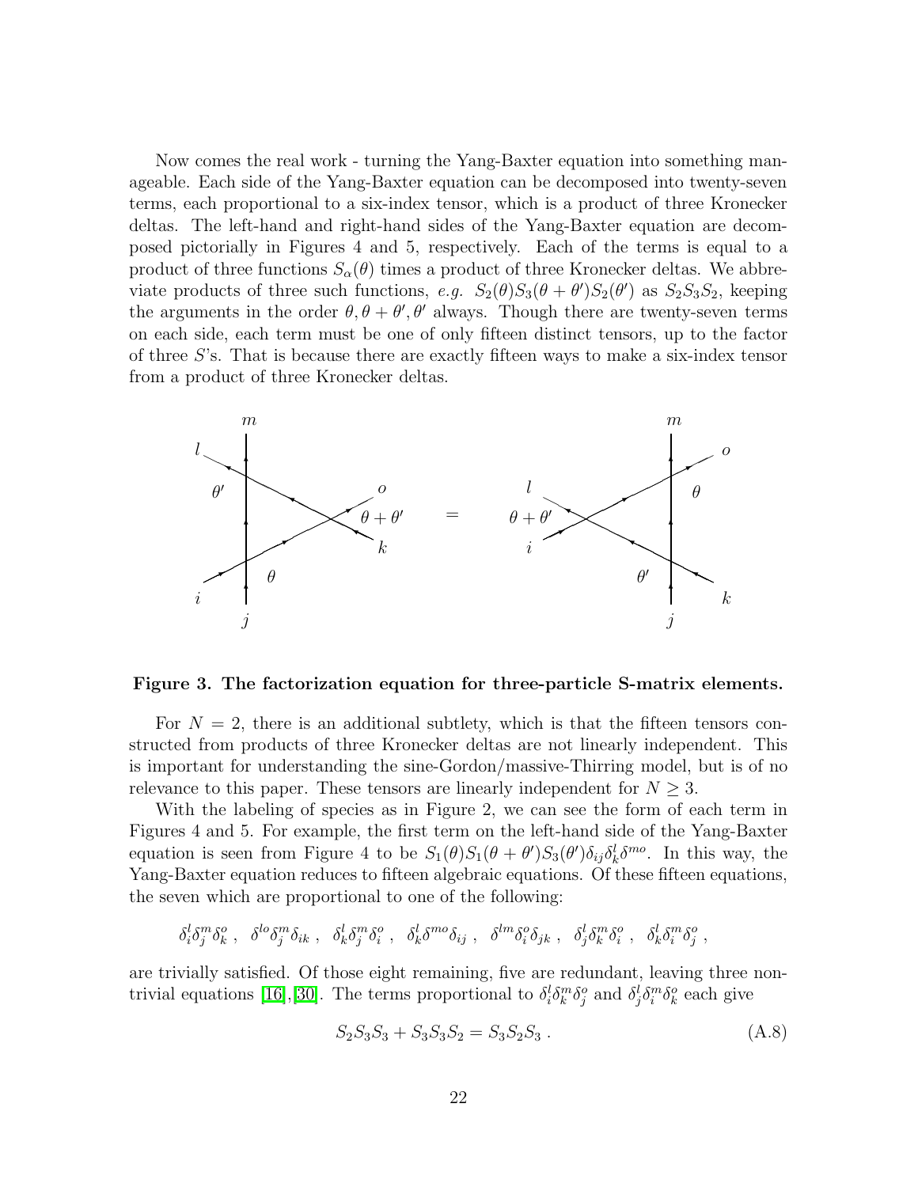Now comes the real work - turning the Yang-Baxter equation into something manageable. Each side of the Yang-Baxter equation can be decomposed into twenty-seven terms, each proportional to a six-index tensor, which is a product of three Kronecker deltas. The left-hand and right-hand sides of the Yang-Baxter equation are decomposed pictorially in Figures 4 and 5, respectively. Each of the terms is equal to a product of three functions $S_\alpha(\theta)$ times a product of three Kronecker deltas. We abbreviate products of three such functions, *e.g.* $S_2(\theta)S_3(\theta+\theta')S_2(\theta')$ as $S_2S_3S_2$, keeping the arguments in the order $\theta, \theta+\theta', \theta'$ always. Though there are twenty-seven terms on each side, each term must be one of only fifteen distinct tensors, up to the factor of three $S$'s. That is because there are exactly fifteen ways to make a six-index tensor from a product of three Kronecker deltas.

**Figure 3. The factorization equation for three-particle S-matrix elements.**

For $N = 2$, there is an additional subtlety, which is that the fifteen tensors constructed from products of three Kronecker deltas are not linearly independent. This is important for understanding the sine-Gordon/massive-Thirring model, but is of no relevance to this paper. These tensors are linearly independent for $N \geq 3$.

With the labeling of species as in Figure 2, we can see the form of each term in Figures 4 and 5. For example, the first term on the left-hand side of the Yang-Baxter equation is seen from Figure 4 to be $S_1(\theta)S_1(\theta+\theta')S_3(\theta')\delta_{ij}\delta^l_k\delta^{mo}$. In this way, the Yang-Baxter equation reduces to fifteen algebraic equations. Of these fifteen equations, the seven which are proportional to one of the following:

$$\delta^l_i\delta^m_j\delta^o_k\ ,\ \ \delta^{lo}\delta^m_j\delta_{ik}\ ,\ \ \delta^l_k\delta^m_j\delta^o_i\ ,\ \ \delta^l_k\delta^{mo}\delta_{ij}\ ,\ \ \delta^{lm}\delta^o_i\delta_{jk}\ ,\ \ \delta^l_j\delta^m_k\delta^o_i\ ,\ \ \delta^l_k\delta^m_i\delta^o_j\ ,$$

are trivially satisfied. Of those eight remaining, five are redundant, leaving three nontrivial equations [16],[30]. The terms proportional to $\delta^l_i\delta^m_k\delta^o_j$ and $\delta^l_j\delta^m_i\delta^o_k$ each give

$$S_2S_3S_3 + S_3S_3S_2 = S_3S_2S_3\ . \tag{A.8}$$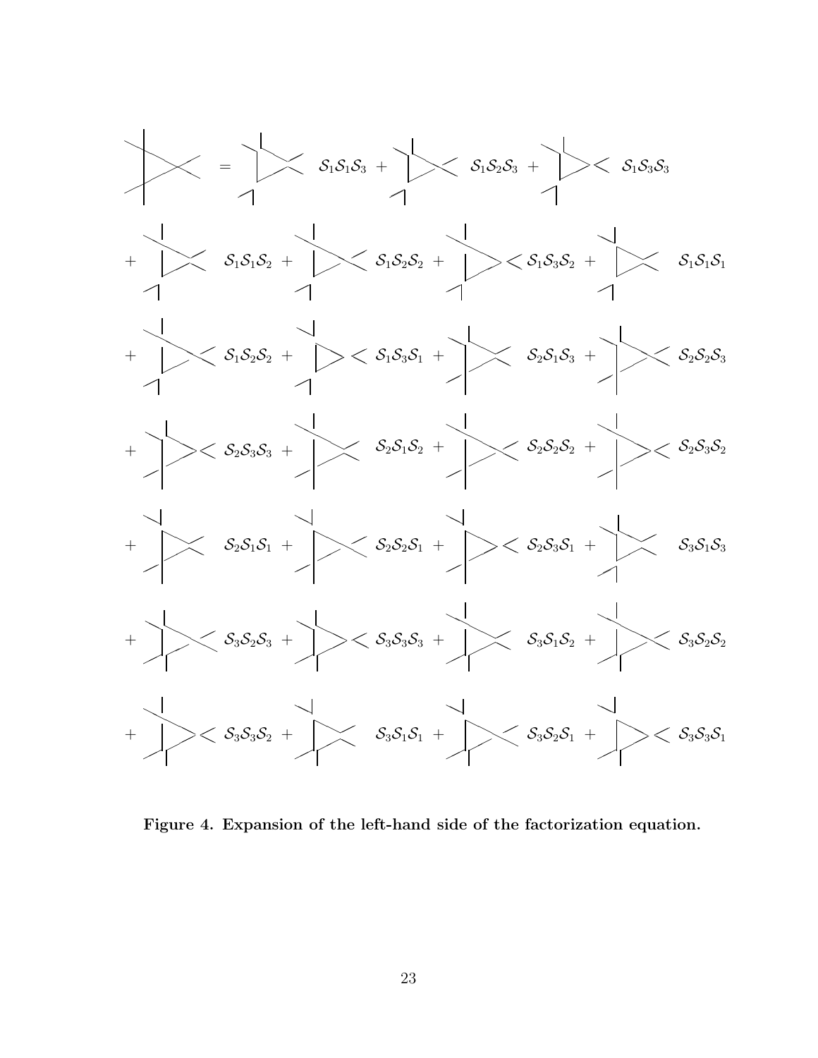$$= \; \mathcal{S}_1\mathcal{S}_1\mathcal{S}_3 + \mathcal{S}_1\mathcal{S}_2\mathcal{S}_3 + \mathcal{S}_1\mathcal{S}_3\mathcal{S}_3$$

$$+ \; \mathcal{S}_1\mathcal{S}_1\mathcal{S}_2 + \mathcal{S}_1\mathcal{S}_2\mathcal{S}_2 + \mathcal{S}_1\mathcal{S}_3\mathcal{S}_2 + \mathcal{S}_1\mathcal{S}_1\mathcal{S}_1$$

$$+ \; \mathcal{S}_1\mathcal{S}_2\mathcal{S}_2 + \mathcal{S}_1\mathcal{S}_3\mathcal{S}_1 + \mathcal{S}_2\mathcal{S}_1\mathcal{S}_3 + \mathcal{S}_2\mathcal{S}_2\mathcal{S}_3$$

$$+ \; \mathcal{S}_2\mathcal{S}_3\mathcal{S}_3 + \mathcal{S}_2\mathcal{S}_1\mathcal{S}_2 + \mathcal{S}_2\mathcal{S}_2\mathcal{S}_2 + \mathcal{S}_2\mathcal{S}_3\mathcal{S}_2$$

$$+ \; \mathcal{S}_2\mathcal{S}_1\mathcal{S}_1 + \mathcal{S}_2\mathcal{S}_2\mathcal{S}_1 + \mathcal{S}_2\mathcal{S}_3\mathcal{S}_1 + \mathcal{S}_3\mathcal{S}_1\mathcal{S}_3$$

$$+ \; \mathcal{S}_3\mathcal{S}_2\mathcal{S}_3 + \mathcal{S}_3\mathcal{S}_3\mathcal{S}_3 + \mathcal{S}_3\mathcal{S}_1\mathcal{S}_2 + \mathcal{S}_3\mathcal{S}_2\mathcal{S}_2$$

$$+ \; \mathcal{S}_3\mathcal{S}_3\mathcal{S}_2 + \mathcal{S}_3\mathcal{S}_1\mathcal{S}_1 + \mathcal{S}_3\mathcal{S}_2\mathcal{S}_1 + \mathcal{S}_3\mathcal{S}_3\mathcal{S}_1$$

**Figure 4. Expansion of the left-hand side of the factorization equation.**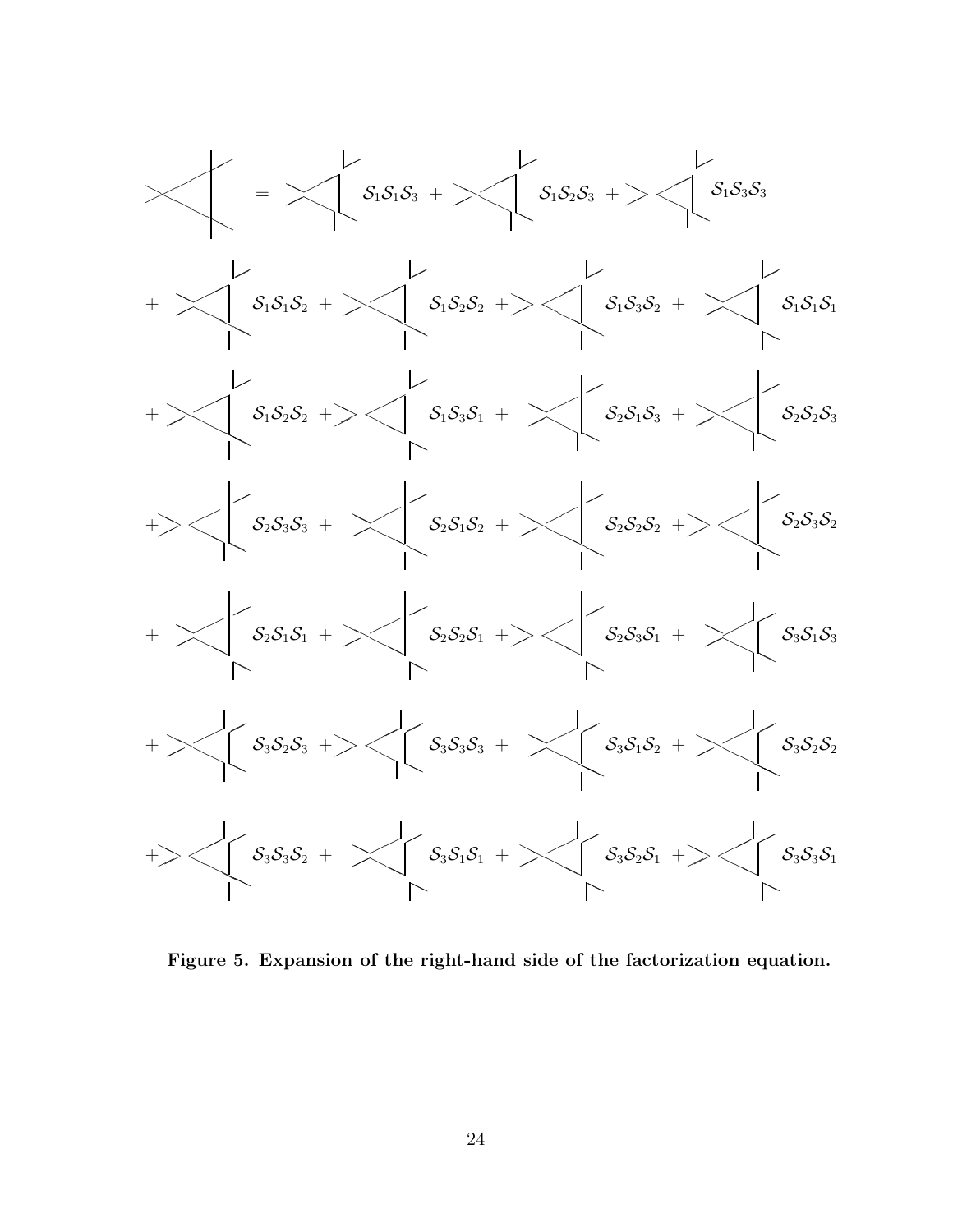$$= \; \mathcal{S}_1\mathcal{S}_1\mathcal{S}_3 \; + \; \mathcal{S}_1\mathcal{S}_2\mathcal{S}_3 \; + \; \mathcal{S}_1\mathcal{S}_3\mathcal{S}_3$$

$$+ \; \mathcal{S}_1\mathcal{S}_1\mathcal{S}_2 \; + \; \mathcal{S}_1\mathcal{S}_2\mathcal{S}_2 \; + \; \mathcal{S}_1\mathcal{S}_3\mathcal{S}_2 \; + \; \mathcal{S}_1\mathcal{S}_1\mathcal{S}_1$$

$$+ \; \mathcal{S}_1\mathcal{S}_2\mathcal{S}_2 \; + \; \mathcal{S}_1\mathcal{S}_3\mathcal{S}_1 \; + \; \mathcal{S}_2\mathcal{S}_1\mathcal{S}_3 \; + \; \mathcal{S}_2\mathcal{S}_2\mathcal{S}_3$$

$$+ \; \mathcal{S}_2\mathcal{S}_3\mathcal{S}_3 \; + \; \mathcal{S}_2\mathcal{S}_1\mathcal{S}_2 \; + \; \mathcal{S}_2\mathcal{S}_2\mathcal{S}_2 \; + \; \mathcal{S}_2\mathcal{S}_3\mathcal{S}_2$$

$$+ \; \mathcal{S}_2\mathcal{S}_1\mathcal{S}_1 \; + \; \mathcal{S}_2\mathcal{S}_2\mathcal{S}_1 \; + \; \mathcal{S}_2\mathcal{S}_3\mathcal{S}_1 \; + \; \mathcal{S}_3\mathcal{S}_1\mathcal{S}_3$$

$$+ \; \mathcal{S}_3\mathcal{S}_2\mathcal{S}_3 \; + \; \mathcal{S}_3\mathcal{S}_3\mathcal{S}_3 \; + \; \mathcal{S}_3\mathcal{S}_1\mathcal{S}_2 \; + \; \mathcal{S}_3\mathcal{S}_2\mathcal{S}_2$$

$$+ \; \mathcal{S}_3\mathcal{S}_3\mathcal{S}_2 \; + \; \mathcal{S}_3\mathcal{S}_1\mathcal{S}_1 \; + \; \mathcal{S}_3\mathcal{S}_2\mathcal{S}_1 \; + \; \mathcal{S}_3\mathcal{S}_3\mathcal{S}_1$$

**Figure 5. Expansion of the right-hand side of the factorization equation.**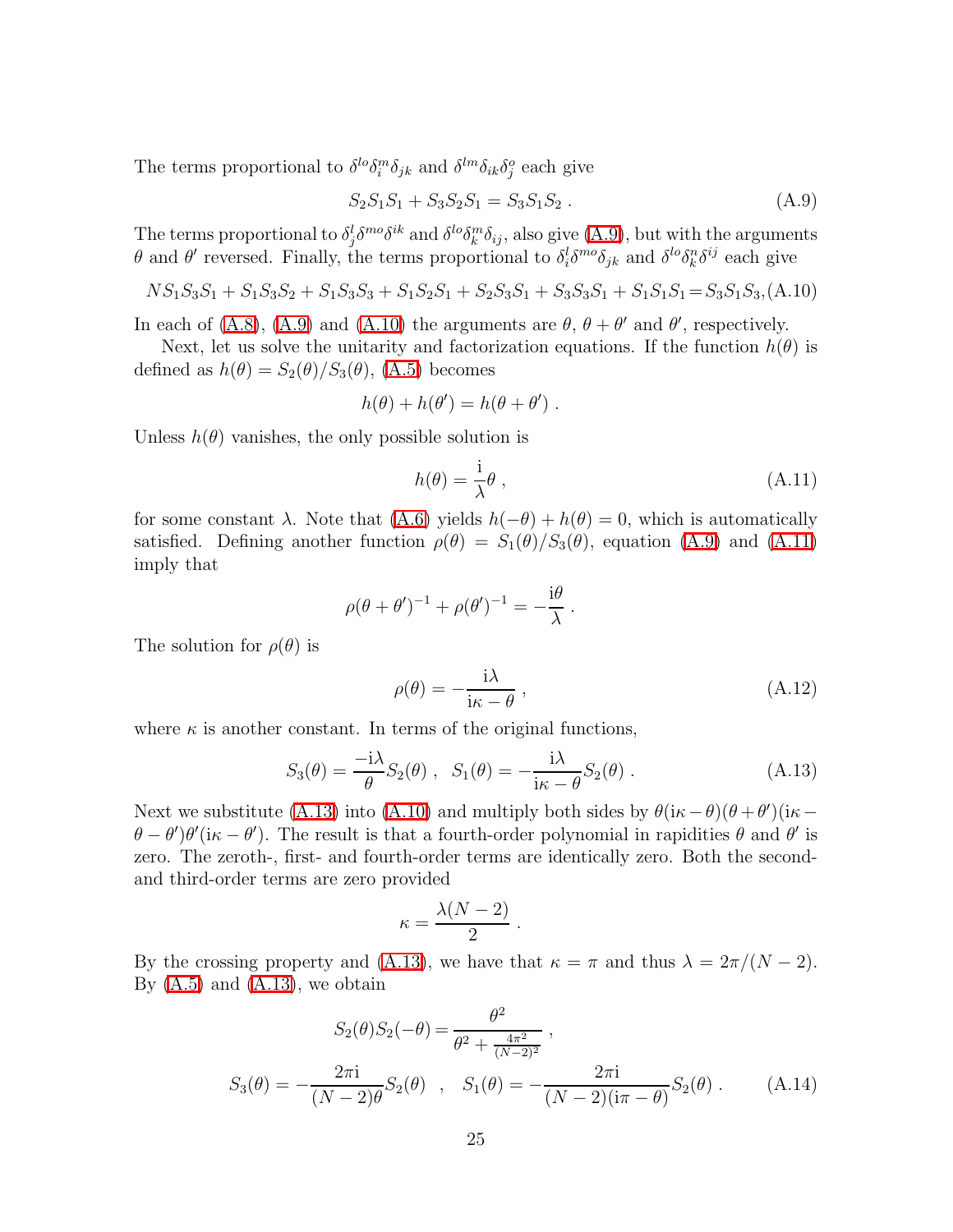The terms proportional to $\delta^{lo}\delta^m_i\delta_{jk}$ and $\delta^{lm}\delta_{ik}\delta^o_j$ each give

$$S_2S_1S_1 + S_3S_2S_1 = S_3S_1S_2 \ . \tag{A.9}$$

The terms proportional to $\delta^l_j\delta^{mo}\delta^{ik}$ and $\delta^{lo}\delta^m_k\delta_{ij}$, also give (A.9), but with the arguments $\theta$ and $\theta'$ reversed. Finally, the terms proportional to $\delta^l_i\delta^{mo}\delta_{jk}$ and $\delta^{lo}\delta^n_k\delta^{ij}$ each give

$$NS_1S_3S_1 + S_1S_3S_2 + S_1S_3S_3 + S_1S_2S_1 + S_2S_3S_1 + S_3S_3S_1 + S_1S_1S_1 = S_3S_1S_3, \tag{A.10}$$

In each of (A.8), (A.9) and (A.10) the arguments are $\theta$, $\theta+\theta'$ and $\theta'$, respectively.

Next, let us solve the unitarity and factorization equations. If the function $h(\theta)$ is defined as $h(\theta) = S_2(\theta)/S_3(\theta)$, (A.5) becomes

$$h(\theta) + h(\theta') = h(\theta + \theta') \ .$$

Unless $h(\theta)$ vanishes, the only possible solution is

$$h(\theta) = \frac{\mathrm{i}}{\lambda}\theta \ , \tag{A.11}$$

for some constant $\lambda$. Note that (A.6) yields $h(-\theta) + h(\theta) = 0$, which is automatically satisfied. Defining another function $\rho(\theta) = S_1(\theta)/S_3(\theta)$, equation (A.9) and (A.11) imply that

$$\rho(\theta+\theta')^{-1} + \rho(\theta')^{-1} = -\frac{\mathrm{i}\theta}{\lambda} \ .$$

The solution for $\rho(\theta)$ is

$$\rho(\theta) = -\frac{\mathrm{i}\lambda}{\mathrm{i}\kappa - \theta} \ , \tag{A.12}$$

where $\kappa$ is another constant. In terms of the original functions,

$$S_3(\theta) = \frac{-\mathrm{i}\lambda}{\theta}S_2(\theta) \ , \quad S_1(\theta) = -\frac{\mathrm{i}\lambda}{\mathrm{i}\kappa - \theta}S_2(\theta) \ . \tag{A.13}$$

Next we substitute (A.13) into (A.10) and multiply both sides by $\theta(\mathrm{i}\kappa-\theta)(\theta+\theta')(\mathrm{i}\kappa-\theta-\theta')\theta'(\mathrm{i}\kappa-\theta')$. The result is that a fourth-order polynomial in rapidities $\theta$ and $\theta'$ is zero. The zeroth-, first- and fourth-order terms are identically zero. Both the second- and third-order terms are zero provided

$$\kappa = \frac{\lambda(N-2)}{2} \ .$$

By the crossing property and (A.13), we have that $\kappa = \pi$ and thus $\lambda = 2\pi/(N-2)$. By (A.5) and (A.13), we obtain

$$S_2(\theta)S_2(-\theta) = \frac{\theta^2}{\theta^2 + \frac{4\pi^2}{(N-2)^2}} \ ,$$

$$S_3(\theta) = -\frac{2\pi\mathrm{i}}{(N-2)\theta}S_2(\theta) \quad , \quad S_1(\theta) = -\frac{2\pi\mathrm{i}}{(N-2)(\mathrm{i}\pi-\theta)}S_2(\theta) \ . \tag{A.14}$$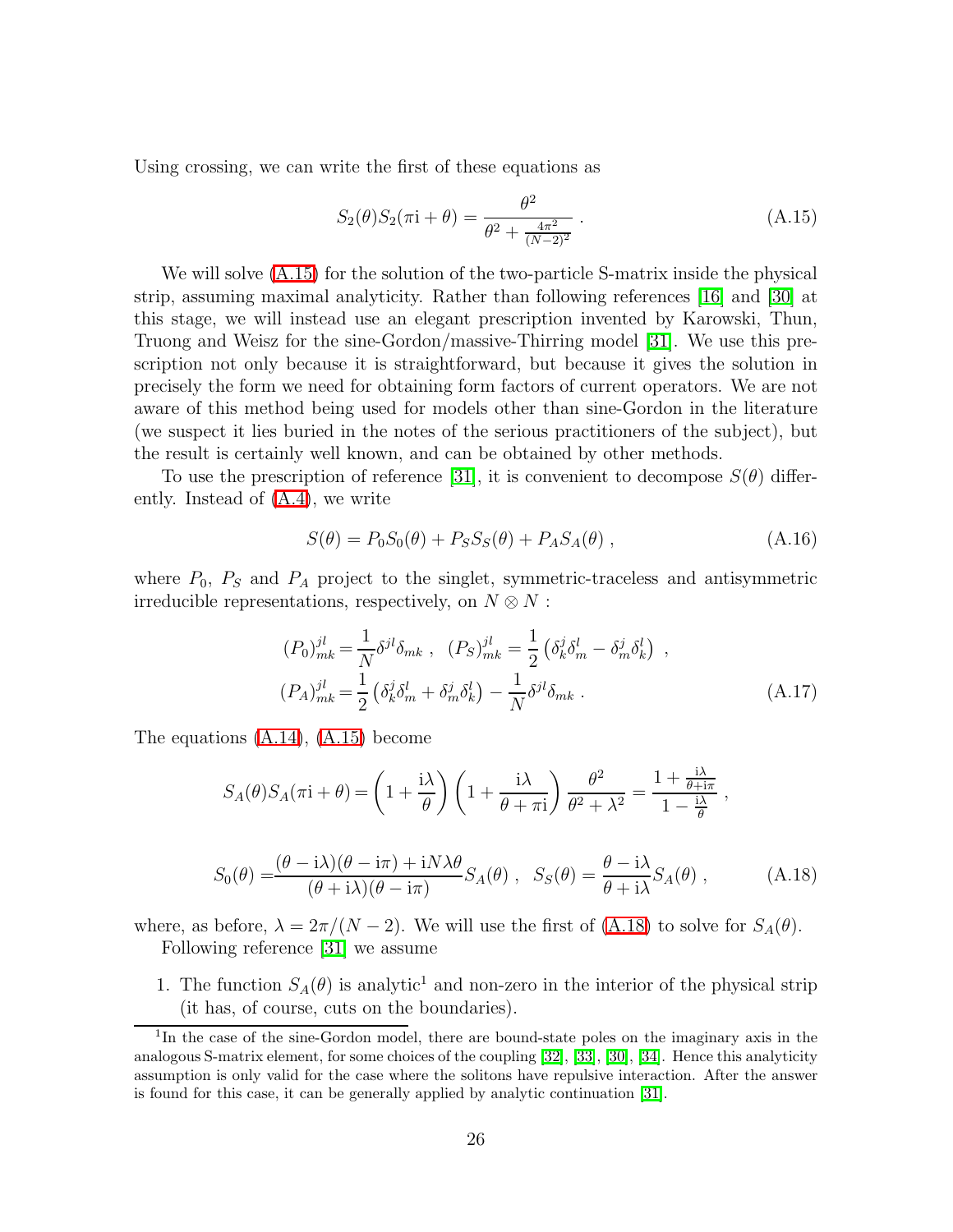Using crossing, we can write the first of these equations as

$$S_2(\theta)S_2(\pi\mathrm{i}+\theta) = \frac{\theta^2}{\theta^2 + \frac{4\pi^2}{(N-2)^2}} \; . \tag{A.15}$$

We will solve (A.15) for the solution of the two-particle S-matrix inside the physical strip, assuming maximal analyticity. Rather than following references [16] and [30] at this stage, we will instead use an elegant prescription invented by Karowski, Thun, Truong and Weisz for the sine-Gordon/massive-Thirring model [31]. We use this prescription not only because it is straightforward, but because it gives the solution in precisely the form we need for obtaining form factors of current operators. We are not aware of this method being used for models other than sine-Gordon in the literature (we suspect it lies buried in the notes of the serious practitioners of the subject), but the result is certainly well known, and can be obtained by other methods.

To use the prescription of reference [31], it is convenient to decompose $S(\theta)$ differently. Instead of (A.4), we write

$$S(\theta) = P_0 S_0(\theta) + P_S S_S(\theta) + P_A S_A(\theta) \; , \tag{A.16}$$

where $P_0$, $P_S$ and $P_A$ project to the singlet, symmetric-traceless and antisymmetric irreducible representations, respectively, on $N\otimes N$ :

$$\begin{aligned}
(P_0)^{jl}_{mk} &= \frac{1}{N}\delta^{jl}\delta_{mk} \; , \quad (P_S)^{jl}_{mk} = \frac{1}{2}\left(\delta^j_k\delta^l_m - \delta^j_m\delta^l_k\right) \; , \\
(P_A)^{jl}_{mk} &= \frac{1}{2}\left(\delta^j_k\delta^l_m + \delta^j_m\delta^l_k\right) - \frac{1}{N}\delta^{jl}\delta_{mk} \; .
\end{aligned} \tag{A.17}$$

The equations (A.14), (A.15) become

$$S_A(\theta)S_A(\pi\mathrm{i}+\theta) = \left(1+\frac{\mathrm{i}\lambda}{\theta}\right)\left(1+\frac{\mathrm{i}\lambda}{\theta+\pi\mathrm{i}}\right)\frac{\theta^2}{\theta^2+\lambda^2} = \frac{1+\frac{\mathrm{i}\lambda}{\theta+\mathrm{i}\pi}}{1-\frac{\mathrm{i}\lambda}{\theta}} \; ,$$

$$S_0(\theta) = \frac{(\theta-\mathrm{i}\lambda)(\theta-\mathrm{i}\pi)+\mathrm{i}N\lambda\theta}{(\theta+\mathrm{i}\lambda)(\theta-\mathrm{i}\pi)}S_A(\theta) \; , \quad S_S(\theta) = \frac{\theta-\mathrm{i}\lambda}{\theta+\mathrm{i}\lambda}S_A(\theta) \; , \tag{A.18}$$

where, as before, $\lambda = 2\pi/(N-2)$. We will use the first of (A.18) to solve for $S_A(\theta)$.

Following reference [31] we assume

1. The function $S_A(\theta)$ is analytic[1] and non-zero in the interior of the physical strip (it has, of course, cuts on the boundaries).

[1] In the case of the sine-Gordon model, there are bound-state poles on the imaginary axis in the analogous S-matrix element, for some choices of the coupling [32], [33], [30], [34]. Hence this analyticity assumption is only valid for the case where the solitons have repulsive interaction. After the answer is found for this case, it can be generally applied by analytic continuation [31].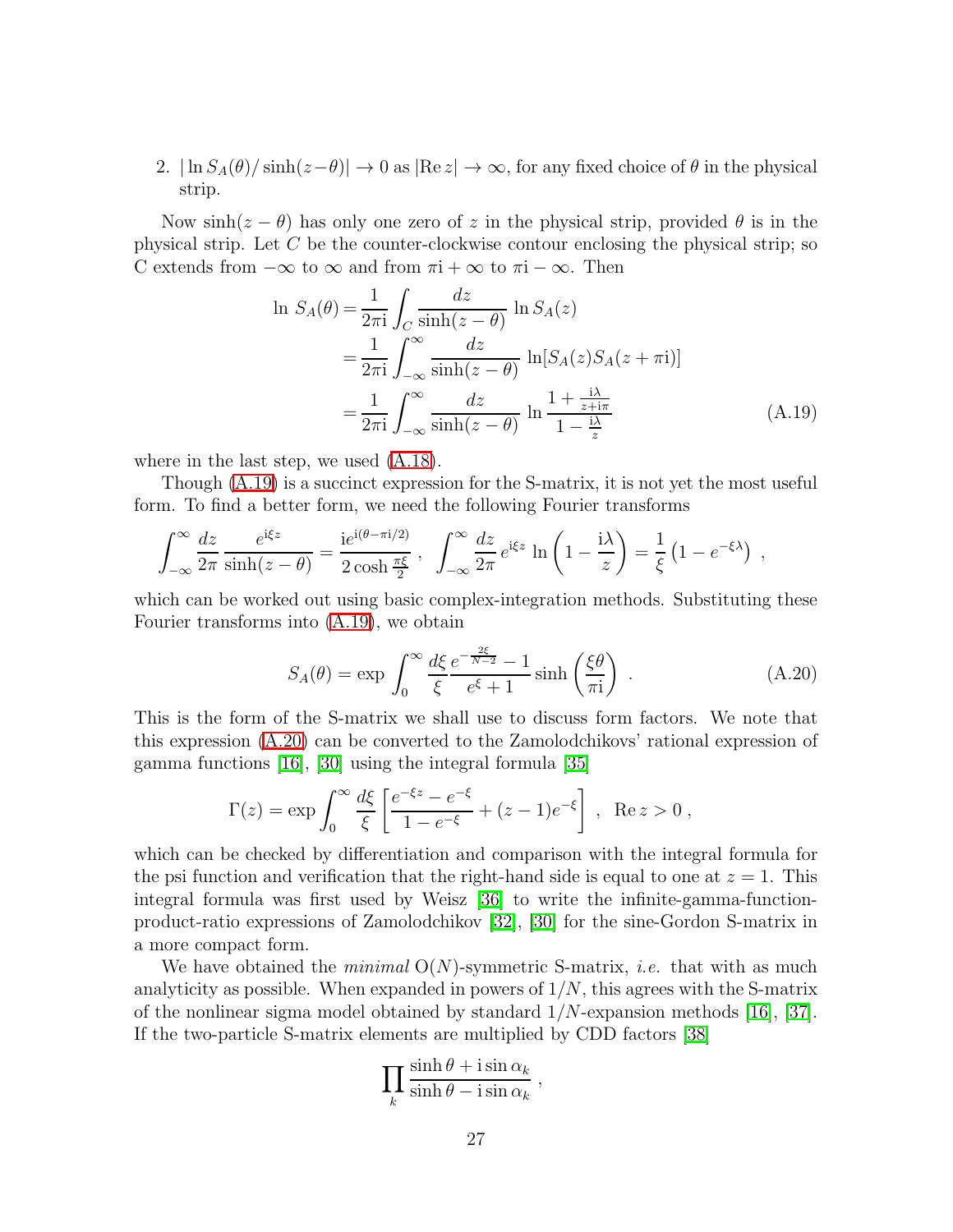2. $|\ln S_A(\theta)/\sinh(z-\theta)| \to 0$ as $|\mathrm{Re}\, z| \to \infty$, for any fixed choice of $\theta$ in the physical strip.

Now $\sinh(z-\theta)$ has only one zero of $z$ in the physical strip, provided $\theta$ is in the physical strip. Let $C$ be the counter-clockwise contour enclosing the physical strip; so C extends from $-\infty$ to $\infty$ and from $\pi\mathrm{i}+\infty$ to $\pi\mathrm{i}-\infty$. Then

$$
\begin{aligned}
\ln\, S_A(\theta) &= \frac{1}{2\pi\mathrm{i}} \int_C \frac{dz}{\sinh(z-\theta)}\, \ln S_A(z) \\
&= \frac{1}{2\pi\mathrm{i}} \int_{-\infty}^{\infty} \frac{dz}{\sinh(z-\theta)}\, \ln[S_A(z) S_A(z+\pi\mathrm{i})] \\
&= \frac{1}{2\pi\mathrm{i}} \int_{-\infty}^{\infty} \frac{dz}{\sinh(z-\theta)}\, \ln \frac{1+\frac{\mathrm{i}\lambda}{z+\mathrm{i}\pi}}{1-\frac{\mathrm{i}\lambda}{z}}
\end{aligned}
\tag{A.19}
$$

where in the last step, we used (A.18).

Though (A.19) is a succinct expression for the S-matrix, it is not yet the most useful form. To find a better form, we need the following Fourier transforms

$$
\int_{-\infty}^{\infty} \frac{dz}{2\pi} \frac{e^{\mathrm{i}\xi z}}{\sinh(z-\theta)} = \frac{\mathrm{i}e^{\mathrm{i}(\theta-\pi\mathrm{i}/2)}}{2\cosh\frac{\pi\xi}{2}}\ , \quad \int_{-\infty}^{\infty} \frac{dz}{2\pi}\, e^{\mathrm{i}\xi z} \ln\left(1-\frac{\mathrm{i}\lambda}{z}\right) = \frac{1}{\xi}\left(1-e^{-\xi\lambda}\right)\ ,
$$

which can be worked out using basic complex-integration methods. Substituting these Fourier transforms into (A.19), we obtain

$$
S_A(\theta) = \exp \int_0^{\infty} \frac{d\xi}{\xi} \frac{e^{-\frac{2\xi}{N-2}}-1}{e^{\xi}+1} \sinh\left(\frac{\xi\theta}{\pi\mathrm{i}}\right)\ . \tag{A.20}
$$

This is the form of the S-matrix we shall use to discuss form factors. We note that this expression (A.20) can be converted to the Zamolodchikovs' rational expression of gamma functions [16], [30] using the integral formula [35]

$$
\Gamma(z) = \exp \int_0^{\infty} \frac{d\xi}{\xi}\left[\frac{e^{-\xi z}-e^{-\xi}}{1-e^{-\xi}} + (z-1)e^{-\xi}\right]\ ,\ \ \mathrm{Re}\, z > 0\ ,
$$

which can be checked by differentiation and comparison with the integral formula for the psi function and verification that the right-hand side is equal to one at $z=1$. This integral formula was first used by Weisz [36] to write the infinite-gamma-function-product-ratio expressions of Zamolodchikov [32], [30] for the sine-Gordon S-matrix in a more compact form.

We have obtained the *minimal* O($N$)-symmetric S-matrix, *i.e.* that with as much analyticity as possible. When expanded in powers of $1/N$, this agrees with the S-matrix of the nonlinear sigma model obtained by standard $1/N$-expansion methods [16], [37]. If the two-particle S-matrix elements are multiplied by CDD factors [38]

$$
\prod_k \frac{\sinh\theta + \mathrm{i}\sin\alpha_k}{\sinh\theta - \mathrm{i}\sin\alpha_k}\ ,
$$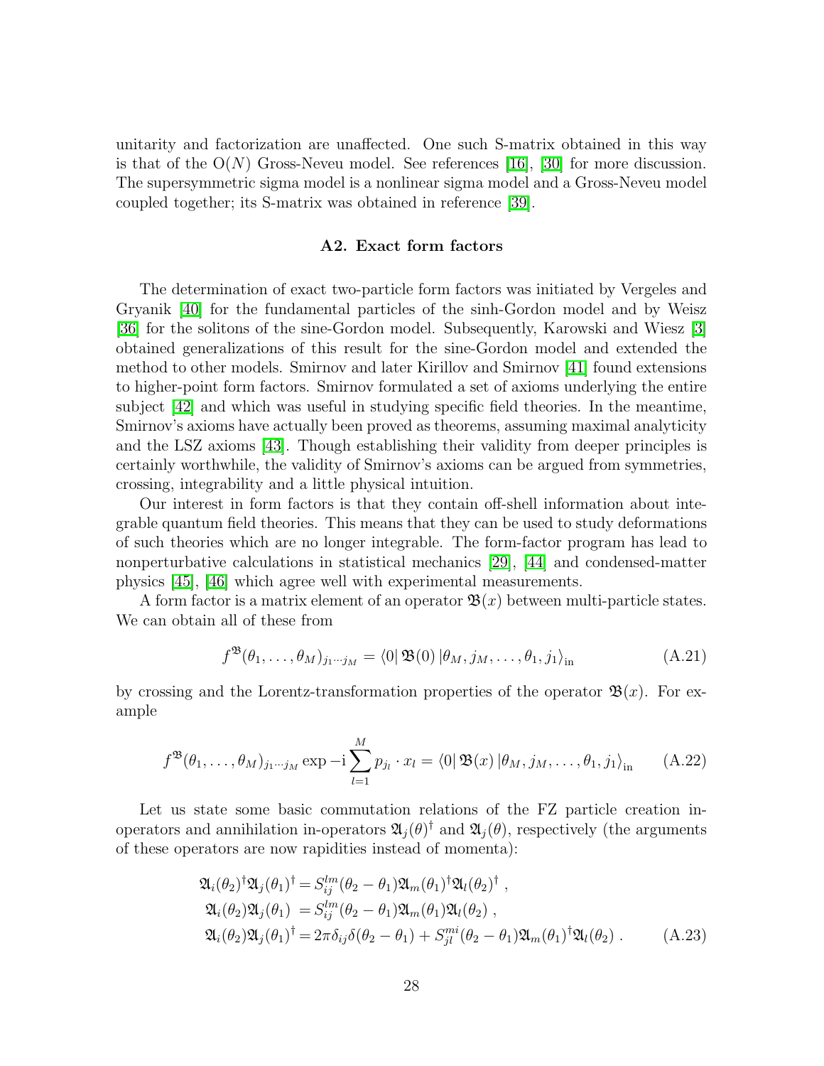unitarity and factorization are unaffected. One such S-matrix obtained in this way is that of the O($N$) Gross-Neveu model. See references [16], [30] for more discussion. The supersymmetric sigma model is a nonlinear sigma model and a Gross-Neveu model coupled together; its S-matrix was obtained in reference [39].

### A2. Exact form factors

The determination of exact two-particle form factors was initiated by Vergeles and Gryanik [40] for the fundamental particles of the sinh-Gordon model and by Weisz [36] for the solitons of the sine-Gordon model. Subsequently, Karowski and Wiesz [3] obtained generalizations of this result for the sine-Gordon model and extended the method to other models. Smirnov and later Kirillov and Smirnov [41] found extensions to higher-point form factors. Smirnov formulated a set of axioms underlying the entire subject [42] and which was useful in studying specific field theories. In the meantime, Smirnov's axioms have actually been proved as theorems, assuming maximal analyticity and the LSZ axioms [43]. Though establishing their validity from deeper principles is certainly worthwhile, the validity of Smirnov's axioms can be argued from symmetries, crossing, integrability and a little physical intuition.

Our interest in form factors is that they contain off-shell information about integrable quantum field theories. This means that they can be used to study deformations of such theories which are no longer integrable. The form-factor program has lead to nonperturbative calculations in statistical mechanics [29], [44] and condensed-matter physics [45], [46] which agree well with experimental measurements.

A form factor is a matrix element of an operator $\mathfrak{B}(x)$ between multi-particle states. We can obtain all of these from

$$f^{\mathfrak{B}}(\theta_1, \dots, \theta_M)_{j_1 \cdots j_M} = \langle 0 |\, \mathfrak{B}(0)\, | \theta_M, j_M, \dots, \theta_1, j_1 \rangle_{\rm in} \tag{A.21}$$

by crossing and the Lorentz-transformation properties of the operator $\mathfrak{B}(x)$. For example

$$f^{\mathfrak{B}}(\theta_1, \dots, \theta_M)_{j_1 \cdots j_M} \exp -{\rm i} \sum_{l=1}^{M} p_{j_l} \cdot x_l = \langle 0 |\, \mathfrak{B}(x)\, | \theta_M, j_M, \dots, \theta_1, j_1 \rangle_{\rm in} \tag{A.22}$$

Let us state some basic commutation relations of the FZ particle creation in-operators and annihilation in-operators $\mathfrak{A}_j(\theta)^\dagger$ and $\mathfrak{A}_j(\theta)$, respectively (the arguments of these operators are now rapidities instead of momenta):

$$\begin{aligned}
\mathfrak{A}_i(\theta_2)^\dagger \mathfrak{A}_j(\theta_1)^\dagger &= S_{ij}^{lm}(\theta_2 - \theta_1) \mathfrak{A}_m(\theta_1)^\dagger \mathfrak{A}_l(\theta_2)^\dagger \ , \\
\mathfrak{A}_i(\theta_2) \mathfrak{A}_j(\theta_1) &= S_{ij}^{lm}(\theta_2 - \theta_1) \mathfrak{A}_m(\theta_1) \mathfrak{A}_l(\theta_2) \ , \\
\mathfrak{A}_i(\theta_2) \mathfrak{A}_j(\theta_1)^\dagger &= 2\pi \delta_{ij} \delta(\theta_2 - \theta_1) + S_{jl}^{mi}(\theta_2 - \theta_1) \mathfrak{A}_m(\theta_1)^\dagger \mathfrak{A}_l(\theta_2) \ .
\end{aligned} \tag{A.23}$$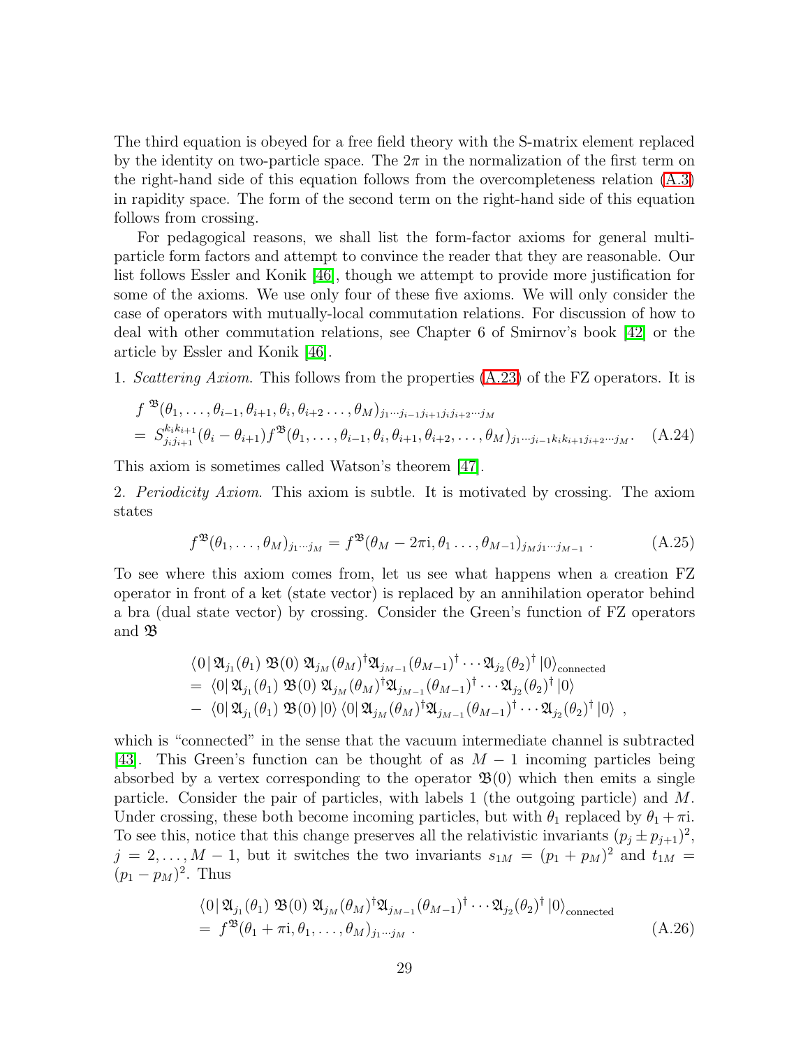The third equation is obeyed for a free field theory with the S-matrix element replaced by the identity on two-particle space. The $2\pi$ in the normalization of the first term on the right-hand side of this equation follows from the overcompleteness relation (A.3) in rapidity space. The form of the second term on the right-hand side of this equation follows from crossing.

For pedagogical reasons, we shall list the form-factor axioms for general multi-particle form factors and attempt to convince the reader that they are reasonable. Our list follows Essler and Konik [46], though we attempt to provide more justification for some of the axioms. We use only four of these five axioms. We will only consider the case of operators with mutually-local commutation relations. For discussion of how to deal with other commutation relations, see Chapter 6 of Smirnov's book [42] or the article by Essler and Konik [46].

1. *Scattering Axiom.* This follows from the properties (A.23) of the FZ operators. It is

$$
\begin{aligned}
& f^{\mathfrak{B}}(\theta_1,\ldots,\theta_{i-1},\theta_{i+1},\theta_i,\theta_{i+2}\ldots,\theta_M)_{j_1\cdots j_{i-1}j_{i+1}j_ij_{i+2}\cdots j_M} \\
&= S^{k_ik_{i+1}}_{j_ij_{i+1}}(\theta_i-\theta_{i+1}) f^{\mathfrak{B}}(\theta_1,\ldots,\theta_{i-1},\theta_i,\theta_{i+1},\theta_{i+2},\ldots,\theta_M)_{j_1\cdots j_{i-1}k_ik_{i+1}j_{i+2}\cdots j_M}.
\end{aligned} \tag{A.24}
$$

This axiom is sometimes called Watson's theorem [47].

2. *Periodicity Axiom.* This axiom is subtle. It is motivated by crossing. The axiom states

$$
f^{\mathfrak{B}}(\theta_1,\ldots,\theta_M)_{j_1\cdots j_M} = f^{\mathfrak{B}}(\theta_M-2\pi \mathrm{i},\theta_1\ldots,\theta_{M-1})_{j_Mj_1\cdots j_{M-1}}\,. \tag{A.25}
$$

To see where this axiom comes from, let us see what happens when a creation FZ operator in front of a ket (state vector) is replaced by an annihilation operator behind a bra (dual state vector) by crossing. Consider the Green's function of FZ operators and $\mathfrak{B}$

$$
\begin{aligned}
&\langle 0|\,\mathfrak{A}_{j_1}(\theta_1)\;\mathfrak{B}(0)\;\mathfrak{A}_{j_M}(\theta_M)^\dagger\mathfrak{A}_{j_{M-1}}(\theta_{M-1})^\dagger\cdots\mathfrak{A}_{j_2}(\theta_2)^\dagger\,|0\rangle_{\text{connected}} \\
&= \langle 0|\,\mathfrak{A}_{j_1}(\theta_1)\;\mathfrak{B}(0)\;\mathfrak{A}_{j_M}(\theta_M)^\dagger\mathfrak{A}_{j_{M-1}}(\theta_{M-1})^\dagger\cdots\mathfrak{A}_{j_2}(\theta_2)^\dagger\,|0\rangle \\
&- \langle 0|\,\mathfrak{A}_{j_1}(\theta_1)\;\mathfrak{B}(0)\,|0\rangle\,\langle 0|\,\mathfrak{A}_{j_M}(\theta_M)^\dagger\mathfrak{A}_{j_{M-1}}(\theta_{M-1})^\dagger\cdots\mathfrak{A}_{j_2}(\theta_2)^\dagger\,|0\rangle\;,
\end{aligned}
$$

which is "connected" in the sense that the vacuum intermediate channel is subtracted [43]. This Green's function can be thought of as $M-1$ incoming particles being absorbed by a vertex corresponding to the operator $\mathfrak{B}(0)$ which then emits a single particle. Consider the pair of particles, with labels 1 (the outgoing particle) and $M$. Under crossing, these both become incoming particles, but with $\theta_1$ replaced by $\theta_1+\pi\mathrm{i}$. To see this, notice that this change preserves all the relativistic invariants $(p_j\pm p_{j+1})^2$, $j=2,\ldots,M-1$, but it switches the two invariants $s_{1M}=(p_1+p_M)^2$ and $t_{1M}=(p_1-p_M)^2$. Thus

$$
\begin{aligned}
&\langle 0|\,\mathfrak{A}_{j_1}(\theta_1)\;\mathfrak{B}(0)\;\mathfrak{A}_{j_M}(\theta_M)^\dagger\mathfrak{A}_{j_{M-1}}(\theta_{M-1})^\dagger\cdots\mathfrak{A}_{j_2}(\theta_2)^\dagger\,|0\rangle_{\text{connected}} \\
&= f^{\mathfrak{B}}(\theta_1+\pi\mathrm{i},\theta_1,\ldots,\theta_M)_{j_1\cdots j_M}\,.
\end{aligned} \tag{A.26}
$$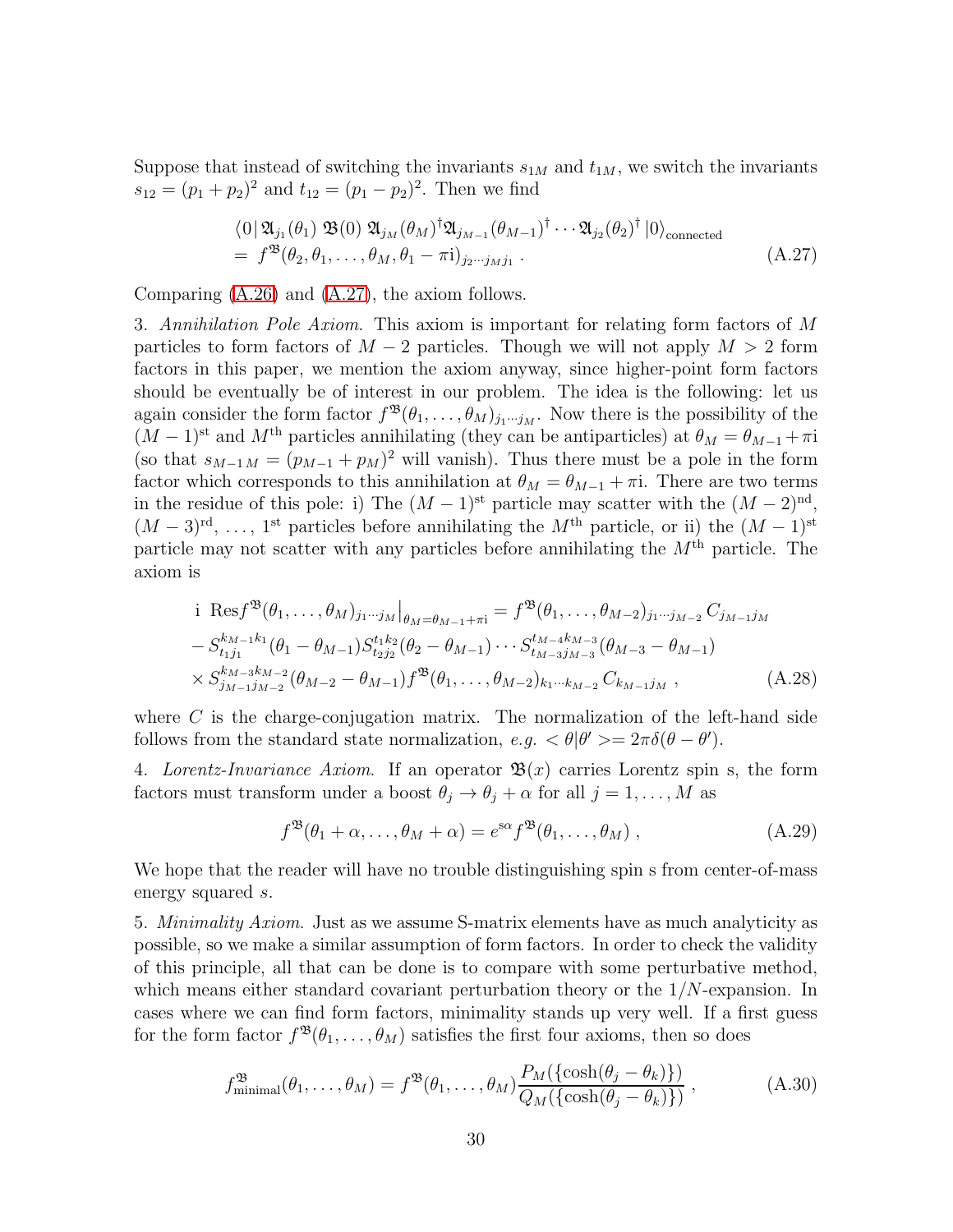Suppose that instead of switching the invariants $s_{1M}$ and $t_{1M}$, we switch the invariants $s_{12} = (p_1 + p_2)^2$ and $t_{12} = (p_1 - p_2)^2$. Then we find

$$
\begin{aligned}
&\langle 0 |\, \mathfrak{A}_{j_1}(\theta_1)\; \mathfrak{B}(0)\; \mathfrak{A}_{j_M}(\theta_M)^\dagger \mathfrak{A}_{j_{M-1}}(\theta_{M-1})^\dagger \cdots \mathfrak{A}_{j_2}(\theta_2)^\dagger\, |0\rangle_{\text{connected}} \\
&= \; f^{\mathfrak{B}}(\theta_2, \theta_1, \ldots, \theta_M, \theta_1 - \pi \mathrm{i})_{j_2 \cdots j_M j_1} \; .
\end{aligned}
\tag{A.27}
$$

Comparing (A.26) and (A.27), the axiom follows.

3. *Annihilation Pole Axiom*. This axiom is important for relating form factors of $M$ particles to form factors of $M-2$ particles. Though we will not apply $M > 2$ form factors in this paper, we mention the axiom anyway, since higher-point form factors should be eventually be of interest in our problem. The idea is the following: let us again consider the form factor $f^{\mathfrak{B}}(\theta_1, \ldots, \theta_M)_{j_1 \cdots j_M}$. Now there is the possibility of the $(M-1)^{\text{st}}$ and $M^{\text{th}}$ particles annihilating (they can be antiparticles) at $\theta_M = \theta_{M-1} + \pi \mathrm{i}$ (so that $s_{M-1\,M} = (p_{M-1} + p_M)^2$ will vanish). Thus there must be a pole in the form factor which corresponds to this annihilation at $\theta_M = \theta_{M-1} + \pi \mathrm{i}$. There are two terms in the residue of this pole: i) The $(M-1)^{\text{st}}$ particle may scatter with the $(M-2)^{\text{nd}}$, $(M-3)^{\text{rd}}$, $\ldots$, $1^{\text{st}}$ particles before annihilating the $M^{\text{th}}$ particle, or ii) the $(M-1)^{\text{st}}$ particle may not scatter with any particles before annihilating the $M^{\text{th}}$ particle. The axiom is

$$
\begin{aligned}
&\mathrm{i}\;\, \mathrm{Res} f^{\mathfrak{B}}(\theta_1, \ldots, \theta_M)_{j_1 \cdots j_M}\big|_{\theta_M = \theta_{M-1} + \pi \mathrm{i}} = f^{\mathfrak{B}}(\theta_1, \ldots, \theta_{M-2})_{j_1 \cdots j_{M-2}}\, C_{j_{M-1} j_M} \\
&- S^{k_{M-1} k_1}_{t_1 j_1}(\theta_1 - \theta_{M-1}) S^{t_1 k_2}_{t_2 j_2}(\theta_2 - \theta_{M-1}) \cdots S^{t_{M-4} k_{M-3}}_{t_{M-3} j_{M-3}}(\theta_{M-3} - \theta_{M-1}) \\
&\times S^{k_{M-3} k_{M-2}}_{j_{M-1} j_{M-2}}(\theta_{M-2} - \theta_{M-1}) f^{\mathfrak{B}}(\theta_1, \ldots, \theta_{M-2})_{k_1 \cdots k_{M-2}}\, C_{k_{M-1} j_M} \; ,
\end{aligned}
\tag{A.28}
$$

where $C$ is the charge-conjugation matrix. The normalization of the left-hand side follows from the standard state normalization, *e.g.* $< \theta | \theta' >= 2\pi \delta(\theta - \theta')$.

4. *Lorentz-Invariance Axiom*. If an operator $\mathfrak{B}(x)$ carries Lorentz spin s, the form factors must transform under a boost $\theta_j \to \theta_j + \alpha$ for all $j = 1, \ldots, M$ as

$$
f^{\mathfrak{B}}(\theta_1 + \alpha, \ldots, \theta_M + \alpha) = e^{\mathrm{s}\alpha} f^{\mathfrak{B}}(\theta_1, \ldots, \theta_M) \; ,
\tag{A.29}
$$

We hope that the reader will have no trouble distinguishing spin s from center-of-mass energy squared $s$.

5. *Minimality Axiom*. Just as we assume S-matrix elements have as much analyticity as possible, so we make a similar assumption of form factors. In order to check the validity of this principle, all that can be done is to compare with some perturbative method, which means either standard covariant perturbation theory or the $1/N$-expansion. In cases where we can find form factors, minimality stands up very well. If a first guess for the form factor $f^{\mathfrak{B}}(\theta_1, \ldots, \theta_M)$ satisfies the first four axioms, then so does

$$
f^{\mathfrak{B}}_{\text{minimal}}(\theta_1, \ldots, \theta_M) = f^{\mathfrak{B}}(\theta_1, \ldots, \theta_M) \frac{P_M(\{\cosh(\theta_j - \theta_k)\})}{Q_M(\{\cosh(\theta_j - \theta_k)\})} \; ,
\tag{A.30}
$$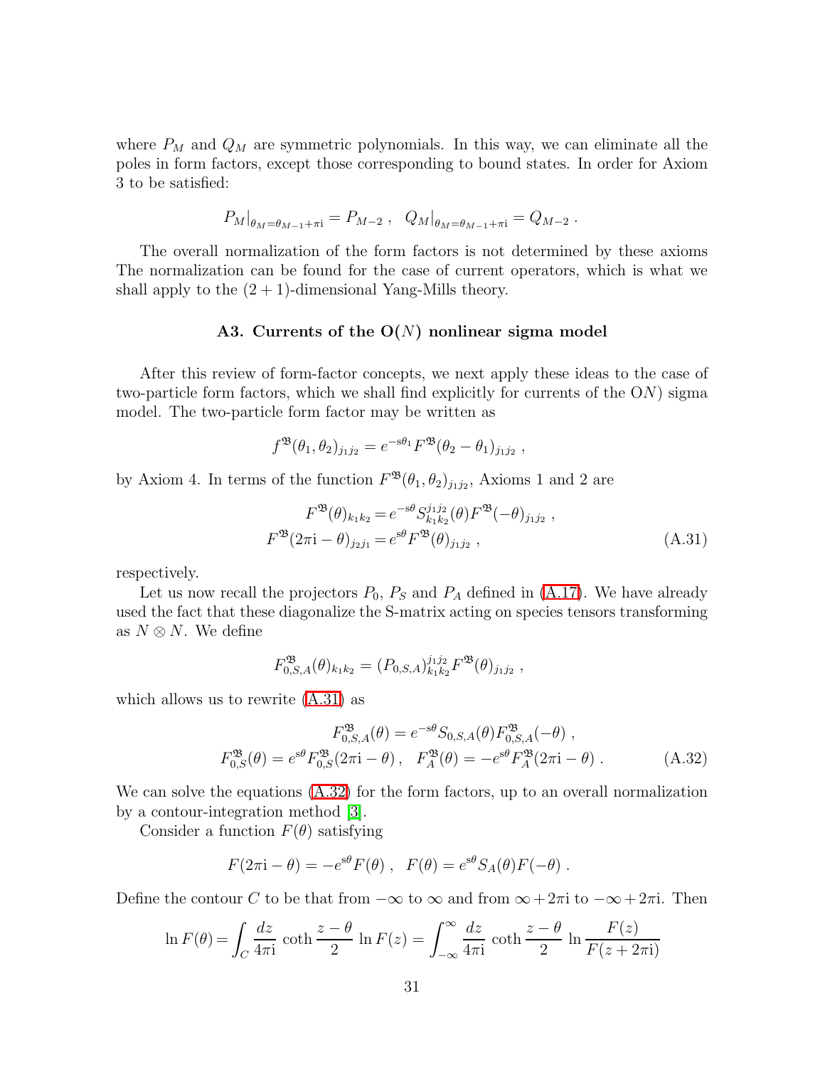where $P_M$ and $Q_M$ are symmetric polynomials. In this way, we can eliminate all the poles in form factors, except those corresponding to bound states. In order for Axiom 3 to be satisfied:

$$P_M|_{\theta_M=\theta_{M-1}+\pi\mathrm{i}} = P_{M-2}\ ,\quad Q_M|_{\theta_M=\theta_{M-1}+\pi\mathrm{i}} = Q_{M-2}\ .$$

The overall normalization of the form factors is not determined by these axioms The normalization can be found for the case of current operators, which is what we shall apply to the $(2+1)$-dimensional Yang-Mills theory.

### A3. Currents of the O($N$) nonlinear sigma model

After this review of form-factor concepts, we next apply these ideas to the case of two-particle form factors, which we shall find explicitly for currents of the O$N$) sigma model. The two-particle form factor may be written as

$$f^{\mathfrak{B}}(\theta_1,\theta_2)_{j_1j_2} = e^{-\mathrm{s}\theta_1}F^{\mathfrak{B}}(\theta_2-\theta_1)_{j_1j_2}\ ,$$

by Axiom 4. In terms of the function $F^{\mathfrak{B}}(\theta_1,\theta_2)_{j_1j_2}$, Axioms 1 and 2 are

$$\begin{aligned}
F^{\mathfrak{B}}(\theta)_{k_1k_2} &= e^{-\mathrm{s}\theta}S^{j_1j_2}_{k_1k_2}(\theta)F^{\mathfrak{B}}(-\theta)_{j_1j_2}\ ,\\
F^{\mathfrak{B}}(2\pi\mathrm{i}-\theta)_{j_2j_1} &= e^{\mathrm{s}\theta}F^{\mathfrak{B}}(\theta)_{j_1j_2}\ ,
\end{aligned}\tag{A.31}$$

respectively.

Let us now recall the projectors $P_0$, $P_S$ and $P_A$ defined in (A.17). We have already used the fact that these diagonalize the S-matrix acting on species tensors transforming as $N\otimes N$. We define

$$F^{\mathfrak{B}}_{0,S,A}(\theta)_{k_1k_2} = (P_{0,S,A})^{j_1j_2}_{k_1k_2}F^{\mathfrak{B}}(\theta)_{j_1j_2}\ ,$$

which allows us to rewrite (A.31) as

$$\begin{aligned}
F^{\mathfrak{B}}_{0,S,A}(\theta) &= e^{-\mathrm{s}\theta}S_{0,S,A}(\theta)F^{\mathfrak{B}}_{0,S,A}(-\theta)\ ,\\
F^{\mathfrak{B}}_{0,S}(\theta) = e^{\mathrm{s}\theta}F^{\mathfrak{B}}_{0,S}(2\pi\mathrm{i}-\theta)\ ,&\quad F^{\mathfrak{B}}_{A}(\theta) = -e^{\mathrm{s}\theta}F^{\mathfrak{B}}_{A}(2\pi\mathrm{i}-\theta)\ .
\end{aligned}\tag{A.32}$$

We can solve the equations (A.32) for the form factors, up to an overall normalization by a contour-integration method [3].

Consider a function $F(\theta)$ satisfying

$$F(2\pi\mathrm{i}-\theta) = -e^{\mathrm{s}\theta}F(\theta)\ ,\quad F(\theta) = e^{\mathrm{s}\theta}S_A(\theta)F(-\theta)\ .$$

Define the contour $C$ to be that from $-\infty$ to $\infty$ and from $\infty+2\pi\mathrm{i}$ to $-\infty+2\pi\mathrm{i}$. Then

$$\ln F(\theta) = \int_C \frac{dz}{4\pi\mathrm{i}}\ \coth\frac{z-\theta}{2}\ \ln F(z) = \int_{-\infty}^{\infty}\frac{dz}{4\pi\mathrm{i}}\ \coth\frac{z-\theta}{2}\ \ln\frac{F(z)}{F(z+2\pi\mathrm{i})}$$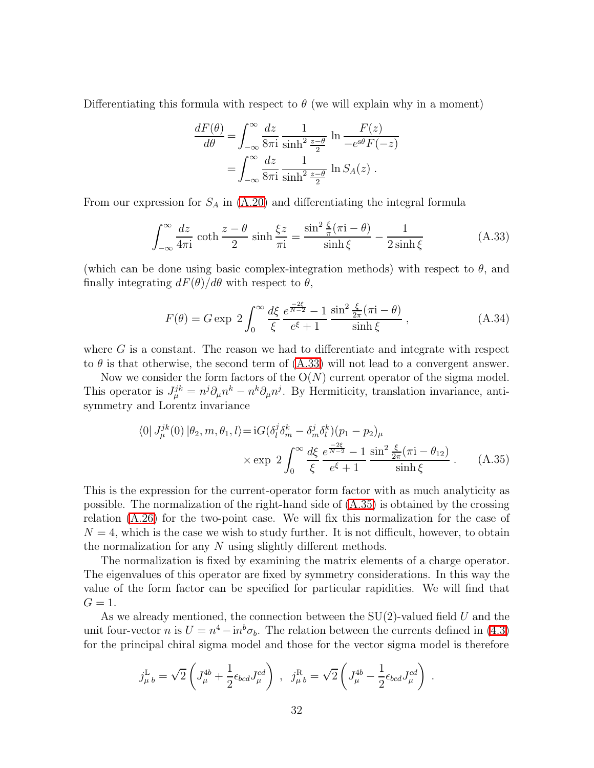Differentiating this formula with respect to $\theta$ (we will explain why in a moment)

$$
\begin{aligned}
\frac{dF(\theta)}{d\theta} &= \int_{-\infty}^{\infty} \frac{dz}{8\pi \mathrm{i}} \, \frac{1}{\sinh^2 \frac{z-\theta}{2}} \, \ln \frac{F(z)}{-e^{s\theta} F(-z)} \\
&= \int_{-\infty}^{\infty} \frac{dz}{8\pi \mathrm{i}} \, \frac{1}{\sinh^2 \frac{z-\theta}{2}} \, \ln S_A(z) \; .
\end{aligned}
$$

From our expression for $S_A$ in (A.20) and differentiating the integral formula

$$
\int_{-\infty}^{\infty} \frac{dz}{4\pi \mathrm{i}} \, \coth \frac{z-\theta}{2} \, \sinh \frac{\xi z}{\pi \mathrm{i}} = \frac{\sin^2 \frac{\xi}{\pi}(\pi \mathrm{i} - \theta)}{\sinh \xi} - \frac{1}{2 \sinh \xi} \tag{A.33}
$$

(which can be done using basic complex-integration methods) with respect to $\theta$, and finally integrating $dF(\theta)/d\theta$ with respect to $\theta$,

$$
F(\theta) = G \exp \, 2 \int_0^{\infty} \frac{d\xi}{\xi} \, \frac{e^{\frac{-2\xi}{N-2}} - 1}{e^{\xi} + 1} \, \frac{\sin^2 \frac{\xi}{2\pi}(\pi \mathrm{i} - \theta)}{\sinh \xi} \; , \tag{A.34}
$$

where $G$ is a constant. The reason we had to differentiate and integrate with respect to $\theta$ is that otherwise, the second term of (A.33) will not lead to a convergent answer.

Now we consider the form factors of the O($N$) current operator of the sigma model. This operator is $J_\mu^{jk} = n^j \partial_\mu n^k - n^k \partial_\mu n^j$. By Hermiticity, translation invariance, antisymmetry and Lorentz invariance

$$
\begin{aligned}
\langle 0 | \, J_\mu^{jk}(0) \, | \theta_2, m, \theta_1, l \rangle = & \, \mathrm{i} G (\delta^j_l \delta^k_m - \delta^j_m \delta^k_l)(p_1 - p_2)_\mu \\
& \times \exp \, 2 \int_0^{\infty} \frac{d\xi}{\xi} \, \frac{e^{\frac{-2\xi}{N-2}} - 1}{e^{\xi} + 1} \, \frac{\sin^2 \frac{\xi}{2\pi}(\pi \mathrm{i} - \theta_{12})}{\sinh \xi} \; .
\end{aligned} \tag{A.35}
$$

This is the expression for the current-operator form factor with as much analyticity as possible. The normalization of the right-hand side of (A.35) is obtained by the crossing relation (A.26) for the two-point case. We will fix this normalization for the case of $N = 4$, which is the case we wish to study further. It is not difficult, however, to obtain the normalization for any $N$ using slightly different methods.

The normalization is fixed by examining the matrix elements of a charge operator. The eigenvalues of this operator are fixed by symmetry considerations. In this way the value of the form factor can be specified for particular rapidities. We will find that $G = 1$.

As we already mentioned, the connection between the SU(2)-valued field $U$ and the unit four-vector $n$ is $U = n^4 - \mathrm{i} n^b \sigma_b$. The relation between the currents defined in (4.3) for the principal chiral sigma model and those for the vector sigma model is therefore

$$
j^{\mathrm{L}}_{\mu \, b} = \sqrt{2} \left( J_\mu^{4b} + \frac{1}{2} \epsilon_{bcd} J_\mu^{cd} \right) \; , \;\; j^{\mathrm{R}}_{\mu \, b} = \sqrt{2} \left( J_\mu^{4b} - \frac{1}{2} \epsilon_{bcd} J_\mu^{cd} \right) \; .
$$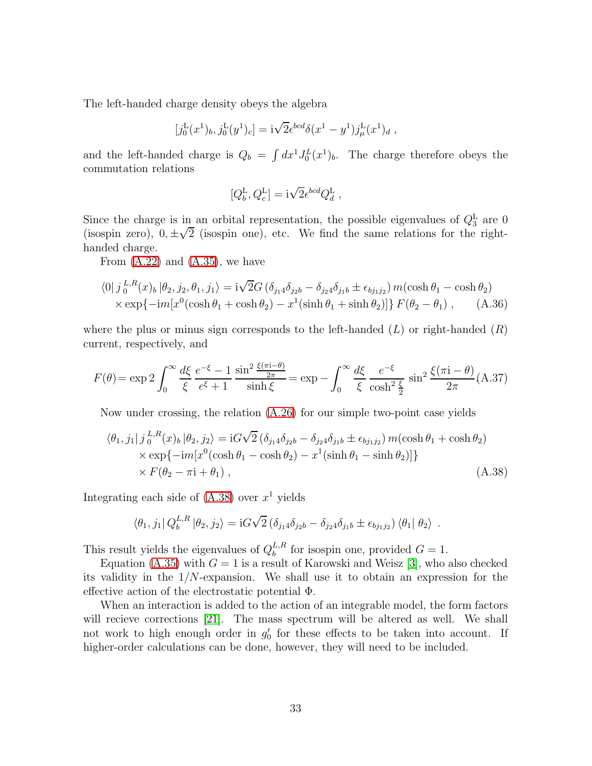The left-handed charge density obeys the algebra

$$[j_0^{\rm L}(x^1)_b, j_0^{\rm L}(y^1)_c] = {\rm i}\sqrt{2}\epsilon^{bcd}\delta(x^1 - y^1) j_\mu^{\rm L}(x^1)_d \ ,$$

and the left-handed charge is $Q_b = \int dx^1 J_0^L(x^1)_b$. The charge therefore obeys the commutation relations

$$[Q_b^{\rm L}, Q_c^{\rm L}] = {\rm i}\sqrt{2}\epsilon^{bcd} Q_d^{\rm L} \ ,$$

Since the charge is in an orbital representation, the possible eigenvalues of $Q_3^{\rm L}$ are 0 (isospin zero), $0, \pm\sqrt{2}$ (isospin one), etc. We find the same relations for the right-handed charge.

From (A.22) and (A.35), we have

$$\begin{aligned}
\langle 0 |\, j_{\,0}^{\,L,R}(x)_b \,| \theta_2, j_2, \theta_1, j_1 \rangle &= {\rm i}\sqrt{2} G\, (\delta_{j_1 4}\delta_{j_2 b} - \delta_{j_2 4}\delta_{j_1 b} \pm \epsilon_{b j_1 j_2})\, m(\cosh\theta_1 - \cosh\theta_2) \\
&\times \exp\{-{\rm i}m[x^0(\cosh\theta_1 + \cosh\theta_2) - x^1(\sinh\theta_1 + \sinh\theta_2)]\}\, F(\theta_2 - \theta_1) \ ,
\end{aligned} \tag{A.36}$$

where the plus or minus sign corresponds to the left-handed ($L$) or right-handed ($R$) current, respectively, and

$$F(\theta) = \exp 2 \int_0^\infty \frac{d\xi}{\xi} \, \frac{e^{-\xi} - 1}{e^{\xi} + 1} \, \frac{\sin^2 \frac{\xi(\pi {\rm i} - \theta)}{2\pi}}{\sinh \xi} = \exp - \int_0^\infty \frac{d\xi}{\xi} \, \frac{e^{-\xi}}{\cosh^2 \frac{\xi}{2}} \, \sin^2 \frac{\xi(\pi {\rm i} - \theta)}{2\pi} \tag{A.37}$$

Now under crossing, the relation (A.26) for our simple two-point case yields

$$\begin{aligned}
\langle \theta_1, j_1 |\, j_{\,0}^{\,L,R}(x)_b \,| \theta_2, j_2 \rangle &= {\rm i}G\sqrt{2}\, (\delta_{j_1 4}\delta_{j_2 b} - \delta_{j_2 4}\delta_{j_1 b} \pm \epsilon_{b j_1 j_2})\, m(\cosh\theta_1 + \cosh\theta_2) \\
&\times \exp\{-{\rm i}m[x^0(\cosh\theta_1 - \cosh\theta_2) - x^1(\sinh\theta_1 - \sinh\theta_2)]\} \\
&\times F(\theta_2 - \pi{\rm i} + \theta_1) \ ,
\end{aligned} \tag{A.38}$$

Integrating each side of (A.38) over $x^1$ yields

$$\langle \theta_1, j_1 |\, Q_b^{L,R} \,| \theta_2, j_2 \rangle = {\rm i}G\sqrt{2}\, (\delta_{j_1 4}\delta_{j_2 b} - \delta_{j_2 4}\delta_{j_1 b} \pm \epsilon_{b j_1 j_2})\, \langle \theta_1 |\, \theta_2 \rangle \ .$$

This result yields the eigenvalues of $Q_b^{L,R}$ for isospin one, provided $G = 1$.

Equation (A.35) with $G = 1$ is a result of Karowski and Weisz [3], who also checked its validity in the $1/N$-expansion. We shall use it to obtain an expression for the effective action of the electrostatic potential $\Phi$.

When an interaction is added to the action of an integrable model, the form factors will recieve corrections [21]. The mass spectrum will be altered as well. We shall not work to high enough order in $g_0'$ for these effects to be taken into account. If higher-order calculations can be done, however, they will need to be included.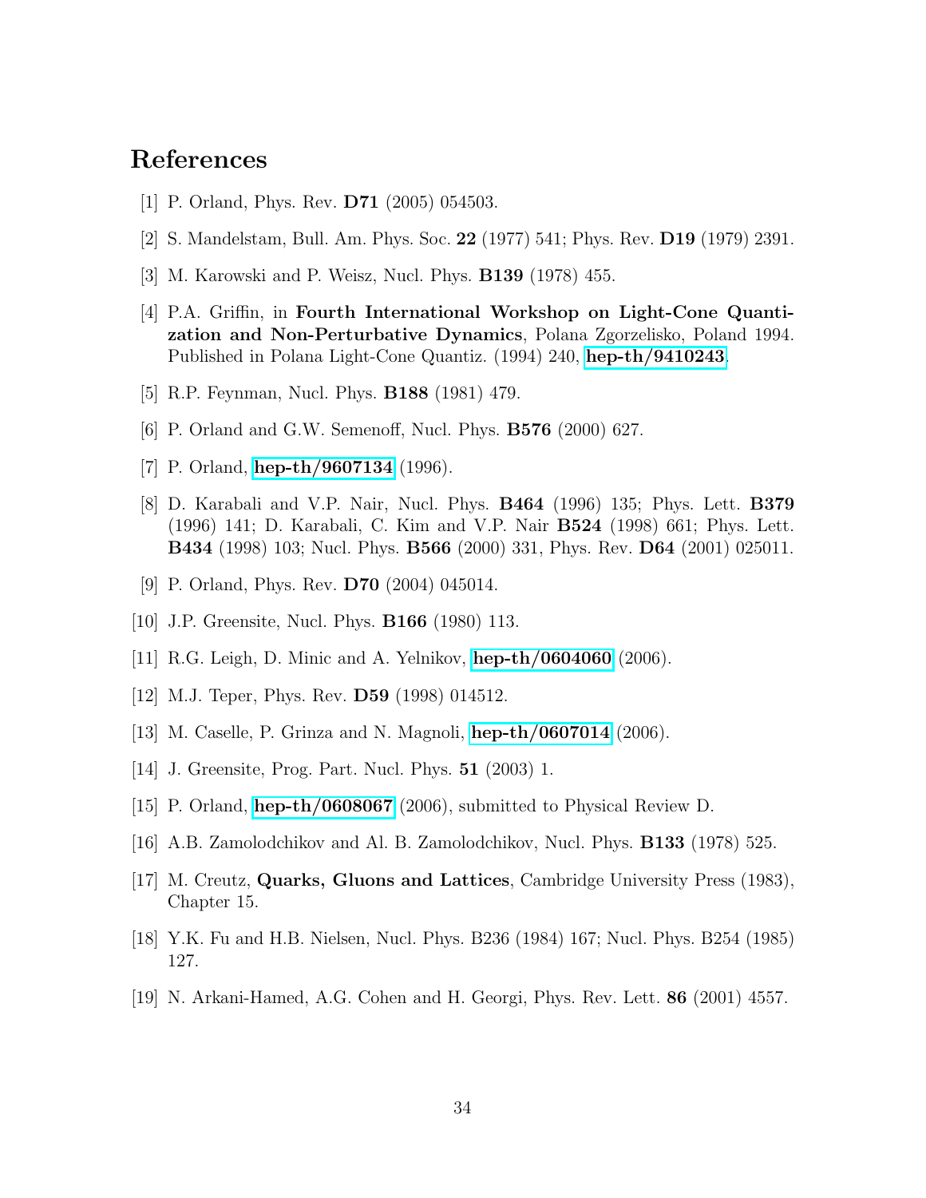# References

[1] P. Orland, Phys. Rev. **D71** (2005) 054503.

[2] S. Mandelstam, Bull. Am. Phys. Soc. **22** (1977) 541; Phys. Rev. **D19** (1979) 2391.

[3] M. Karowski and P. Weisz, Nucl. Phys. **B139** (1978) 455.

[4] P.A. Griffin, in **Fourth International Workshop on Light-Cone Quantization and Non-Perturbative Dynamics**, Polana Zgorzelisko, Poland 1994. Published in Polana Light-Cone Quantiz. (1994) 240, **hep-th/9410243**.

[5] R.P. Feynman, Nucl. Phys. **B188** (1981) 479.

[6] P. Orland and G.W. Semenoff, Nucl. Phys. **B576** (2000) 627.

[7] P. Orland, **hep-th/9607134** (1996).

[8] D. Karabali and V.P. Nair, Nucl. Phys. **B464** (1996) 135; Phys. Lett. **B379** (1996) 141; D. Karabali, C. Kim and V.P. Nair **B524** (1998) 661; Phys. Lett. **B434** (1998) 103; Nucl. Phys. **B566** (2000) 331, Phys. Rev. **D64** (2001) 025011.

[9] P. Orland, Phys. Rev. **D70** (2004) 045014.

[10] J.P. Greensite, Nucl. Phys. **B166** (1980) 113.

[11] R.G. Leigh, D. Minic and A. Yelnikov, **hep-th/0604060** (2006).

[12] M.J. Teper, Phys. Rev. **D59** (1998) 014512.

[13] M. Caselle, P. Grinza and N. Magnoli, **hep-th/0607014** (2006).

[14] J. Greensite, Prog. Part. Nucl. Phys. **51** (2003) 1.

[15] P. Orland, **hep-th/0608067** (2006), submitted to Physical Review D.

[16] A.B. Zamolodchikov and Al. B. Zamolodchikov, Nucl. Phys. **B133** (1978) 525.

[17] M. Creutz, **Quarks, Gluons and Lattices**, Cambridge University Press (1983), Chapter 15.

[18] Y.K. Fu and H.B. Nielsen, Nucl. Phys. B236 (1984) 167; Nucl. Phys. B254 (1985) 127.

[19] N. Arkani-Hamed, A.G. Cohen and H. Georgi, Phys. Rev. Lett. **86** (2001) 4557.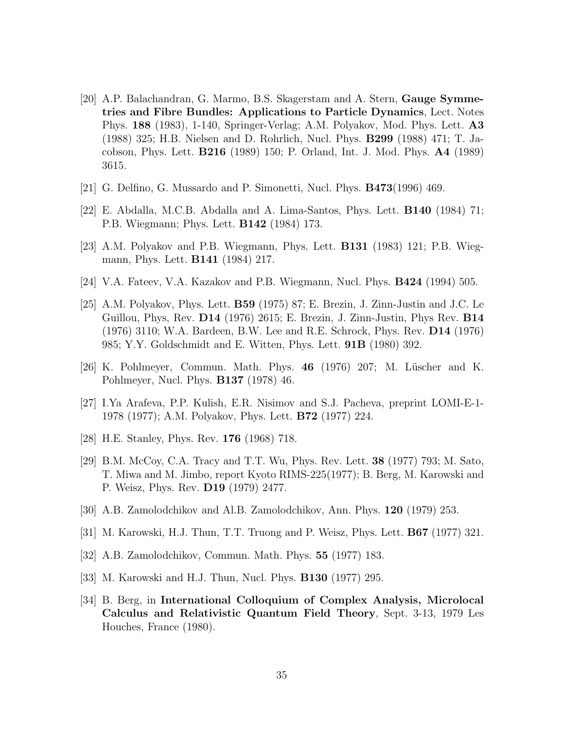[20] A.P. Balachandran, G. Marmo, B.S. Skagerstam and A. Stern, **Gauge Symmetries and Fibre Bundles: Applications to Particle Dynamics**, Lect. Notes Phys. **188** (1983), 1-140, Springer-Verlag; A.M. Polyakov, Mod. Phys. Lett. **A3** (1988) 325; H.B. Nielsen and D. Rohrlich, Nucl. Phys. **B299** (1988) 471; T. Jacobson, Phys. Lett. **B216** (1989) 150; P. Orland, Int. J. Mod. Phys. **A4** (1989) 3615.

[21] G. Delfino, G. Mussardo and P. Simonetti, Nucl. Phys. **B473**(1996) 469.

[22] E. Abdalla, M.C.B. Abdalla and A. Lima-Santos, Phys. Lett. **B140** (1984) 71; P.B. Wiegmann; Phys. Lett. **B142** (1984) 173.

[23] A.M. Polyakov and P.B. Wiegmann, Phys. Lett. **B131** (1983) 121; P.B. Wiegmann, Phys. Lett. **B141** (1984) 217.

[24] V.A. Fateev, V.A. Kazakov and P.B. Wiegmann, Nucl. Phys. **B424** (1994) 505.

[25] A.M. Polyakov, Phys. Lett. **B59** (1975) 87; E. Brezin, J. Zinn-Justin and J.C. Le Guillou, Phys, Rev. **D14** (1976) 2615; E. Brezin, J. Zinn-Justin, Phys Rev. **B14** (1976) 3110; W.A. Bardeen, B.W. Lee and R.E. Schrock, Phys. Rev. **D14** (1976) 985; Y.Y. Goldschmidt and E. Witten, Phys. Lett. **91B** (1980) 392.

[26] K. Pohlmeyer, Commun. Math. Phys. **46** (1976) 207; M. Lüscher and K. Pohlmeyer, Nucl. Phys. **B137** (1978) 46.

[27] I.Ya Arafeva, P.P. Kulish, E.R. Nisimov and S.J. Pacheva, preprint LOMI-E-1-1978 (1977); A.M. Polyakov, Phys. Lett. **B72** (1977) 224.

[28] H.E. Stanley, Phys. Rev. **176** (1968) 718.

[29] B.M. McCoy, C.A. Tracy and T.T. Wu, Phys. Rev. Lett. **38** (1977) 793; M. Sato, T. Miwa and M. Jimbo, report Kyoto RIMS-225(1977); B. Berg, M. Karowski and P. Weisz, Phys. Rev. **D19** (1979) 2477.

[30] A.B. Zamolodchikov and Al.B. Zamolodchikov, Ann. Phys. **120** (1979) 253.

[31] M. Karowski, H.J. Thun, T.T. Truong and P. Weisz, Phys. Lett. **B67** (1977) 321.

[32] A.B. Zamolodchikov, Commun. Math. Phys. **55** (1977) 183.

[33] M. Karowski and H.J. Thun, Nucl. Phys. **B130** (1977) 295.

[34] B. Berg, in **International Colloquium of Complex Analysis, Microlocal Calculus and Relativistic Quantum Field Theory**, Sept. 3-13, 1979 Les Houches, France (1980).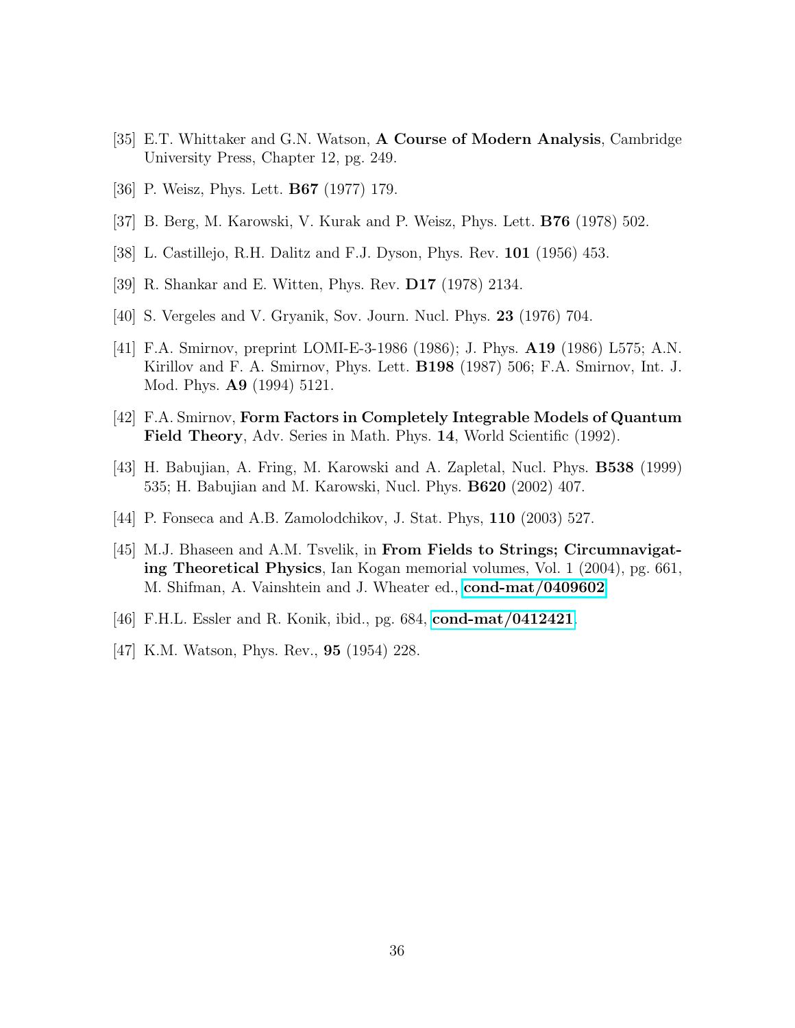[35] E.T. Whittaker and G.N. Watson, **A Course of Modern Analysis**, Cambridge University Press, Chapter 12, pg. 249.

[36] P. Weisz, Phys. Lett. **B67** (1977) 179.

[37] B. Berg, M. Karowski, V. Kurak and P. Weisz, Phys. Lett. **B76** (1978) 502.

[38] L. Castillejo, R.H. Dalitz and F.J. Dyson, Phys. Rev. **101** (1956) 453.

[39] R. Shankar and E. Witten, Phys. Rev. **D17** (1978) 2134.

[40] S. Vergeles and V. Gryanik, Sov. Journ. Nucl. Phys. **23** (1976) 704.

[41] F.A. Smirnov, preprint LOMI-E-3-1986 (1986); J. Phys. **A19** (1986) L575; A.N. Kirillov and F. A. Smirnov, Phys. Lett. **B198** (1987) 506; F.A. Smirnov, Int. J. Mod. Phys. **A9** (1994) 5121.

[42] F.A. Smirnov, **Form Factors in Completely Integrable Models of Quantum Field Theory**, Adv. Series in Math. Phys. **14**, World Scientific (1992).

[43] H. Babujian, A. Fring, M. Karowski and A. Zapletal, Nucl. Phys. **B538** (1999) 535; H. Babujian and M. Karowski, Nucl. Phys. **B620** (2002) 407.

[44] P. Fonseca and A.B. Zamolodchikov, J. Stat. Phys, **110** (2003) 527.

[45] M.J. Bhaseen and A.M. Tsvelik, in **From Fields to Strings; Circumnavigating Theoretical Physics**, Ian Kogan memorial volumes, Vol. 1 (2004), pg. 661, M. Shifman, A. Vainshtein and J. Wheater ed., **cond-mat/0409602**

[46] F.H.L. Essler and R. Konik, ibid., pg. 684, **cond-mat/0412421**.

[47] K.M. Watson, Phys. Rev., **95** (1954) 228.